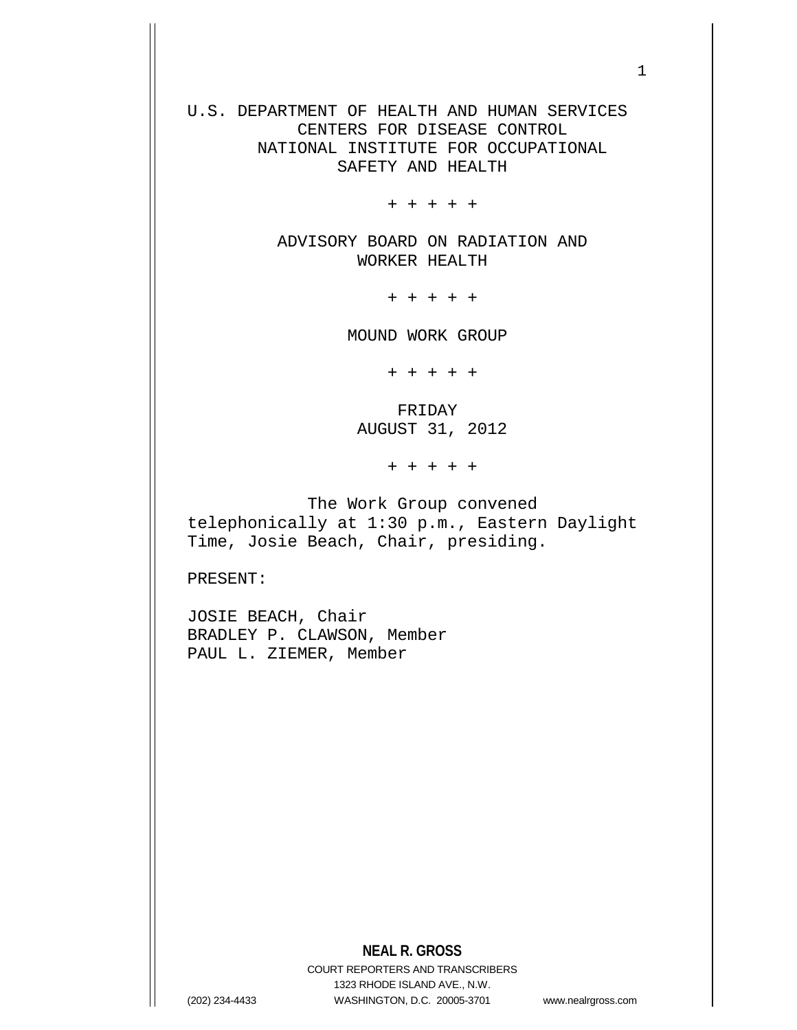U.S. DEPARTMENT OF HEALTH AND HUMAN SERVICES
CENTERS FOR DISEASE CONTROL
NATIONAL INSTITUTE FOR OCCUPATIONAL
SAFETY AND HEALTH

+ + + + +

ADVISORY BOARD ON RADIATION AND
WORKER HEALTH

+ + + + +

MOUND WORK GROUP

+ + + + +

FRIDAY
AUGUST 31, 2012

+ + + + +

The Work Group convened telephonically at 1:30 p.m., Eastern Daylight Time, Josie Beach, Chair, presiding.

PRESENT:

JOSIE BEACH, Chair
BRADLEY P. CLAWSON, Member
PAUL L. ZIEMER, Member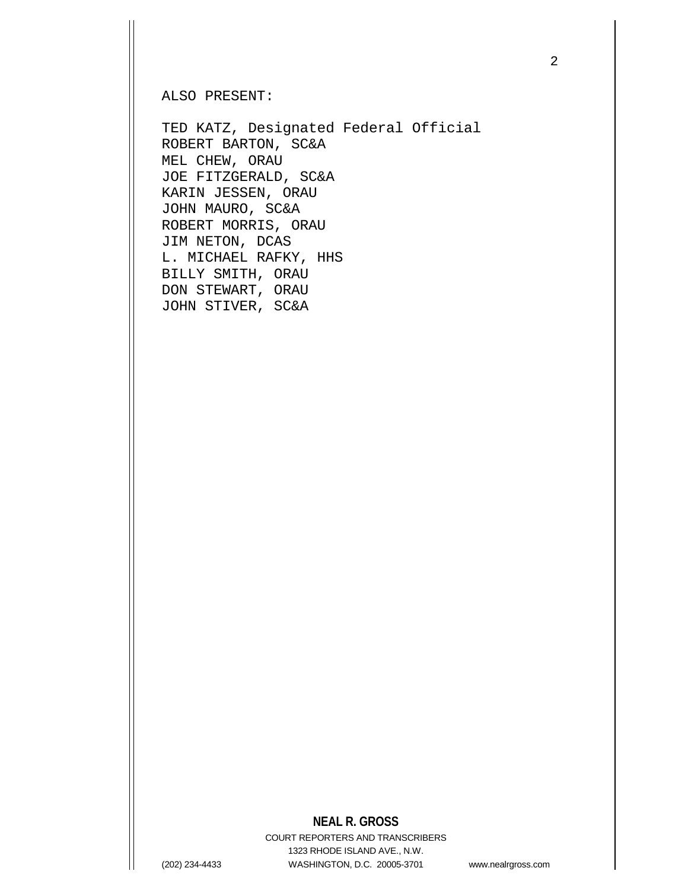ALSO PRESENT:

TED KATZ, Designated Federal Official
ROBERT BARTON, SC&A
MEL CHEW, ORAU
JOE FITZGERALD, SC&A
KARIN JESSEN, ORAU
JOHN MAURO, SC&A
ROBERT MORRIS, ORAU
JIM NETON, DCAS
L. MICHAEL RAFKY, HHS
BILLY SMITH, ORAU
DON STEWART, ORAU
JOHN STIVER, SC&A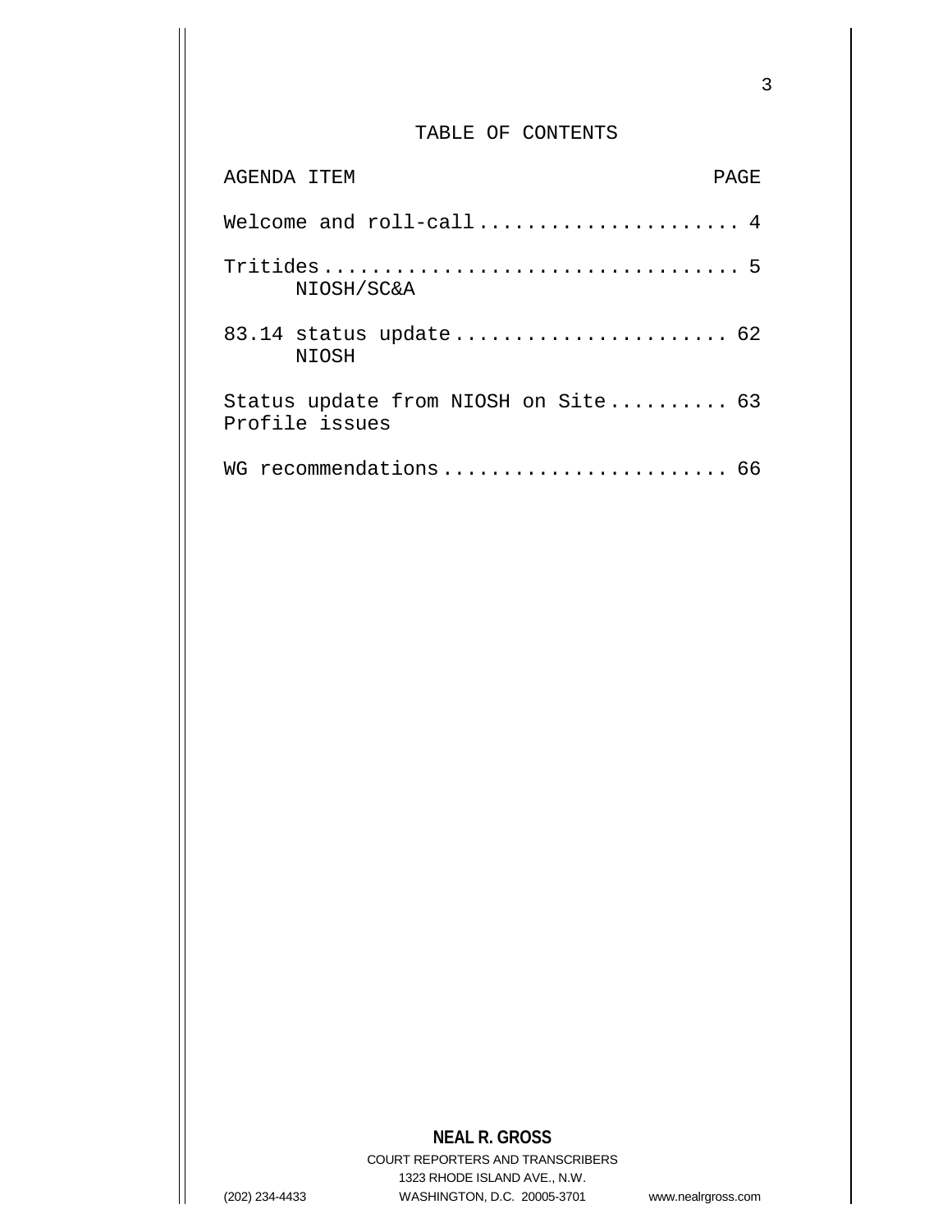# TABLE OF CONTENTS

| AGENDA ITEM | PAGE |
|---|---|
| Welcome and roll-call | 4 |
| Tritides<br>NIOSH/SC&A | 5 |
| 83.14 status update<br>NIOSH | 62 |
| Status update from NIOSH on Site Profile issues | 63 |
| WG recommendations | 66 |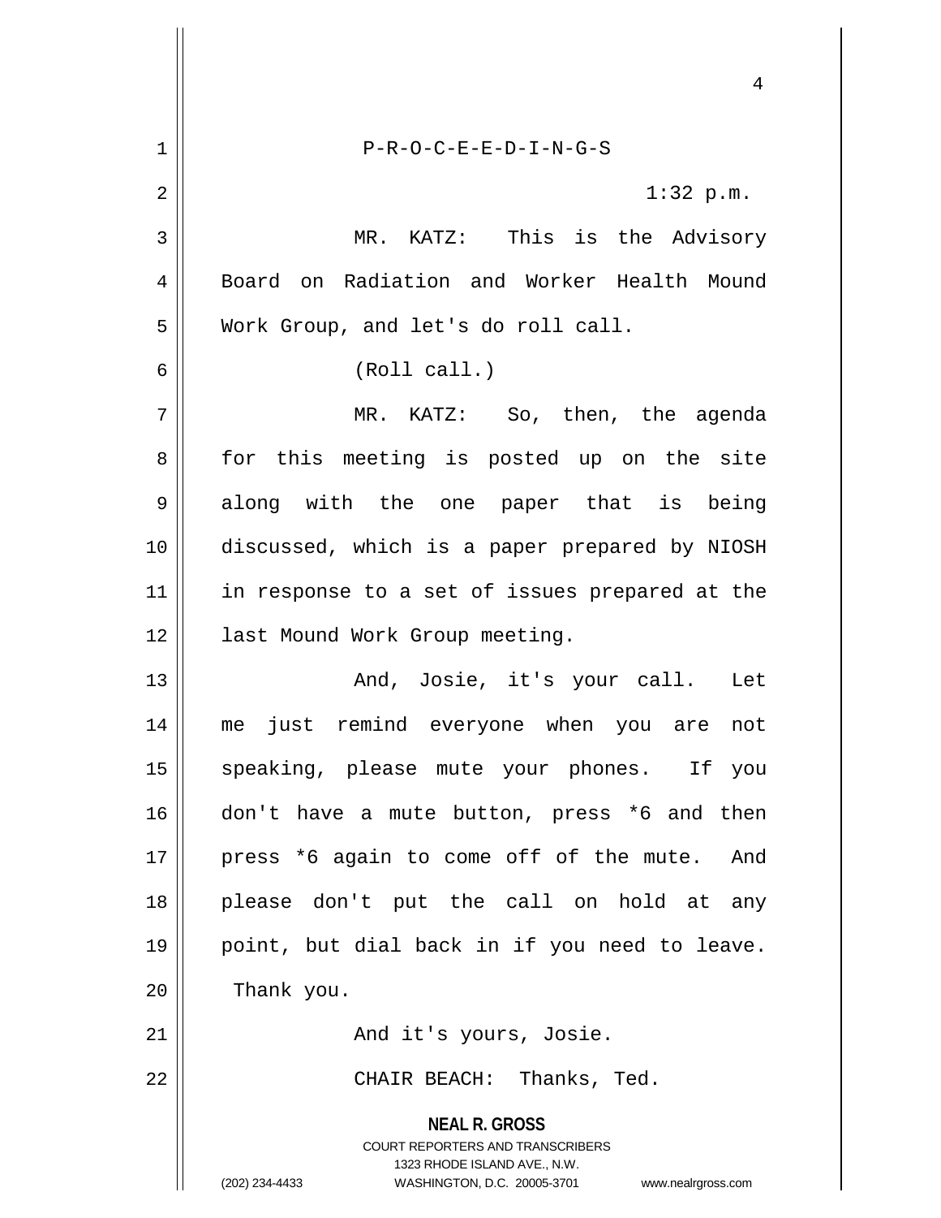P-R-O-C-E-E-D-I-N-G-S

1:32 p.m.

MR. KATZ: This is the Advisory Board on Radiation and Worker Health Mound Work Group, and let's do roll call.

(Roll call.)

MR. KATZ: So, then, the agenda for this meeting is posted up on the site along with the one paper that is being discussed, which is a paper prepared by NIOSH in response to a set of issues prepared at the last Mound Work Group meeting.

And, Josie, it's your call. Let me just remind everyone when you are not speaking, please mute your phones. If you don't have a mute button, press *6 and then press *6 again to come off of the mute. And please don't put the call on hold at any point, but dial back in if you need to leave. Thank you.

And it's yours, Josie.

CHAIR BEACH: Thanks, Ted.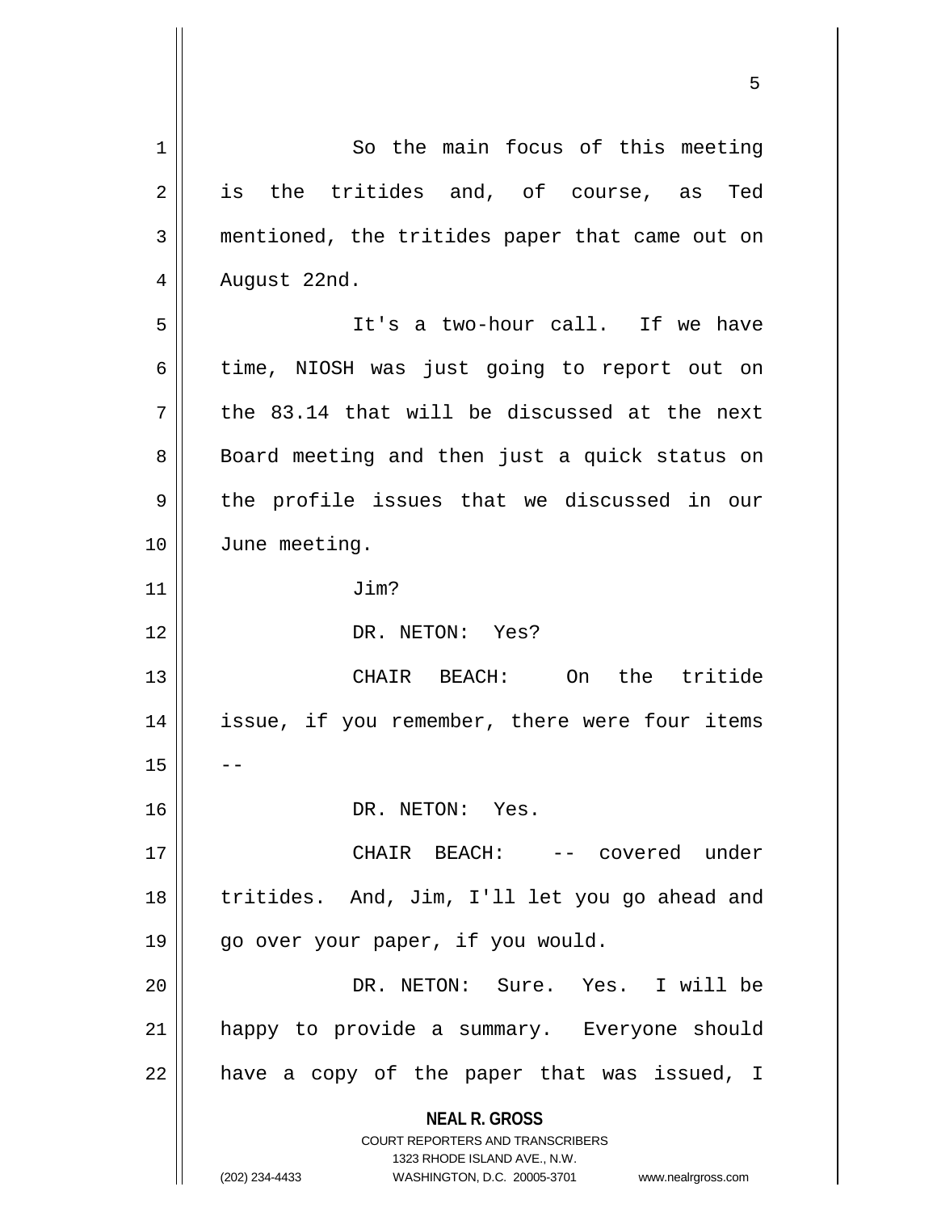So the main focus of this meeting is the tritides and, of course, as Ted mentioned, the tritides paper that came out on August 22nd.

It's a two-hour call. If we have time, NIOSH was just going to report out on the 83.14 that will be discussed at the next Board meeting and then just a quick status on the profile issues that we discussed in our June meeting.

Jim?

DR. NETON: Yes?

CHAIR BEACH: On the tritide issue, if you remember, there were four items --

DR. NETON: Yes.

CHAIR BEACH: -- covered under tritides. And, Jim, I'll let you go ahead and go over your paper, if you would.

DR. NETON: Sure. Yes. I will be happy to provide a summary. Everyone should have a copy of the paper that was issued, I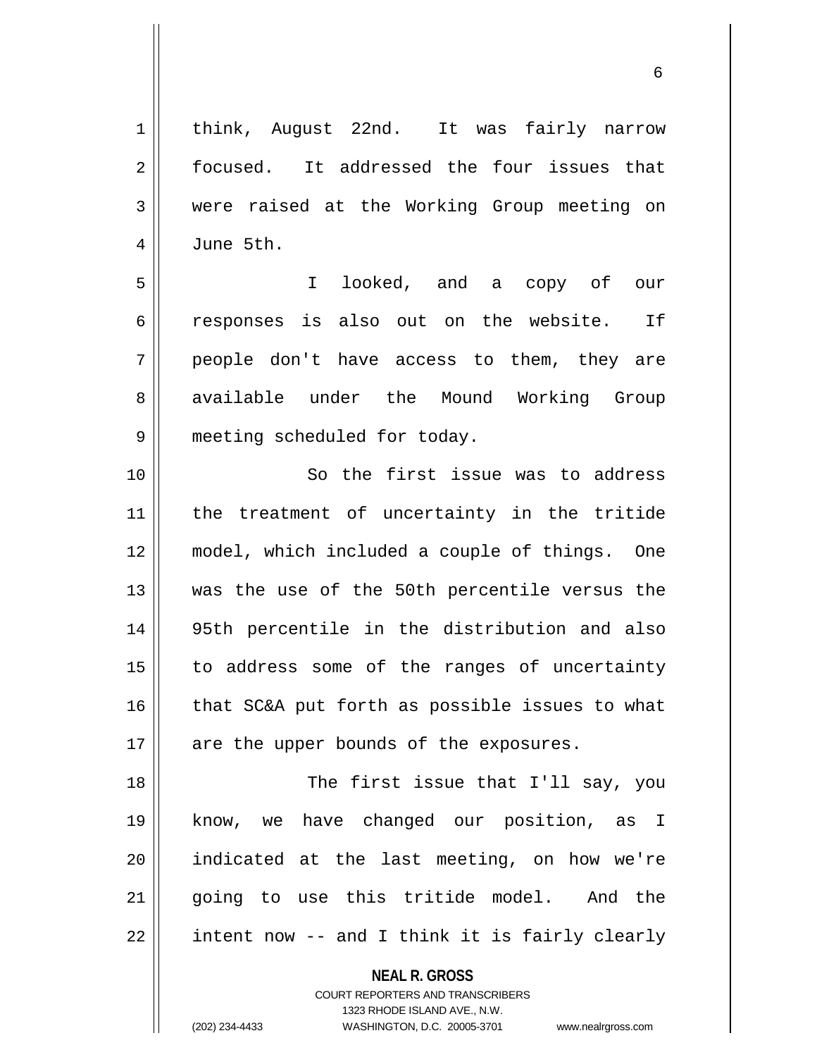think, August 22nd. It was fairly narrow focused. It addressed the four issues that were raised at the Working Group meeting on June 5th.

I looked, and a copy of our responses is also out on the website. If people don't have access to them, they are available under the Mound Working Group meeting scheduled for today.

So the first issue was to address the treatment of uncertainty in the tritide model, which included a couple of things. One was the use of the 50th percentile versus the 95th percentile in the distribution and also to address some of the ranges of uncertainty that SC&A put forth as possible issues to what are the upper bounds of the exposures.

The first issue that I'll say, you know, we have changed our position, as I indicated at the last meeting, on how we're going to use this tritide model. And the intent now -- and I think it is fairly clearly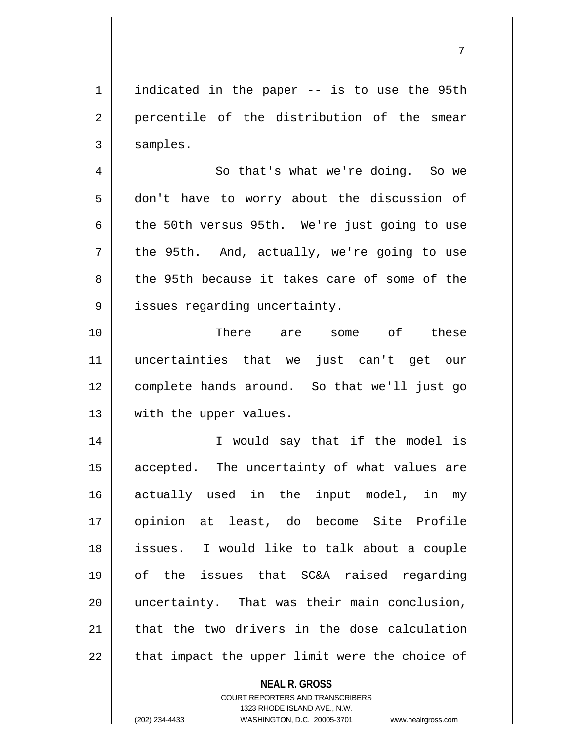indicated in the paper -- is to use the 95th percentile of the distribution of the smear samples.

So that's what we're doing. So we don't have to worry about the discussion of the 50th versus 95th. We're just going to use the 95th. And, actually, we're going to use the 95th because it takes care of some of the issues regarding uncertainty.

There are some of these uncertainties that we just can't get our complete hands around. So that we'll just go with the upper values.

I would say that if the model is accepted. The uncertainty of what values are actually used in the input model, in my opinion at least, do become Site Profile issues. I would like to talk about a couple of the issues that SC&A raised regarding uncertainty. That was their main conclusion, that the two drivers in the dose calculation that impact the upper limit were the choice of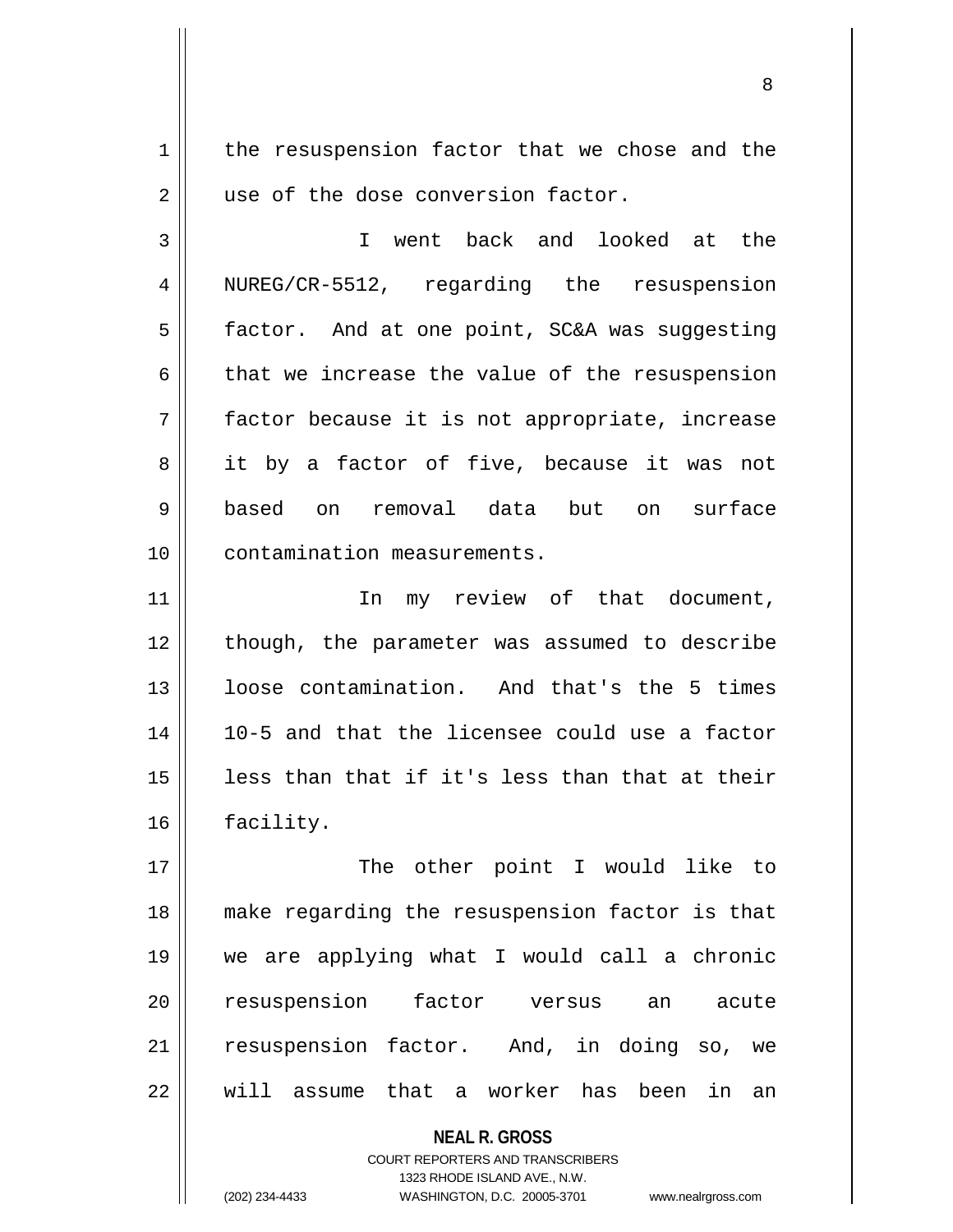the resuspension factor that we chose and the use of the dose conversion factor.

I went back and looked at the NUREG/CR-5512, regarding the resuspension factor. And at one point, SC&A was suggesting that we increase the value of the resuspension factor because it is not appropriate, increase it by a factor of five, because it was not based on removal data but on surface contamination measurements.

In my review of that document, though, the parameter was assumed to describe loose contamination. And that's the 5 times 10-5 and that the licensee could use a factor less than that if it's less than that at their facility.

The other point I would like to make regarding the resuspension factor is that we are applying what I would call a chronic resuspension factor versus an acute resuspension factor. And, in doing so, we will assume that a worker has been in an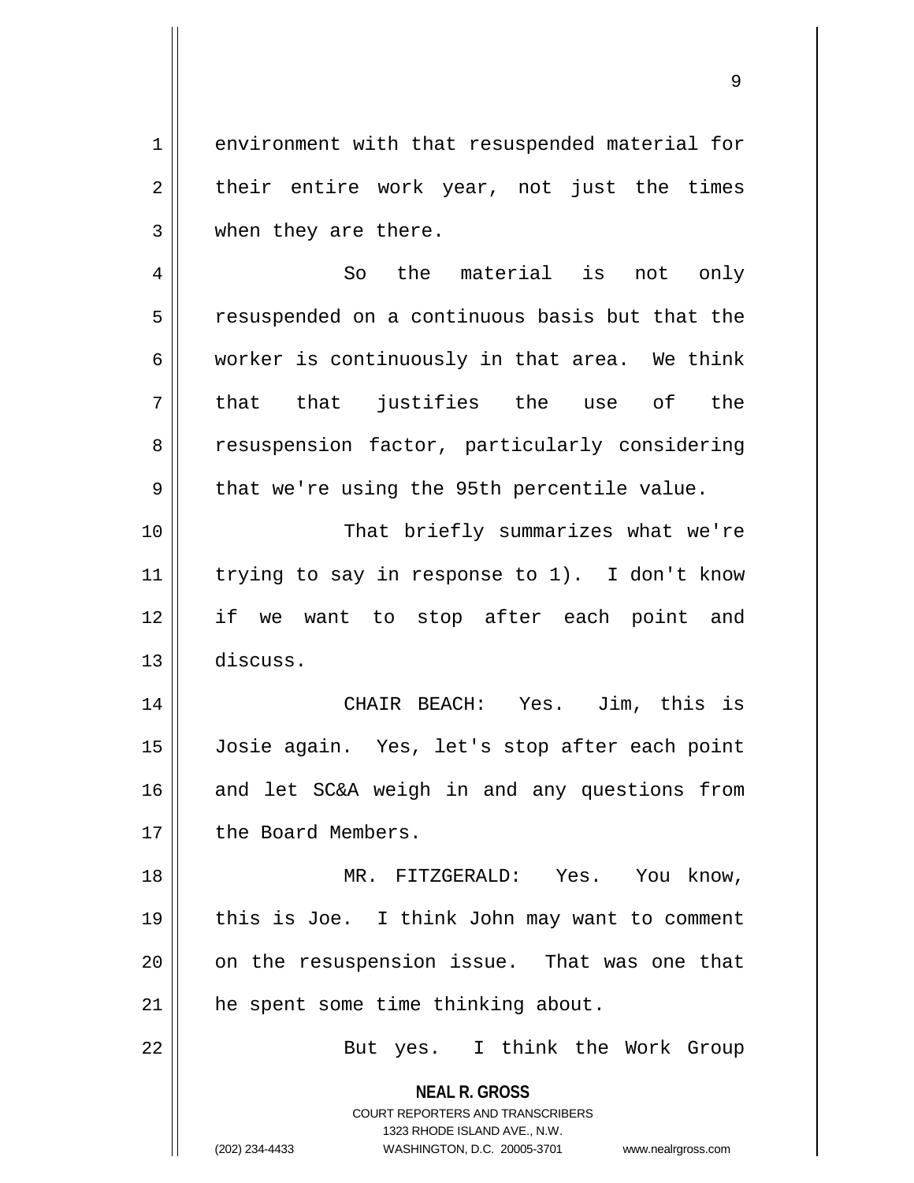environment with that resuspended material for their entire work year, not just the times when they are there.

So the material is not only resuspended on a continuous basis but that the worker is continuously in that area. We think that that justifies the use of the resuspension factor, particularly considering that we're using the 95th percentile value.

That briefly summarizes what we're trying to say in response to 1). I don't know if we want to stop after each point and discuss.

CHAIR BEACH: Yes. Jim, this is Josie again. Yes, let's stop after each point and let SC&A weigh in and any questions from the Board Members.

MR. FITZGERALD: Yes. You know, this is Joe. I think John may want to comment on the resuspension issue. That was one that he spent some time thinking about.

But yes. I think the Work Group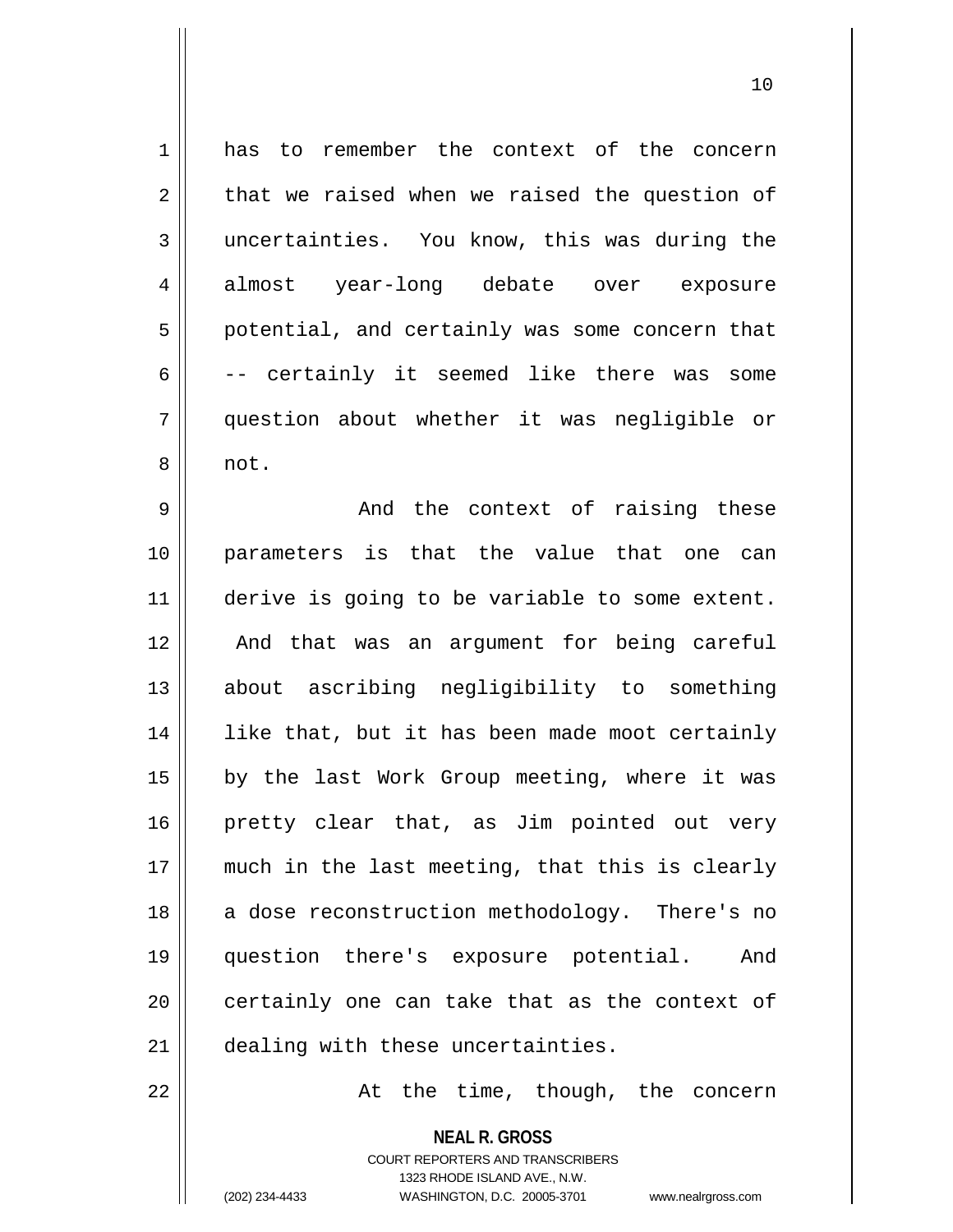has to remember the context of the concern that we raised when we raised the question of uncertainties. You know, this was during the almost year-long debate over exposure potential, and certainly was some concern that -- certainly it seemed like there was some question about whether it was negligible or not.

And the context of raising these parameters is that the value that one can derive is going to be variable to some extent. And that was an argument for being careful about ascribing negligibility to something like that, but it has been made moot certainly by the last Work Group meeting, where it was pretty clear that, as Jim pointed out very much in the last meeting, that this is clearly a dose reconstruction methodology. There's no question there's exposure potential. And certainly one can take that as the context of dealing with these uncertainties.

At the time, though, the concern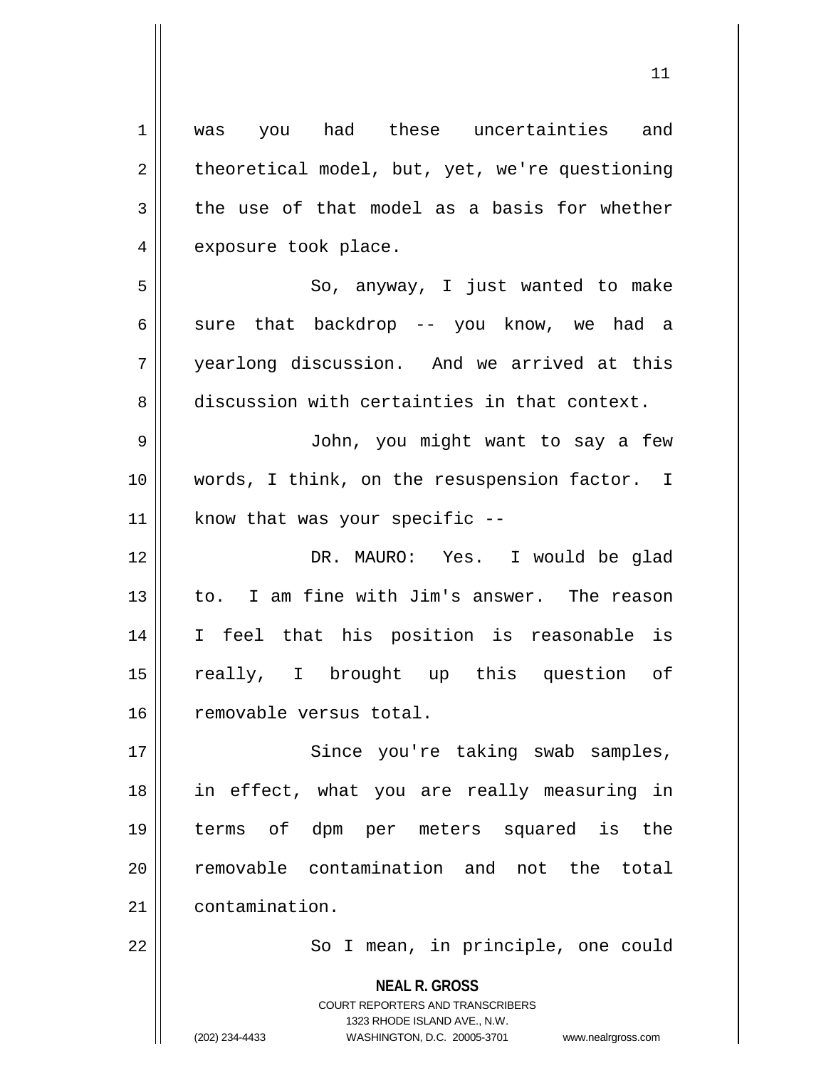was you had these uncertainties and theoretical model, but, yet, we're questioning the use of that model as a basis for whether exposure took place.

So, anyway, I just wanted to make sure that backdrop -- you know, we had a yearlong discussion. And we arrived at this discussion with certainties in that context.

John, you might want to say a few words, I think, on the resuspension factor. I know that was your specific --

DR. MAURO: Yes. I would be glad to. I am fine with Jim's answer. The reason I feel that his position is reasonable is really, I brought up this question of removable versus total.

Since you're taking swab samples, in effect, what you are really measuring in terms of dpm per meters squared is the removable contamination and not the total contamination.

So I mean, in principle, one could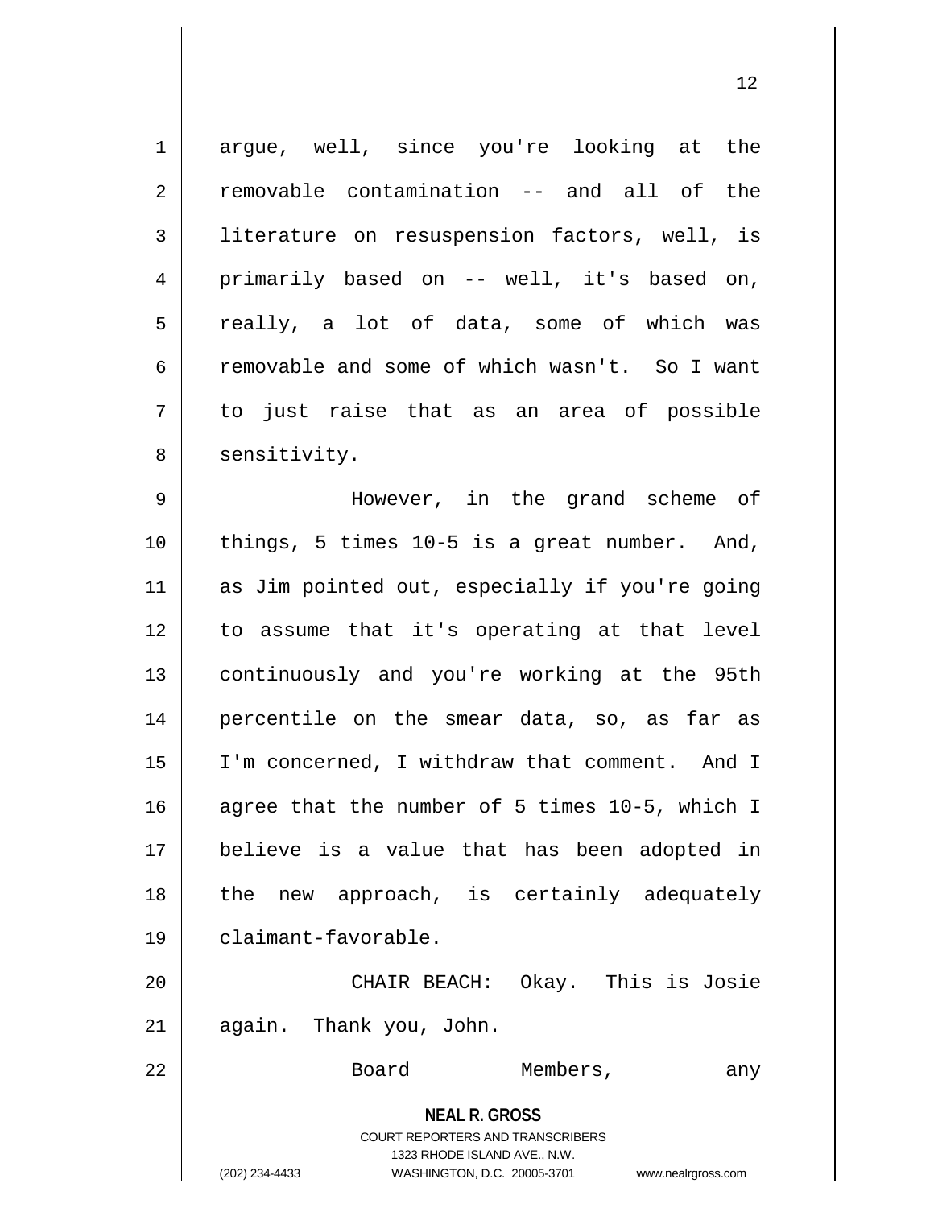argue, well, since you're looking at the removable contamination -- and all of the literature on resuspension factors, well, is primarily based on -- well, it's based on, really, a lot of data, some of which was removable and some of which wasn't. So I want to just raise that as an area of possible sensitivity.

However, in the grand scheme of things, 5 times 10-5 is a great number. And, as Jim pointed out, especially if you're going to assume that it's operating at that level continuously and you're working at the 95th percentile on the smear data, so, as far as I'm concerned, I withdraw that comment. And I agree that the number of 5 times 10-5, which I believe is a value that has been adopted in the new approach, is certainly adequately claimant-favorable.

CHAIR BEACH: Okay. This is Josie again. Thank you, John.

Board Members, any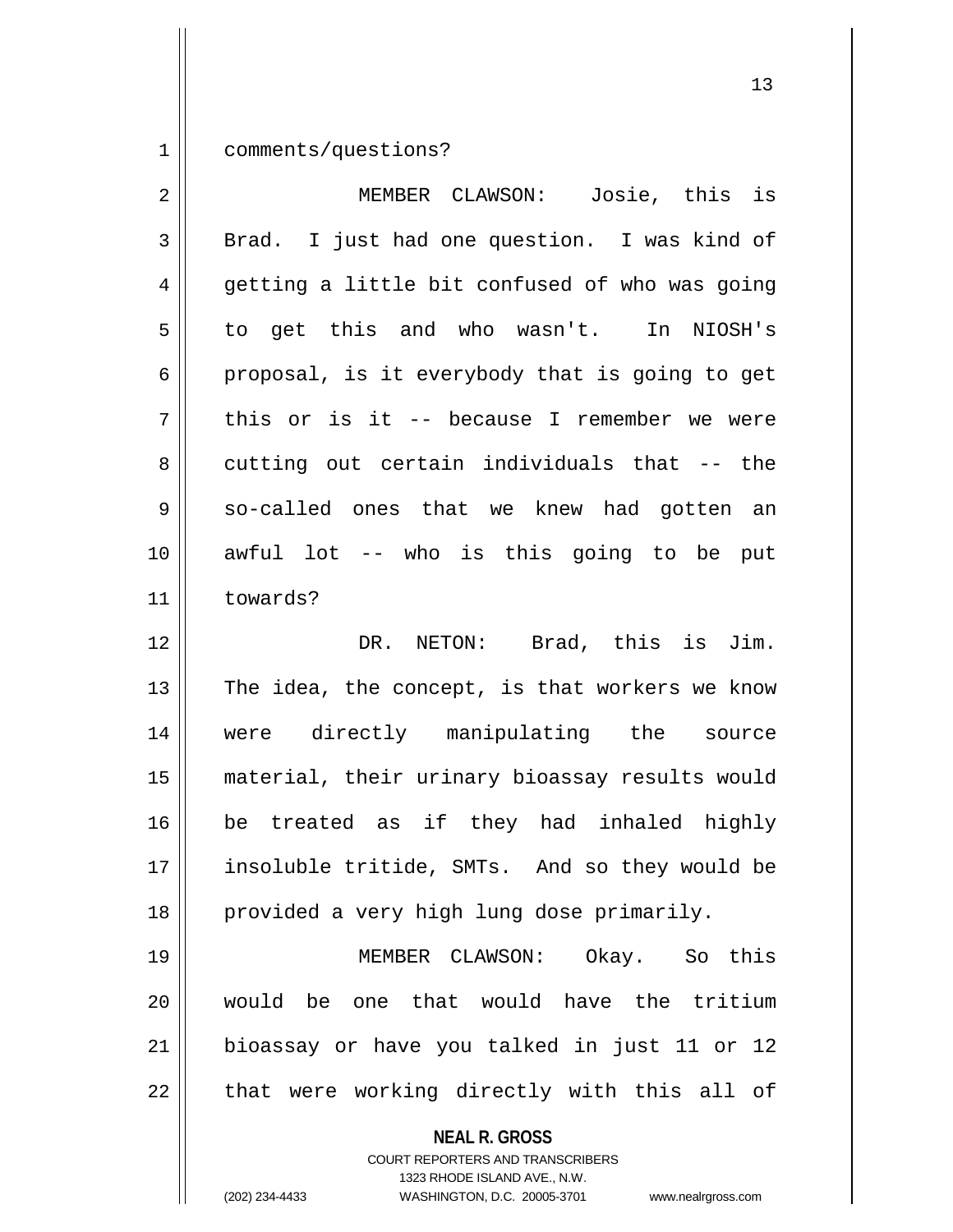comments/questions?

MEMBER CLAWSON: Josie, this is Brad. I just had one question. I was kind of getting a little bit confused of who was going to get this and who wasn't. In NIOSH's proposal, is it everybody that is going to get this or is it -- because I remember we were cutting out certain individuals that -- the so-called ones that we knew had gotten an awful lot -- who is this going to be put towards?

DR. NETON: Brad, this is Jim. The idea, the concept, is that workers we know were directly manipulating the source material, their urinary bioassay results would be treated as if they had inhaled highly insoluble tritide, SMTs. And so they would be provided a very high lung dose primarily.

MEMBER CLAWSON: Okay. So this would be one that would have the tritium bioassay or have you talked in just 11 or 12 that were working directly with this all of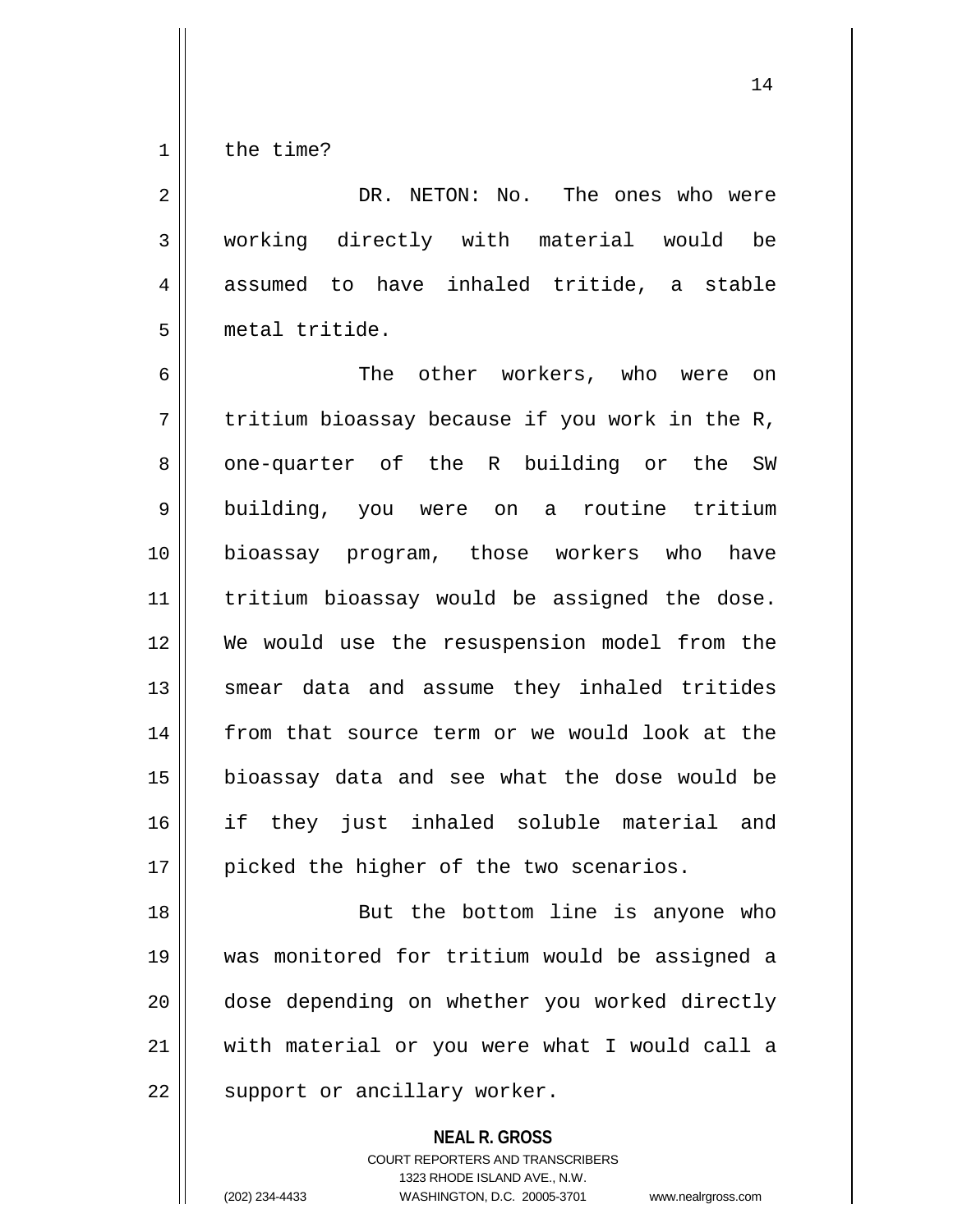the time?

DR. NETON: No. The ones who were working directly with material would be assumed to have inhaled tritide, a stable metal tritide.

The other workers, who were on tritium bioassay because if you work in the R, one-quarter of the R building or the SW building, you were on a routine tritium bioassay program, those workers who have tritium bioassay would be assigned the dose. We would use the resuspension model from the smear data and assume they inhaled tritides from that source term or we would look at the bioassay data and see what the dose would be if they just inhaled soluble material and picked the higher of the two scenarios.

But the bottom line is anyone who was monitored for tritium would be assigned a dose depending on whether you worked directly with material or you were what I would call a support or ancillary worker.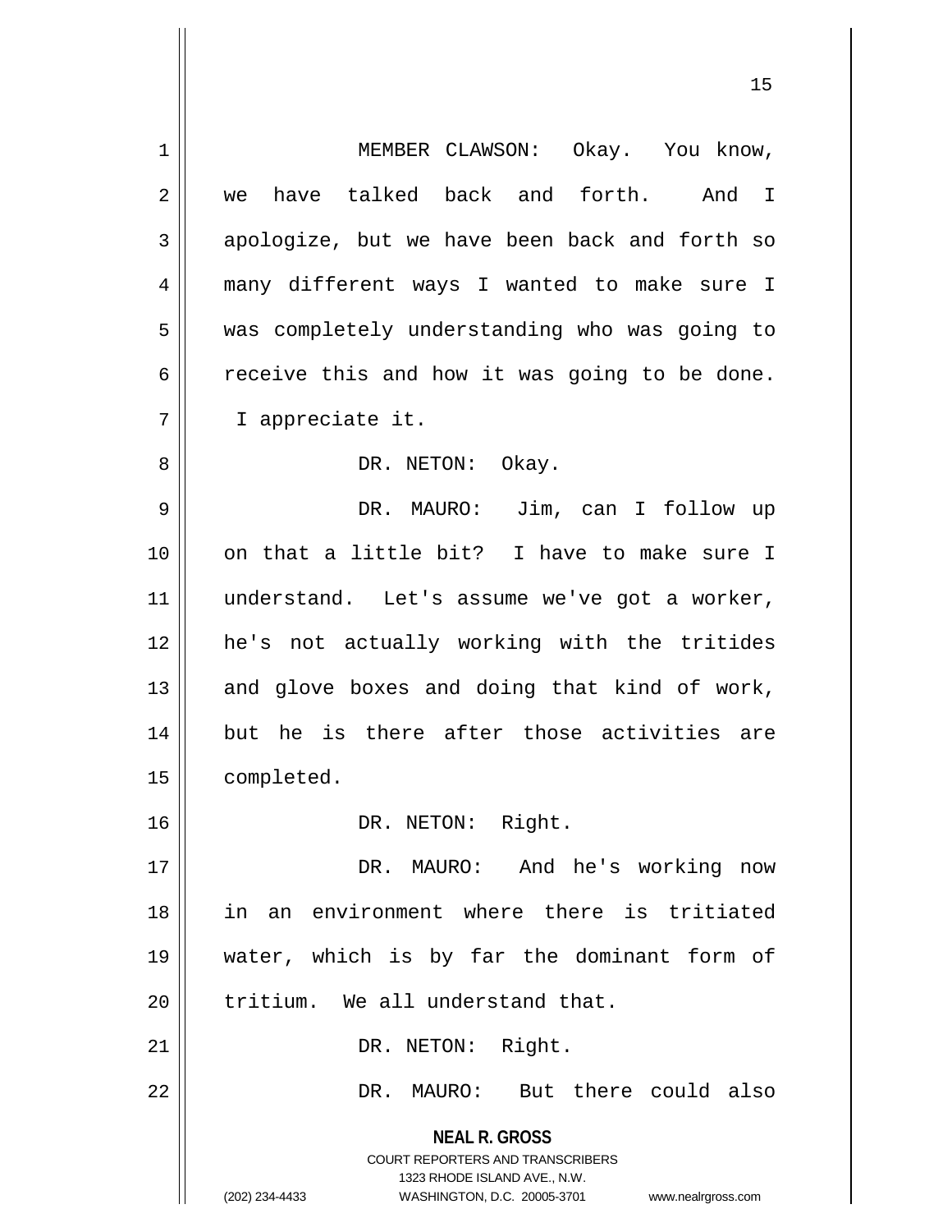MEMBER CLAWSON: Okay. You know, we have talked back and forth. And I apologize, but we have been back and forth so many different ways I wanted to make sure I was completely understanding who was going to receive this and how it was going to be done. I appreciate it.

DR. NETON: Okay.

DR. MAURO: Jim, can I follow up on that a little bit? I have to make sure I understand. Let's assume we've got a worker, he's not actually working with the tritides and glove boxes and doing that kind of work, but he is there after those activities are completed.

DR. NETON: Right.

DR. MAURO: And he's working now in an environment where there is tritiated water, which is by far the dominant form of tritium. We all understand that.

DR. NETON: Right.

DR. MAURO: But there could also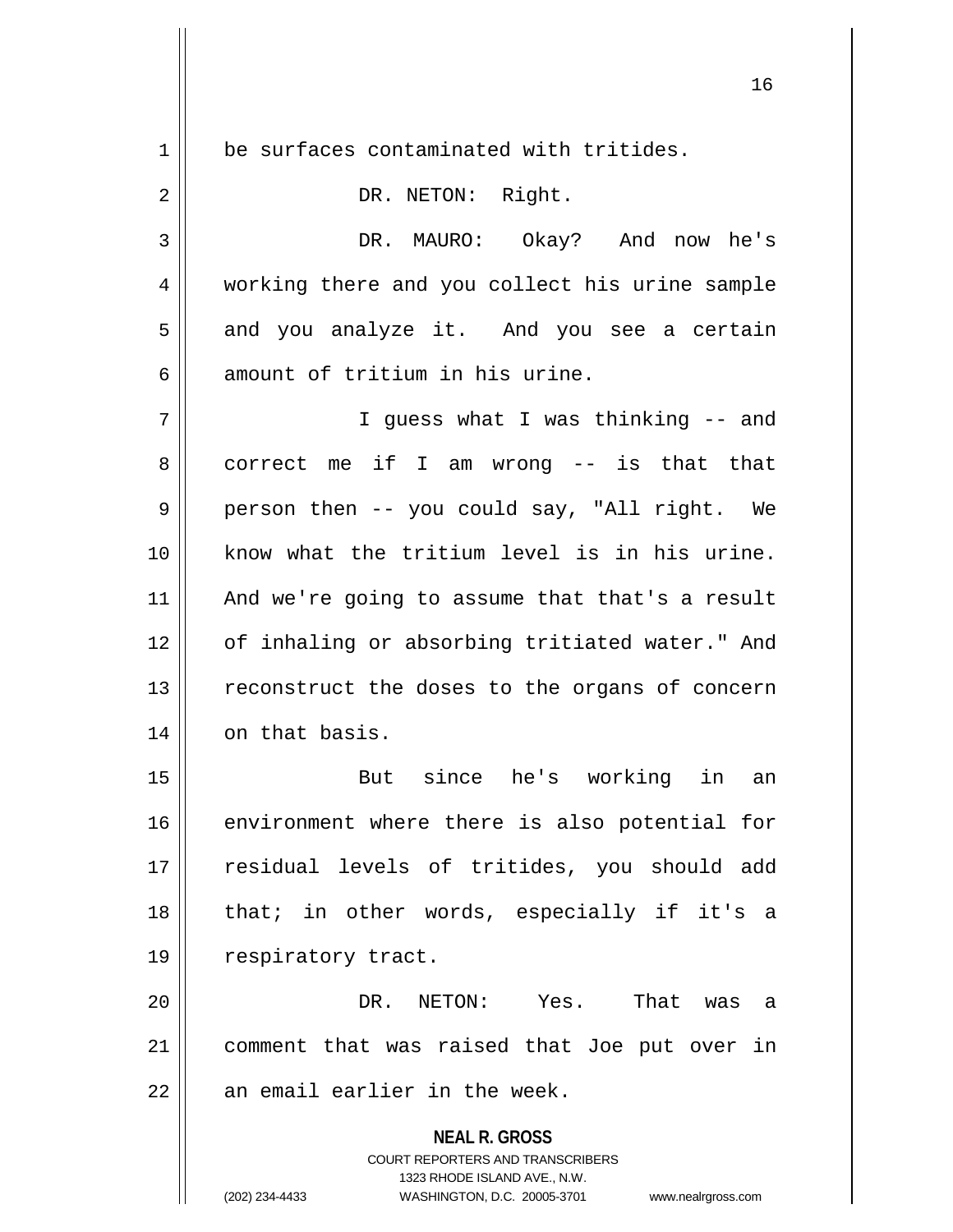be surfaces contaminated with tritides.

DR. NETON: Right.

DR. MAURO: Okay? And now he's working there and you collect his urine sample and you analyze it. And you see a certain amount of tritium in his urine.

I guess what I was thinking -- and correct me if I am wrong -- is that that person then -- you could say, "All right. We know what the tritium level is in his urine. And we're going to assume that that's a result of inhaling or absorbing tritiated water." And reconstruct the doses to the organs of concern on that basis.

But since he's working in an environment where there is also potential for residual levels of tritides, you should add that; in other words, especially if it's a respiratory tract.

DR. NETON: Yes. That was a comment that was raised that Joe put over in an email earlier in the week.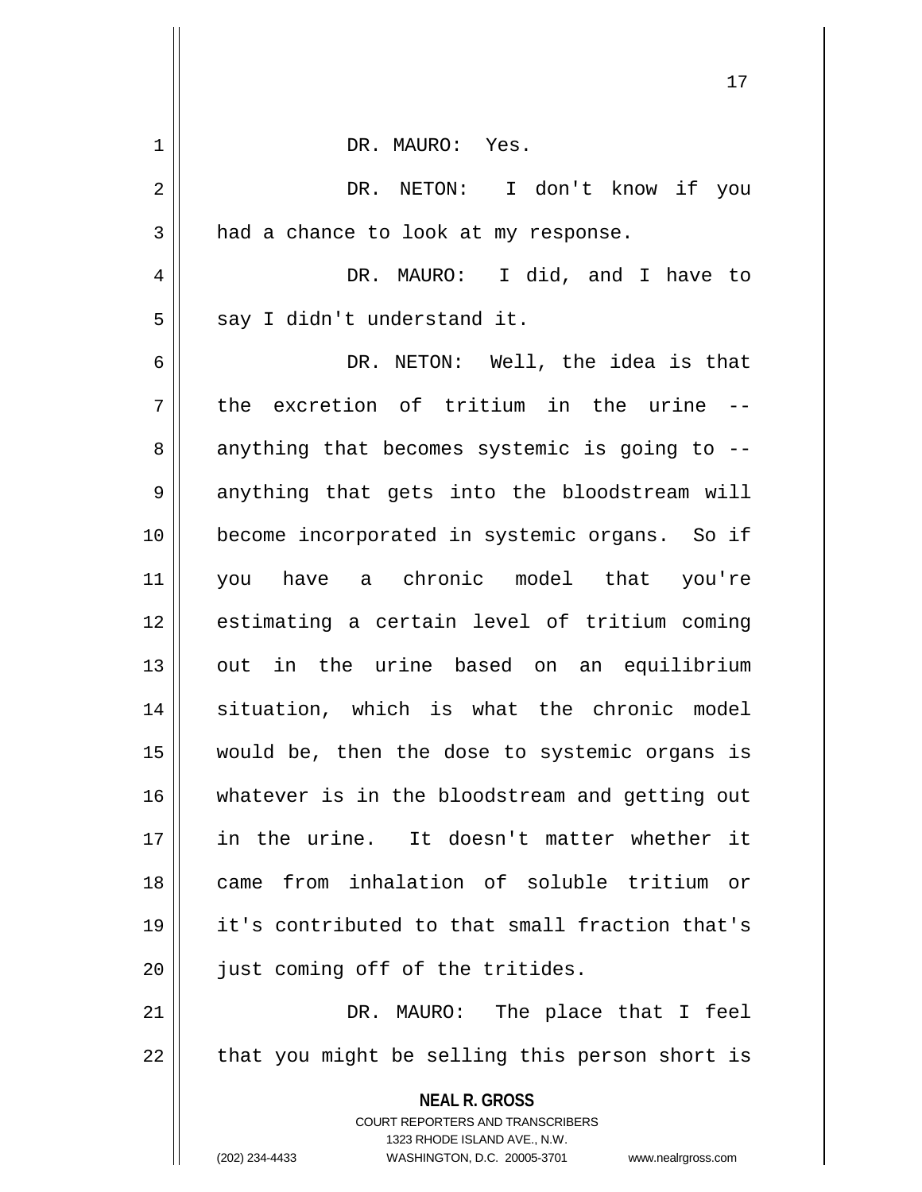DR. MAURO: Yes.

DR. NETON: I don't know if you had a chance to look at my response.

DR. MAURO: I did, and I have to say I didn't understand it.

DR. NETON: Well, the idea is that the excretion of tritium in the urine -- anything that becomes systemic is going to -- anything that gets into the bloodstream will become incorporated in systemic organs. So if you have a chronic model that you're estimating a certain level of tritium coming out in the urine based on an equilibrium situation, which is what the chronic model would be, then the dose to systemic organs is whatever is in the bloodstream and getting out in the urine. It doesn't matter whether it came from inhalation of soluble tritium or it's contributed to that small fraction that's just coming off of the tritides.

DR. MAURO: The place that I feel that you might be selling this person short is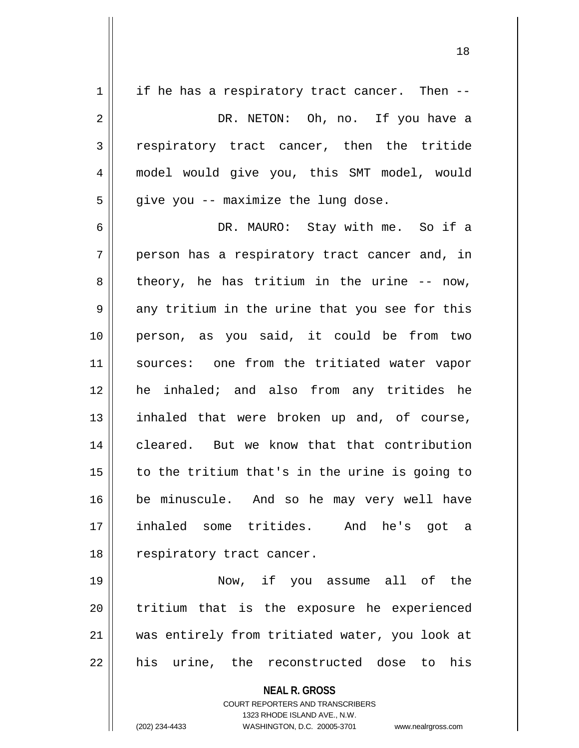if he has a respiratory tract cancer. Then --

DR. NETON: Oh, no. If you have a respiratory tract cancer, then the tritide model would give you, this SMT model, would give you -- maximize the lung dose.

DR. MAURO: Stay with me. So if a person has a respiratory tract cancer and, in theory, he has tritium in the urine -- now, any tritium in the urine that you see for this person, as you said, it could be from two sources: one from the tritiated water vapor he inhaled; and also from any tritides he inhaled that were broken up and, of course, cleared. But we know that that contribution to the tritium that's in the urine is going to be minuscule. And so he may very well have inhaled some tritides. And he's got a respiratory tract cancer.

Now, if you assume all of the tritium that is the exposure he experienced was entirely from tritiated water, you look at his urine, the reconstructed dose to his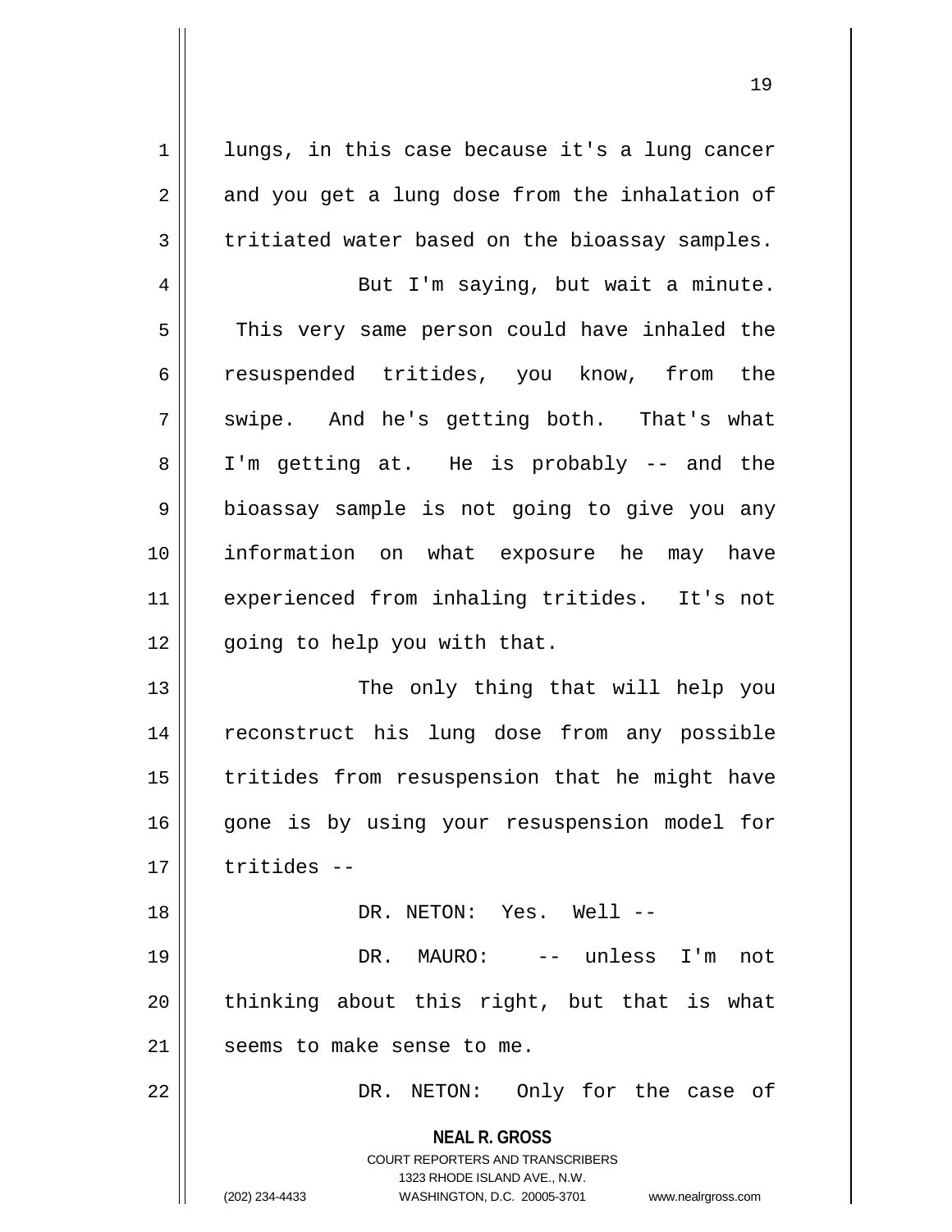lungs, in this case because it's a lung cancer and you get a lung dose from the inhalation of tritiated water based on the bioassay samples.

But I'm saying, but wait a minute. This very same person could have inhaled the resuspended tritides, you know, from the swipe. And he's getting both. That's what I'm getting at. He is probably -- and the bioassay sample is not going to give you any information on what exposure he may have experienced from inhaling tritides. It's not going to help you with that.

The only thing that will help you reconstruct his lung dose from any possible tritides from resuspension that he might have gone is by using your resuspension model for tritides --

DR. NETON: Yes. Well --

DR. MAURO: -- unless I'm not thinking about this right, but that is what seems to make sense to me.

DR. NETON: Only for the case of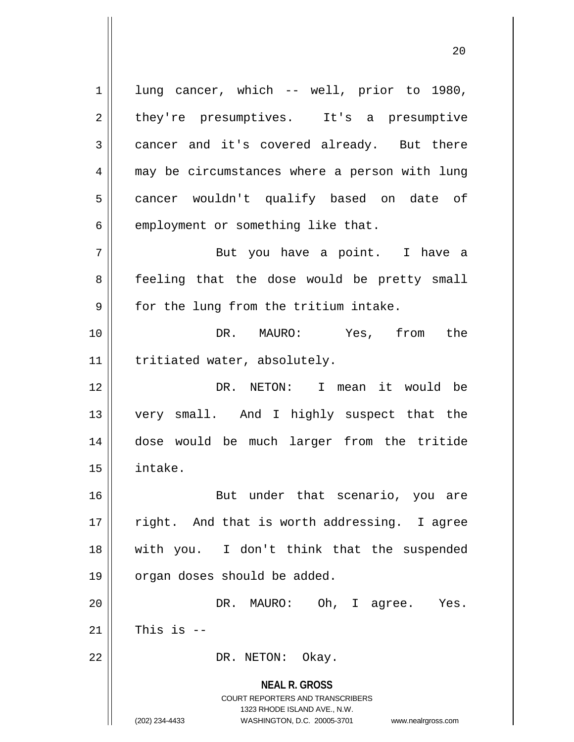lung cancer, which -- well, prior to 1980, they're presumptives. It's a presumptive cancer and it's covered already. But there may be circumstances where a person with lung cancer wouldn't qualify based on date of employment or something like that.

But you have a point. I have a feeling that the dose would be pretty small for the lung from the tritium intake.

DR. MAURO: Yes, from the tritiated water, absolutely.

DR. NETON: I mean it would be very small. And I highly suspect that the dose would be much larger from the tritide intake.

But under that scenario, you are right. And that is worth addressing. I agree with you. I don't think that the suspended organ doses should be added.

DR. MAURO: Oh, I agree. Yes. This is --

DR. NETON: Okay.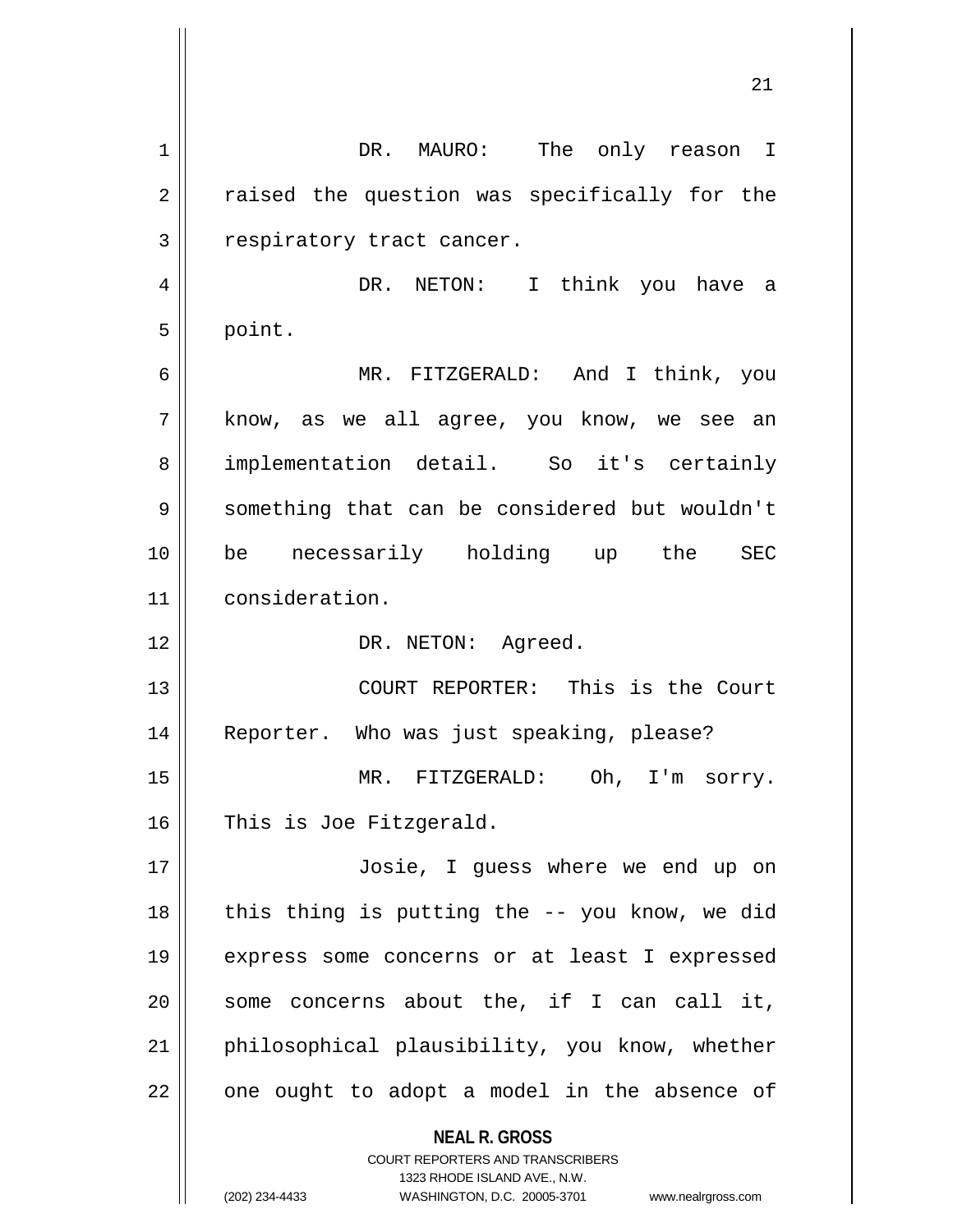DR. MAURO: The only reason I raised the question was specifically for the respiratory tract cancer.

DR. NETON: I think you have a point.

MR. FITZGERALD: And I think, you know, as we all agree, you know, we see an implementation detail. So it's certainly something that can be considered but wouldn't be necessarily holding up the SEC consideration.

DR. NETON: Agreed.

COURT REPORTER: This is the Court Reporter. Who was just speaking, please?

MR. FITZGERALD: Oh, I'm sorry. This is Joe Fitzgerald.

Josie, I guess where we end up on this thing is putting the -- you know, we did express some concerns or at least I expressed some concerns about the, if I can call it, philosophical plausibility, you know, whether one ought to adopt a model in the absence of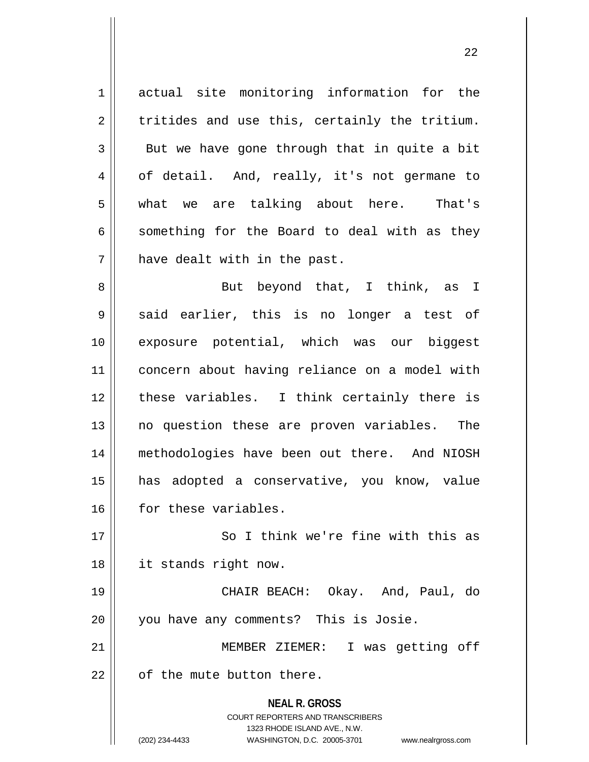actual site monitoring information for the tritides and use this, certainly the tritium. But we have gone through that in quite a bit of detail. And, really, it's not germane to what we are talking about here. That's something for the Board to deal with as they have dealt with in the past.

But beyond that, I think, as I said earlier, this is no longer a test of exposure potential, which was our biggest concern about having reliance on a model with these variables. I think certainly there is no question these are proven variables. The methodologies have been out there. And NIOSH has adopted a conservative, you know, value for these variables.

So I think we're fine with this as it stands right now.

CHAIR BEACH: Okay. And, Paul, do you have any comments? This is Josie.

MEMBER ZIEMER: I was getting off of the mute button there.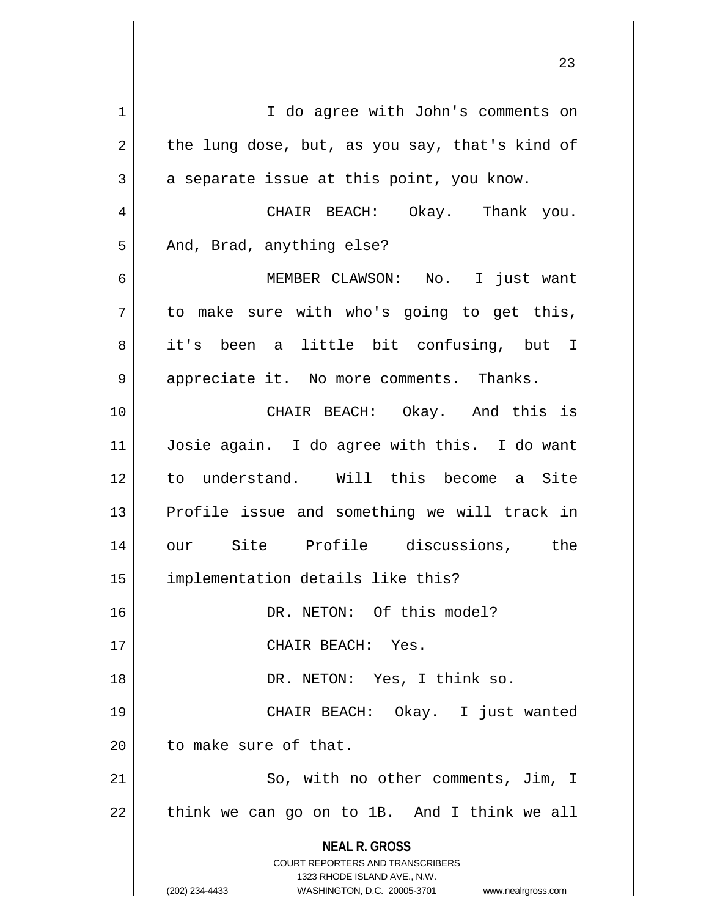I do agree with John's comments on the lung dose, but, as you say, that's kind of a separate issue at this point, you know.

CHAIR BEACH: Okay. Thank you. And, Brad, anything else?

MEMBER CLAWSON: No. I just want to make sure with who's going to get this, it's been a little bit confusing, but I appreciate it. No more comments. Thanks.

CHAIR BEACH: Okay. And this is Josie again. I do agree with this. I do want to understand. Will this become a Site Profile issue and something we will track in our Site Profile discussions, the implementation details like this?

DR. NETON: Of this model?

CHAIR BEACH: Yes.

DR. NETON: Yes, I think so.

CHAIR BEACH: Okay. I just wanted to make sure of that.

So, with no other comments, Jim, I think we can go on to 1B. And I think we all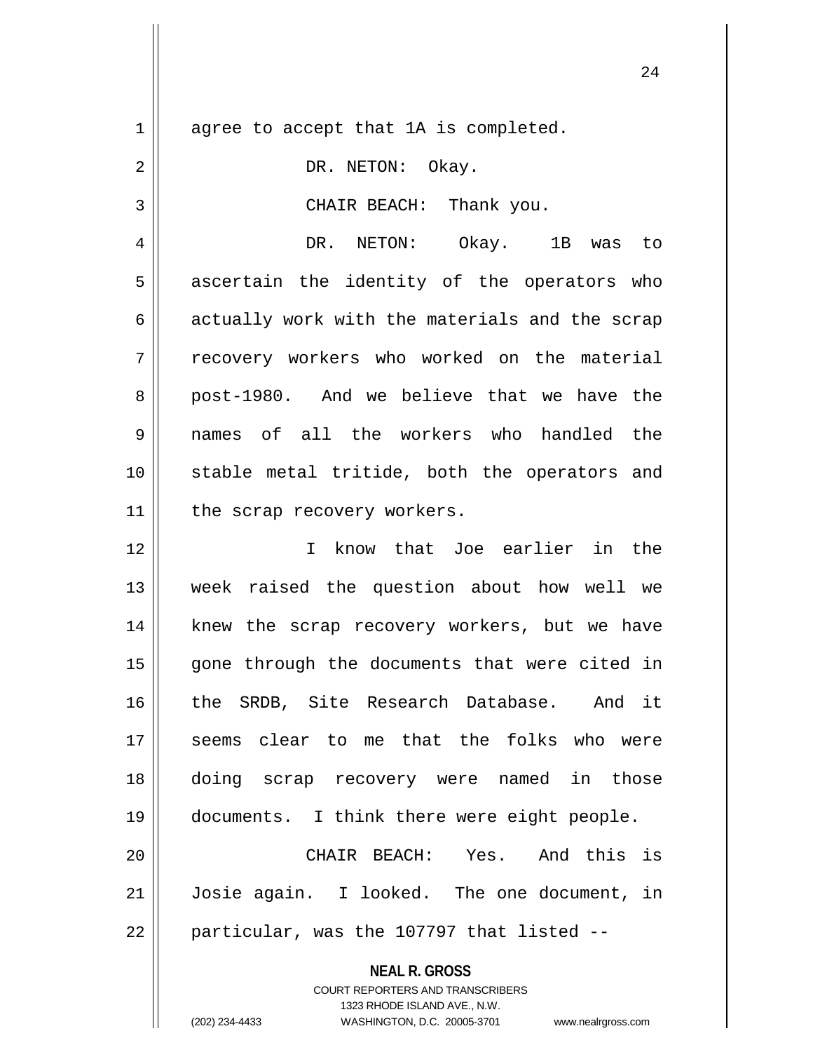agree to accept that 1A is completed.

DR. NETON: Okay.

CHAIR BEACH: Thank you.

DR. NETON: Okay. 1B was to ascertain the identity of the operators who actually work with the materials and the scrap recovery workers who worked on the material post-1980. And we believe that we have the names of all the workers who handled the stable metal tritide, both the operators and the scrap recovery workers.

I know that Joe earlier in the week raised the question about how well we knew the scrap recovery workers, but we have gone through the documents that were cited in the SRDB, Site Research Database. And it seems clear to me that the folks who were doing scrap recovery were named in those documents. I think there were eight people.

CHAIR BEACH: Yes. And this is Josie again. I looked. The one document, in particular, was the 107797 that listed --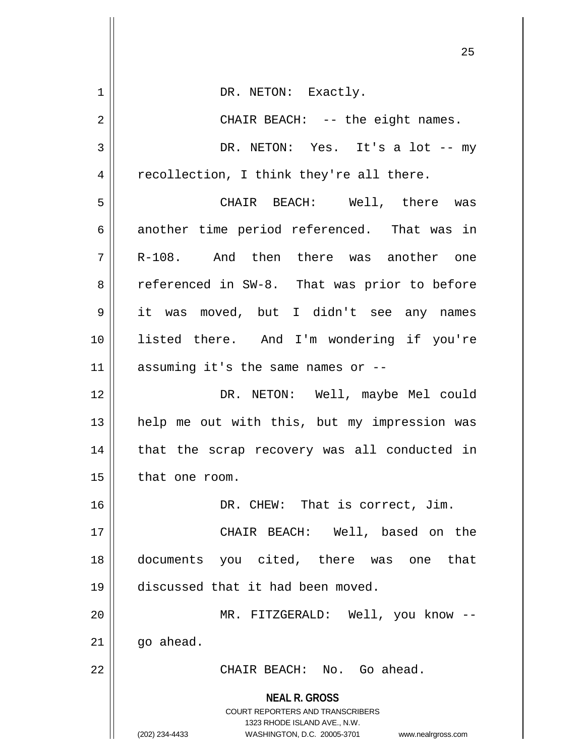DR. NETON: Exactly.

CHAIR BEACH: -- the eight names.

DR. NETON: Yes. It's a lot -- my recollection, I think they're all there.

CHAIR BEACH: Well, there was another time period referenced. That was in R-108. And then there was another one referenced in SW-8. That was prior to before it was moved, but I didn't see any names listed there. And I'm wondering if you're assuming it's the same names or --

DR. NETON: Well, maybe Mel could help me out with this, but my impression was that the scrap recovery was all conducted in that one room.

DR. CHEW: That is correct, Jim.

CHAIR BEACH: Well, based on the documents you cited, there was one that discussed that it had been moved.

MR. FITZGERALD: Well, you know -- go ahead.

CHAIR BEACH: No. Go ahead.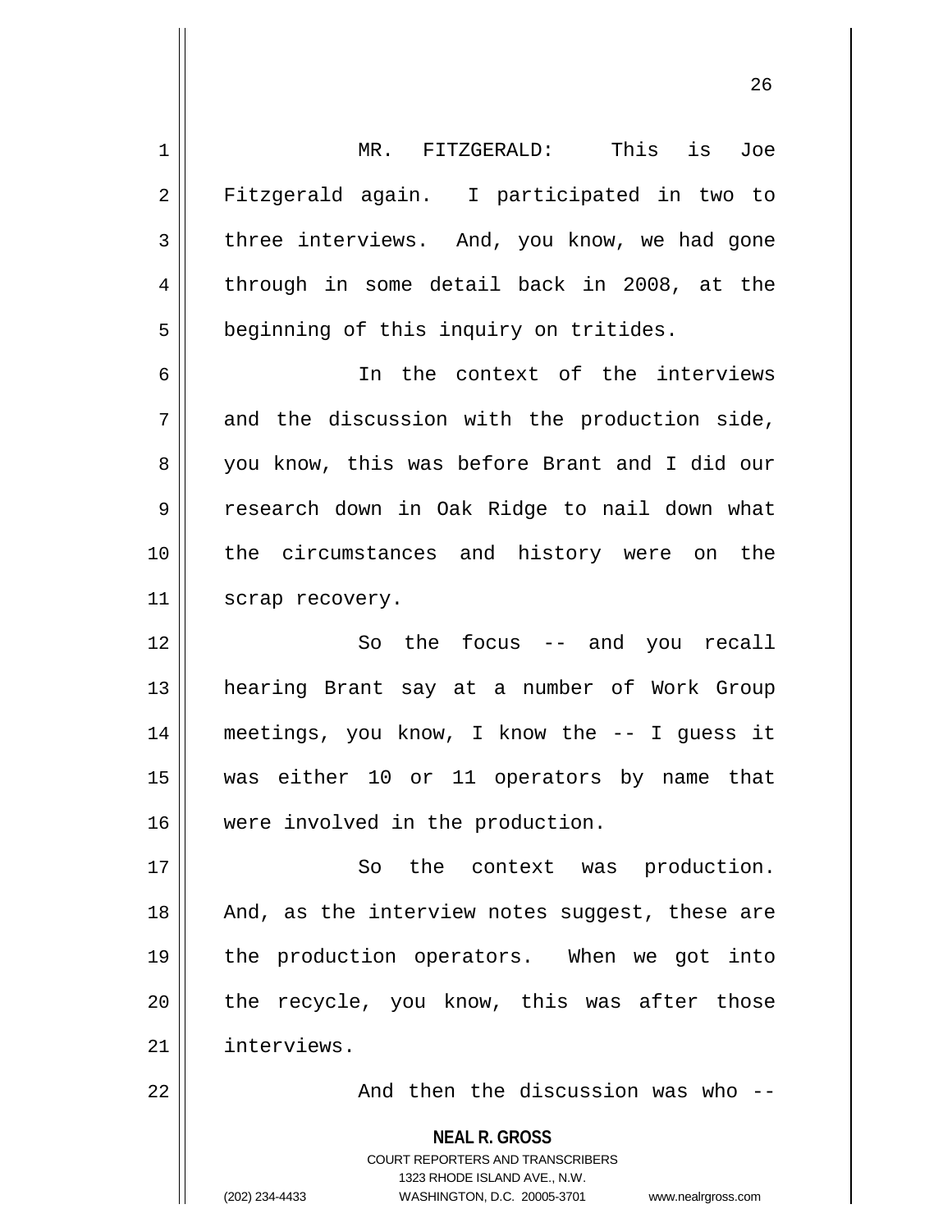MR. FITZGERALD: This is Joe Fitzgerald again. I participated in two to three interviews. And, you know, we had gone through in some detail back in 2008, at the beginning of this inquiry on tritides.

In the context of the interviews and the discussion with the production side, you know, this was before Brant and I did our research down in Oak Ridge to nail down what the circumstances and history were on the scrap recovery.

So the focus -- and you recall hearing Brant say at a number of Work Group meetings, you know, I know the -- I guess it was either 10 or 11 operators by name that were involved in the production.

So the context was production. And, as the interview notes suggest, these are the production operators. When we got into the recycle, you know, this was after those interviews.

And then the discussion was who --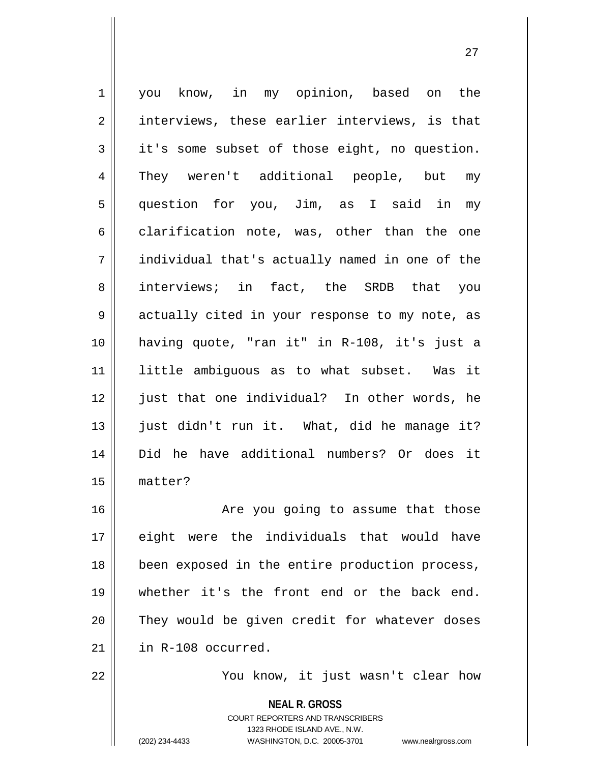you know, in my opinion, based on the interviews, these earlier interviews, is that it's some subset of those eight, no question. They weren't additional people, but my question for you, Jim, as I said in my clarification note, was, other than the one individual that's actually named in one of the interviews; in fact, the SRDB that you actually cited in your response to my note, as having quote, "ran it" in R-108, it's just a little ambiguous as to what subset. Was it just that one individual? In other words, he just didn't run it. What, did he manage it? Did he have additional numbers? Or does it matter?

Are you going to assume that those eight were the individuals that would have been exposed in the entire production process, whether it's the front end or the back end. They would be given credit for whatever doses in R-108 occurred.

You know, it just wasn't clear how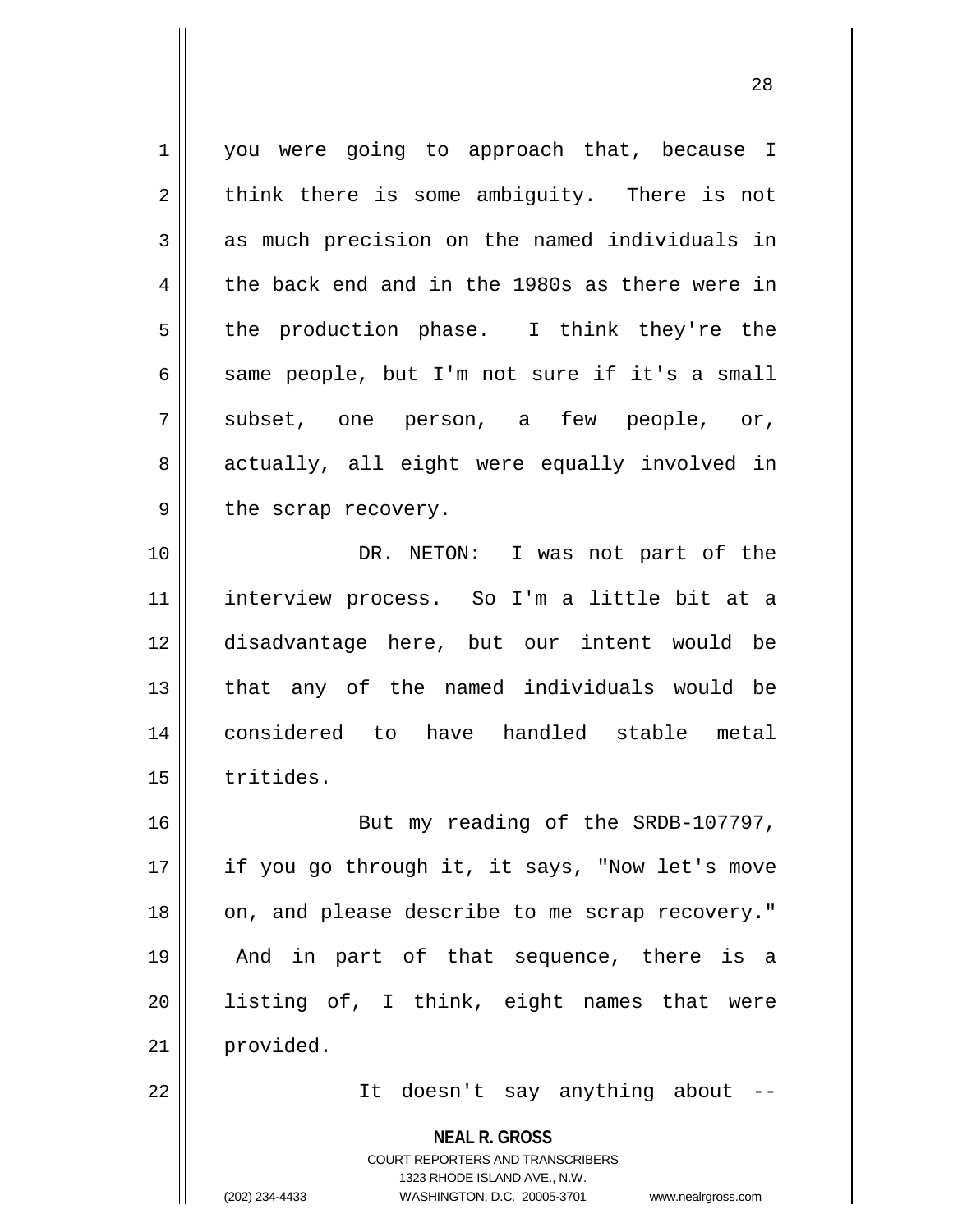you were going to approach that, because I think there is some ambiguity. There is not as much precision on the named individuals in the back end and in the 1980s as there were in the production phase. I think they're the same people, but I'm not sure if it's a small subset, one person, a few people, or, actually, all eight were equally involved in the scrap recovery.

DR. NETON: I was not part of the interview process. So I'm a little bit at a disadvantage here, but our intent would be that any of the named individuals would be considered to have handled stable metal tritides.

But my reading of the SRDB-107797, if you go through it, it says, "Now let's move on, and please describe to me scrap recovery." And in part of that sequence, there is a listing of, I think, eight names that were provided.

It doesn't say anything about --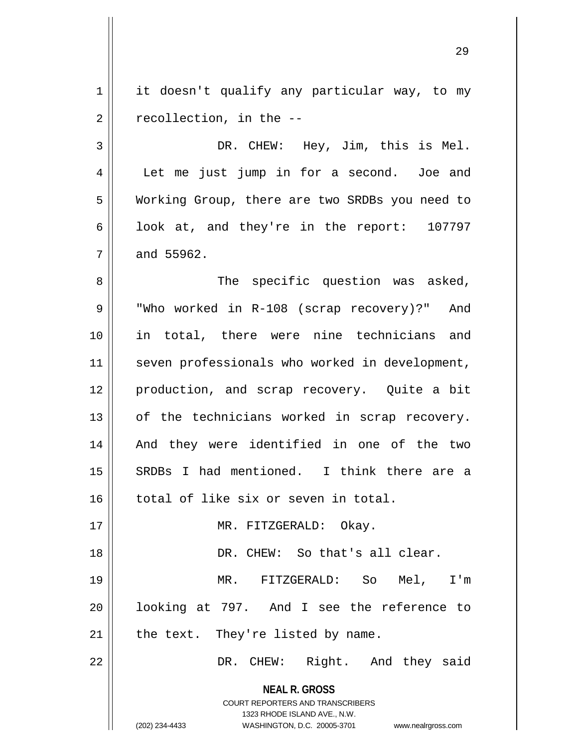it doesn't qualify any particular way, to my recollection, in the --

DR. CHEW: Hey, Jim, this is Mel. Let me just jump in for a second. Joe and Working Group, there are two SRDBs you need to look at, and they're in the report: 107797 and 55962.

The specific question was asked, "Who worked in R-108 (scrap recovery)?" And in total, there were nine technicians and seven professionals who worked in development, production, and scrap recovery. Quite a bit of the technicians worked in scrap recovery. And they were identified in one of the two SRDBs I had mentioned. I think there are a total of like six or seven in total.

MR. FITZGERALD: Okay.

DR. CHEW: So that's all clear.

MR. FITZGERALD: So Mel, I'm looking at 797. And I see the reference to the text. They're listed by name.

DR. CHEW: Right. And they said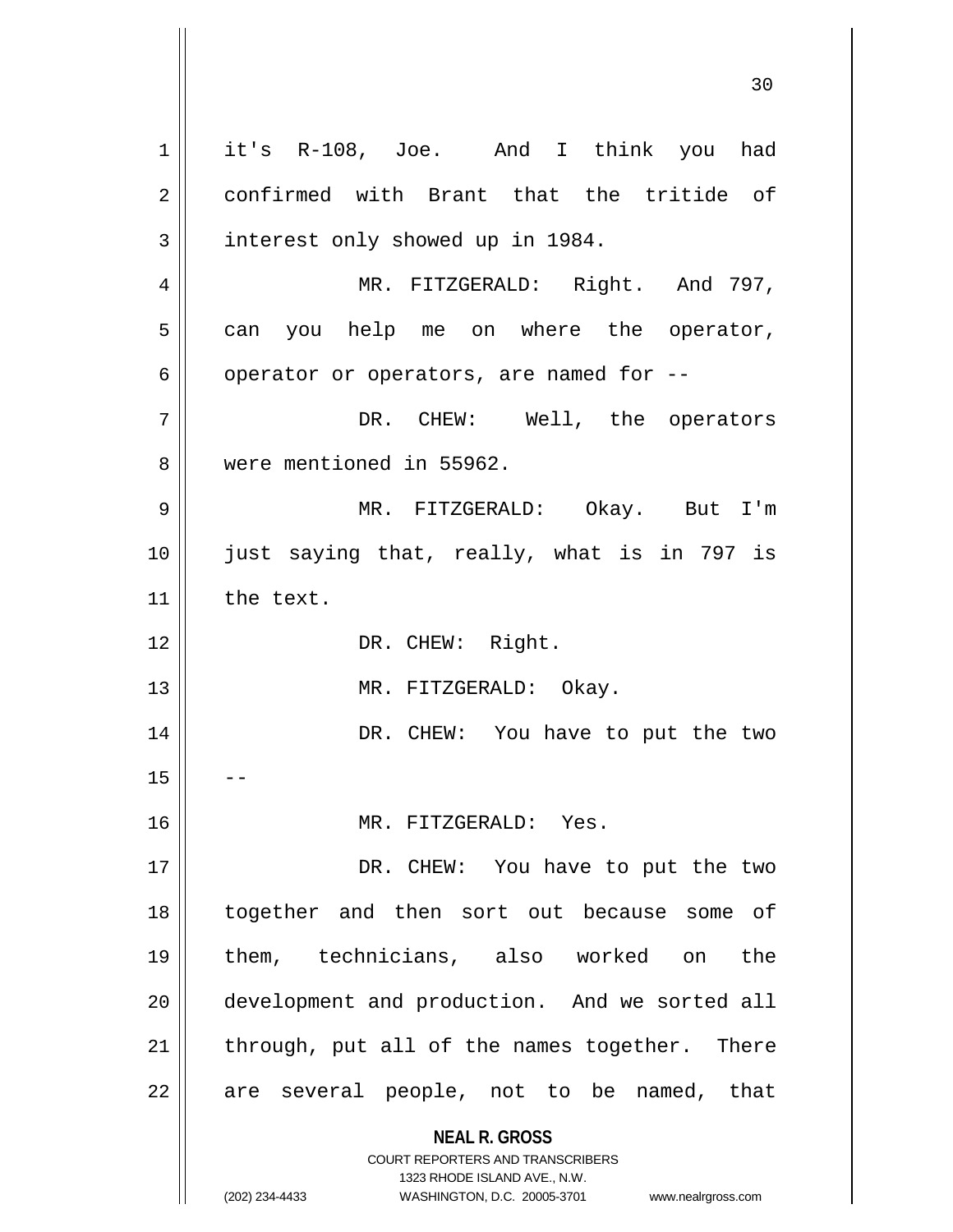it's R-108, Joe. And I think you had confirmed with Brant that the tritide of interest only showed up in 1984.

MR. FITZGERALD: Right. And 797, can you help me on where the operator, operator or operators, are named for --

DR. CHEW: Well, the operators were mentioned in 55962.

MR. FITZGERALD: Okay. But I'm just saying that, really, what is in 797 is the text.

DR. CHEW: Right.

MR. FITZGERALD: Okay.

DR. CHEW: You have to put the two --

MR. FITZGERALD: Yes.

DR. CHEW: You have to put the two together and then sort out because some of them, technicians, also worked on the development and production. And we sorted all through, put all of the names together. There are several people, not to be named, that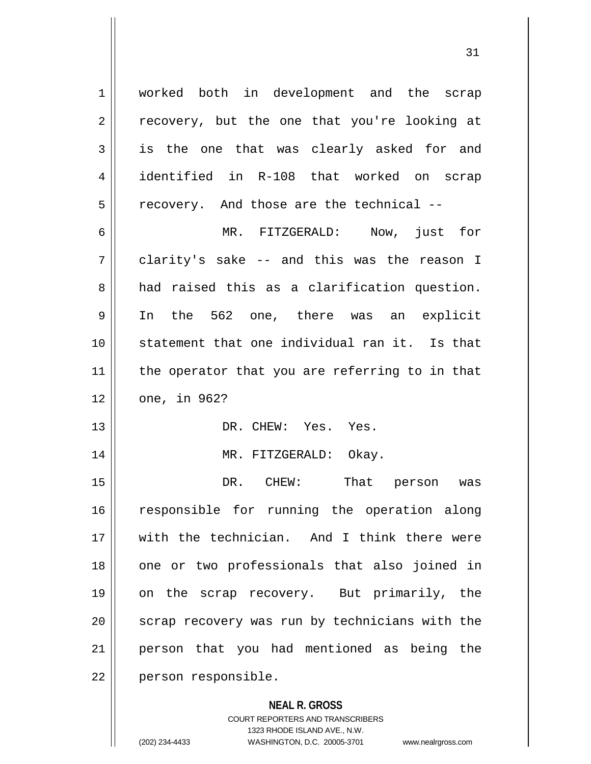worked both in development and the scrap recovery, but the one that you're looking at is the one that was clearly asked for and identified in R-108 that worked on scrap recovery. And those are the technical --

MR. FITZGERALD: Now, just for clarity's sake -- and this was the reason I had raised this as a clarification question. In the 562 one, there was an explicit statement that one individual ran it. Is that the operator that you are referring to in that one, in 962?

DR. CHEW: Yes. Yes.

MR. FITZGERALD: Okay.

DR. CHEW: That person was responsible for running the operation along with the technician. And I think there were one or two professionals that also joined in on the scrap recovery. But primarily, the scrap recovery was run by technicians with the person that you had mentioned as being the person responsible.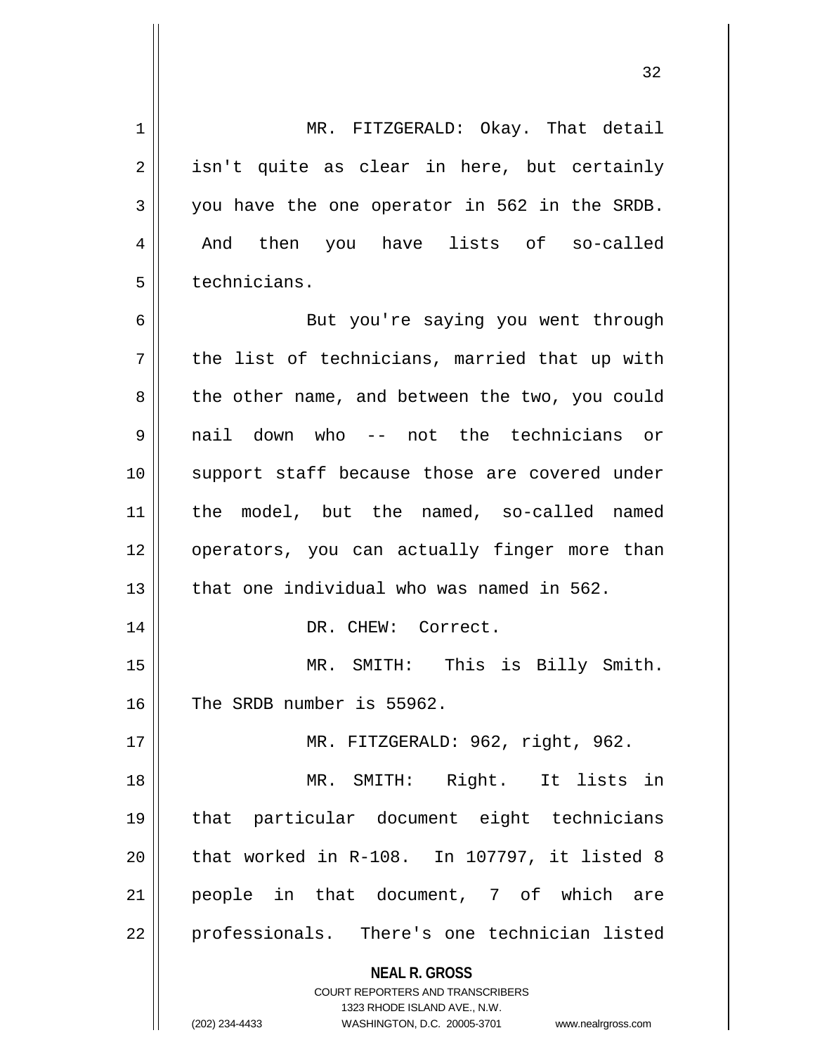MR. FITZGERALD: Okay. That detail isn't quite as clear in here, but certainly you have the one operator in 562 in the SRDB. And then you have lists of so-called technicians.

But you're saying you went through the list of technicians, married that up with the other name, and between the two, you could nail down who -- not the technicians or support staff because those are covered under the model, but the named, so-called named operators, you can actually finger more than that one individual who was named in 562.

DR. CHEW: Correct.

MR. SMITH: This is Billy Smith. The SRDB number is 55962.

MR. FITZGERALD: 962, right, 962.

MR. SMITH: Right. It lists in that particular document eight technicians that worked in R-108. In 107797, it listed 8 people in that document, 7 of which are professionals. There's one technician listed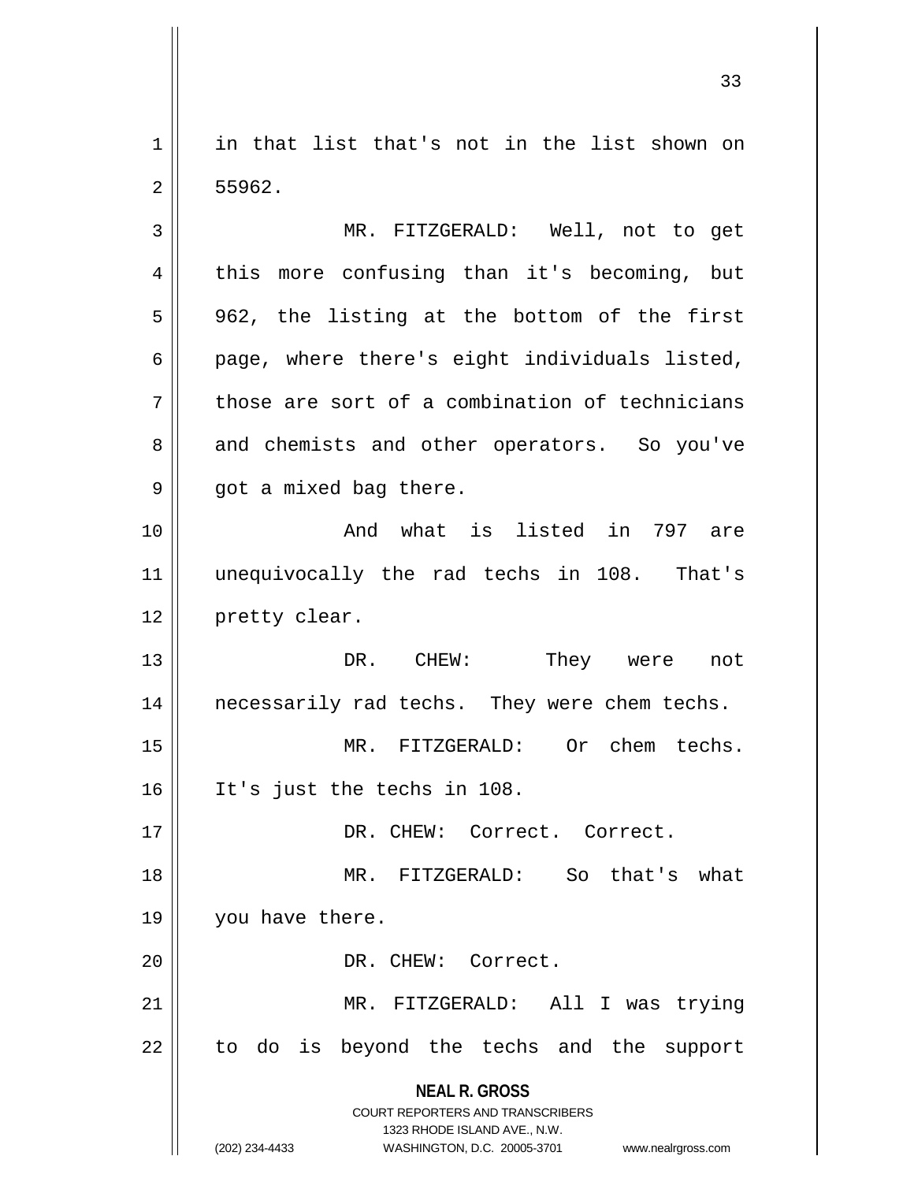in that list that's not in the list shown on 55962.

MR. FITZGERALD: Well, not to get this more confusing than it's becoming, but 962, the listing at the bottom of the first page, where there's eight individuals listed, those are sort of a combination of technicians and chemists and other operators. So you've got a mixed bag there.

And what is listed in 797 are unequivocally the rad techs in 108. That's pretty clear.

DR. CHEW: They were not necessarily rad techs. They were chem techs.

MR. FITZGERALD: Or chem techs. It's just the techs in 108.

DR. CHEW: Correct. Correct.

MR. FITZGERALD: So that's what you have there.

DR. CHEW: Correct.

MR. FITZGERALD: All I was trying to do is beyond the techs and the support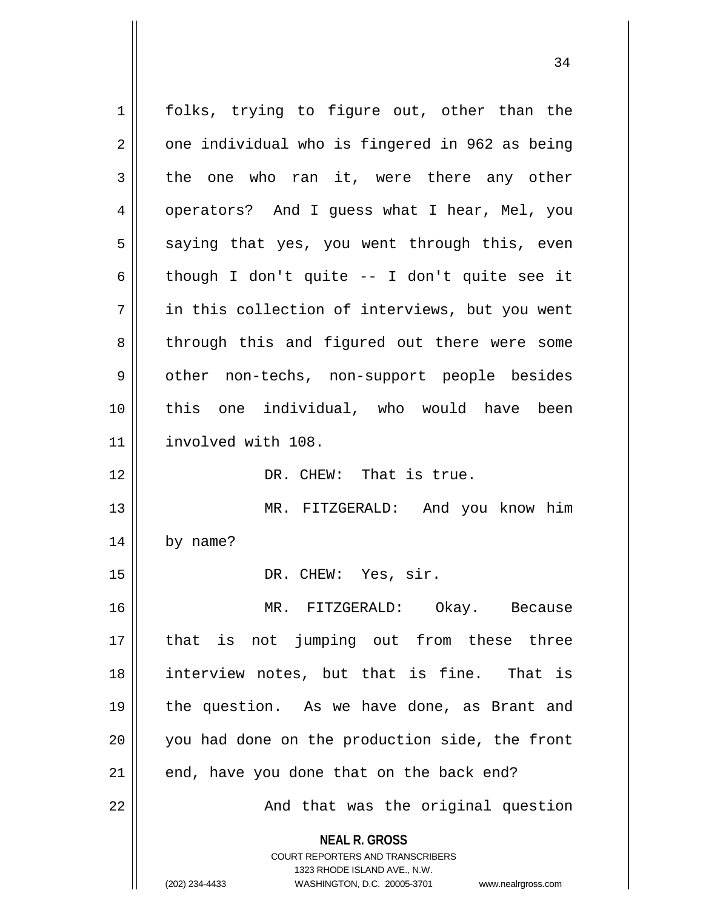folks, trying to figure out, other than the one individual who is fingered in 962 as being the one who ran it, were there any other operators? And I guess what I hear, Mel, you saying that yes, you went through this, even though I don't quite -- I don't quite see it in this collection of interviews, but you went through this and figured out there were some other non-techs, non-support people besides this one individual, who would have been involved with 108.

DR. CHEW: That is true.

MR. FITZGERALD: And you know him by name?

DR. CHEW: Yes, sir.

MR. FITZGERALD: Okay. Because that is not jumping out from these three interview notes, but that is fine. That is the question. As we have done, as Brant and you had done on the production side, the front end, have you done that on the back end?

And that was the original question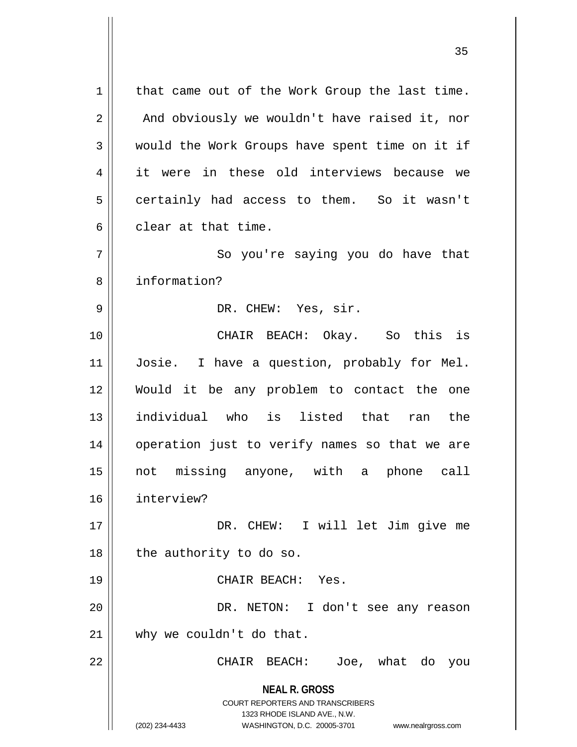that came out of the Work Group the last time. And obviously we wouldn't have raised it, nor would the Work Groups have spent time on it if it were in these old interviews because we certainly had access to them. So it wasn't clear at that time.

So you're saying you do have that information?

DR. CHEW: Yes, sir.

CHAIR BEACH: Okay. So this is Josie. I have a question, probably for Mel. Would it be any problem to contact the one individual who is listed that ran the operation just to verify names so that we are not missing anyone, with a phone call interview?

DR. CHEW: I will let Jim give me the authority to do so.

CHAIR BEACH: Yes.

DR. NETON: I don't see any reason why we couldn't do that.

CHAIR BEACH: Joe, what do you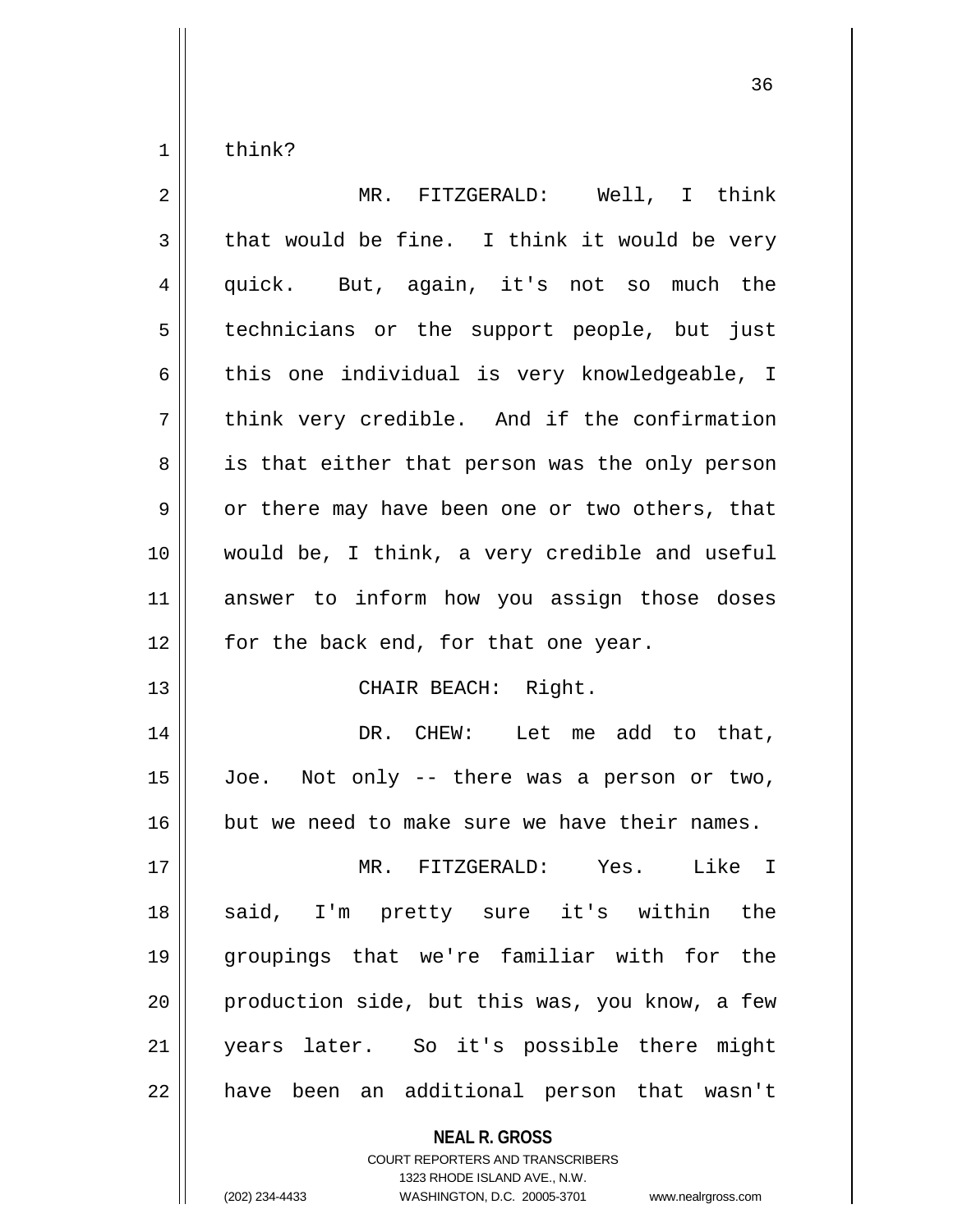think?

MR. FITZGERALD: Well, I think that would be fine. I think it would be very quick. But, again, it's not so much the technicians or the support people, but just this one individual is very knowledgeable, I think very credible. And if the confirmation is that either that person was the only person or there may have been one or two others, that would be, I think, a very credible and useful answer to inform how you assign those doses for the back end, for that one year.

CHAIR BEACH: Right.

DR. CHEW: Let me add to that, Joe. Not only -- there was a person or two, but we need to make sure we have their names.

MR. FITZGERALD: Yes. Like I said, I'm pretty sure it's within the groupings that we're familiar with for the production side, but this was, you know, a few years later. So it's possible there might have been an additional person that wasn't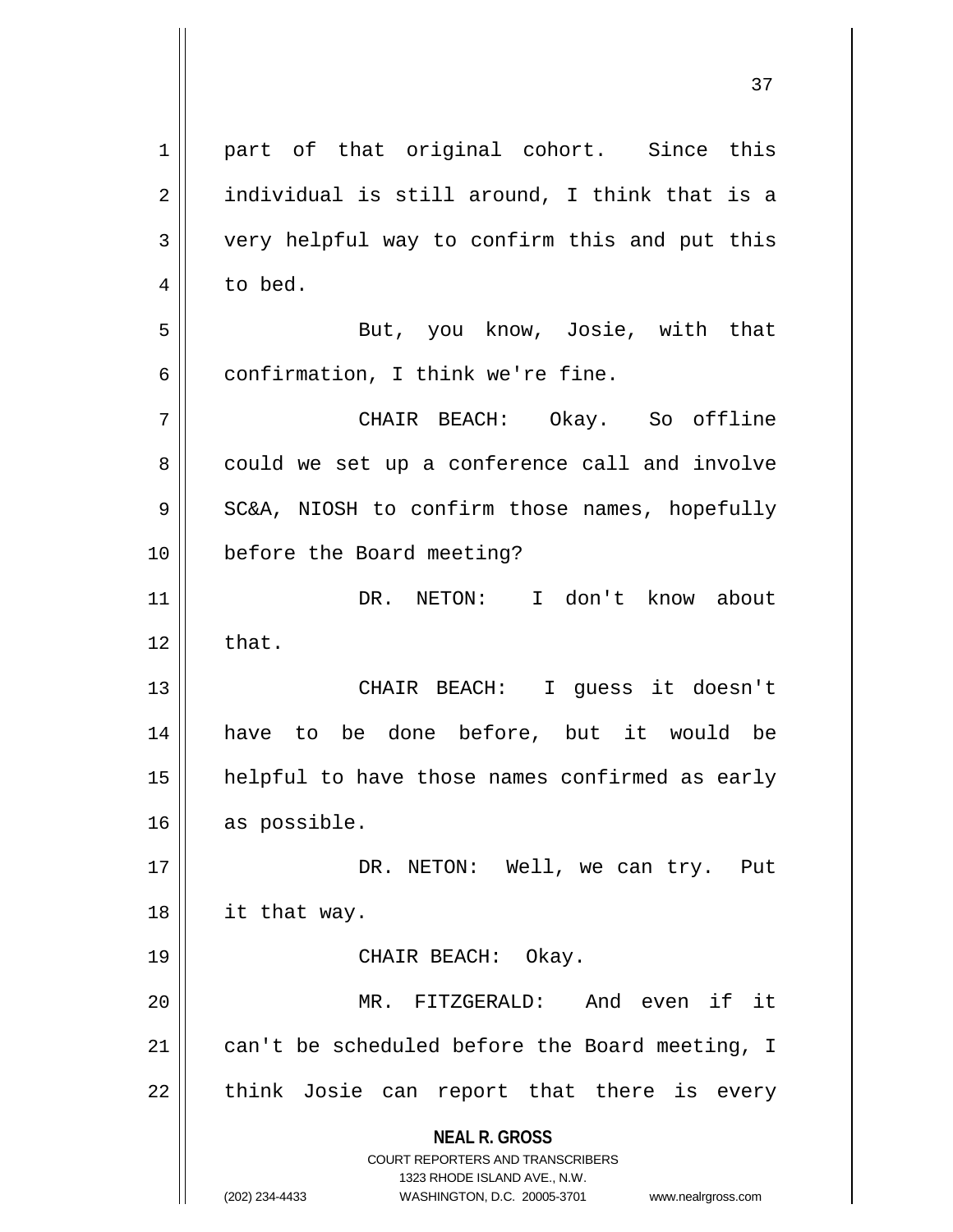part of that original cohort. Since this individual is still around, I think that is a very helpful way to confirm this and put this to bed.

But, you know, Josie, with that confirmation, I think we're fine.

CHAIR BEACH: Okay. So offline could we set up a conference call and involve SC&A, NIOSH to confirm those names, hopefully before the Board meeting?

DR. NETON: I don't know about that.

CHAIR BEACH: I guess it doesn't have to be done before, but it would be helpful to have those names confirmed as early as possible.

DR. NETON: Well, we can try. Put it that way.

CHAIR BEACH: Okay.

MR. FITZGERALD: And even if it can't be scheduled before the Board meeting, I think Josie can report that there is every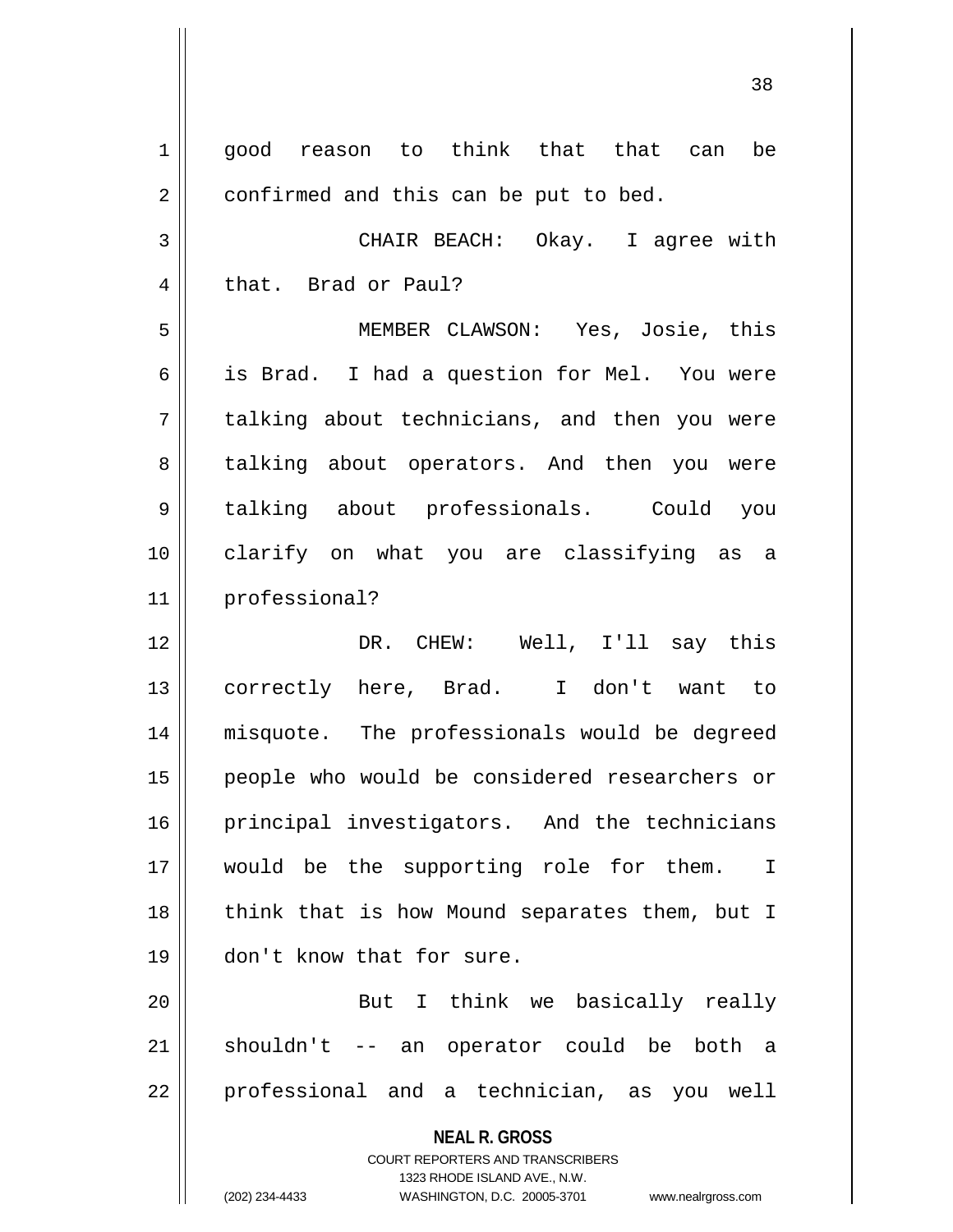good reason to think that that can be confirmed and this can be put to bed.

CHAIR BEACH: Okay. I agree with that. Brad or Paul?

MEMBER CLAWSON: Yes, Josie, this is Brad. I had a question for Mel. You were talking about technicians, and then you were talking about operators. And then you were talking about professionals. Could you clarify on what you are classifying as a professional?

DR. CHEW: Well, I'll say this correctly here, Brad. I don't want to misquote. The professionals would be degreed people who would be considered researchers or principal investigators. And the technicians would be the supporting role for them. I think that is how Mound separates them, but I don't know that for sure.

But I think we basically really shouldn't -- an operator could be both a professional and a technician, as you well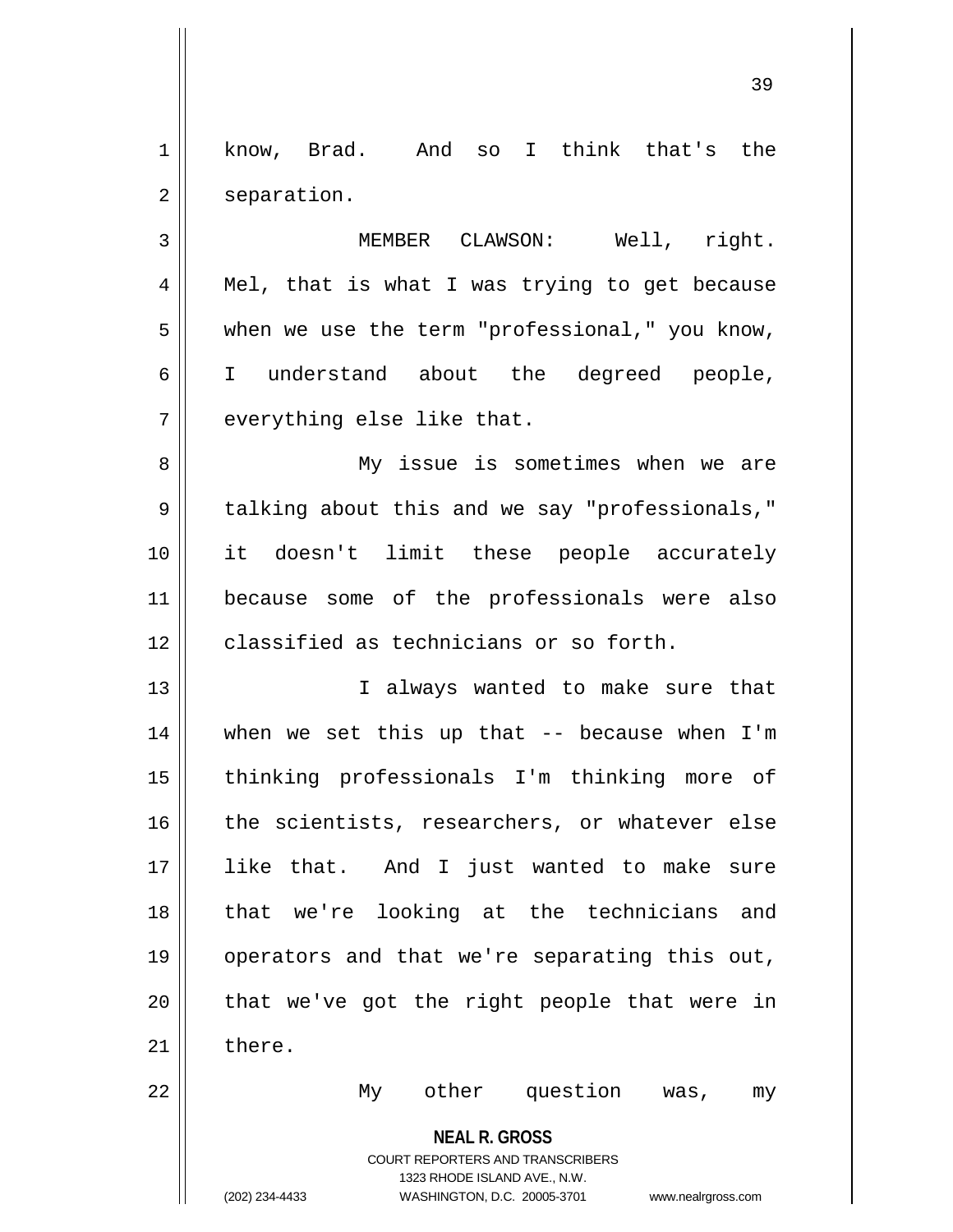know, Brad. And so I think that's the separation.

MEMBER CLAWSON: Well, right. Mel, that is what I was trying to get because when we use the term "professional," you know, I understand about the degreed people, everything else like that.

My issue is sometimes when we are talking about this and we say "professionals," it doesn't limit these people accurately because some of the professionals were also classified as technicians or so forth.

I always wanted to make sure that when we set this up that -- because when I'm thinking professionals I'm thinking more of the scientists, researchers, or whatever else like that. And I just wanted to make sure that we're looking at the technicians and operators and that we're separating this out, that we've got the right people that were in there.

My other question was, my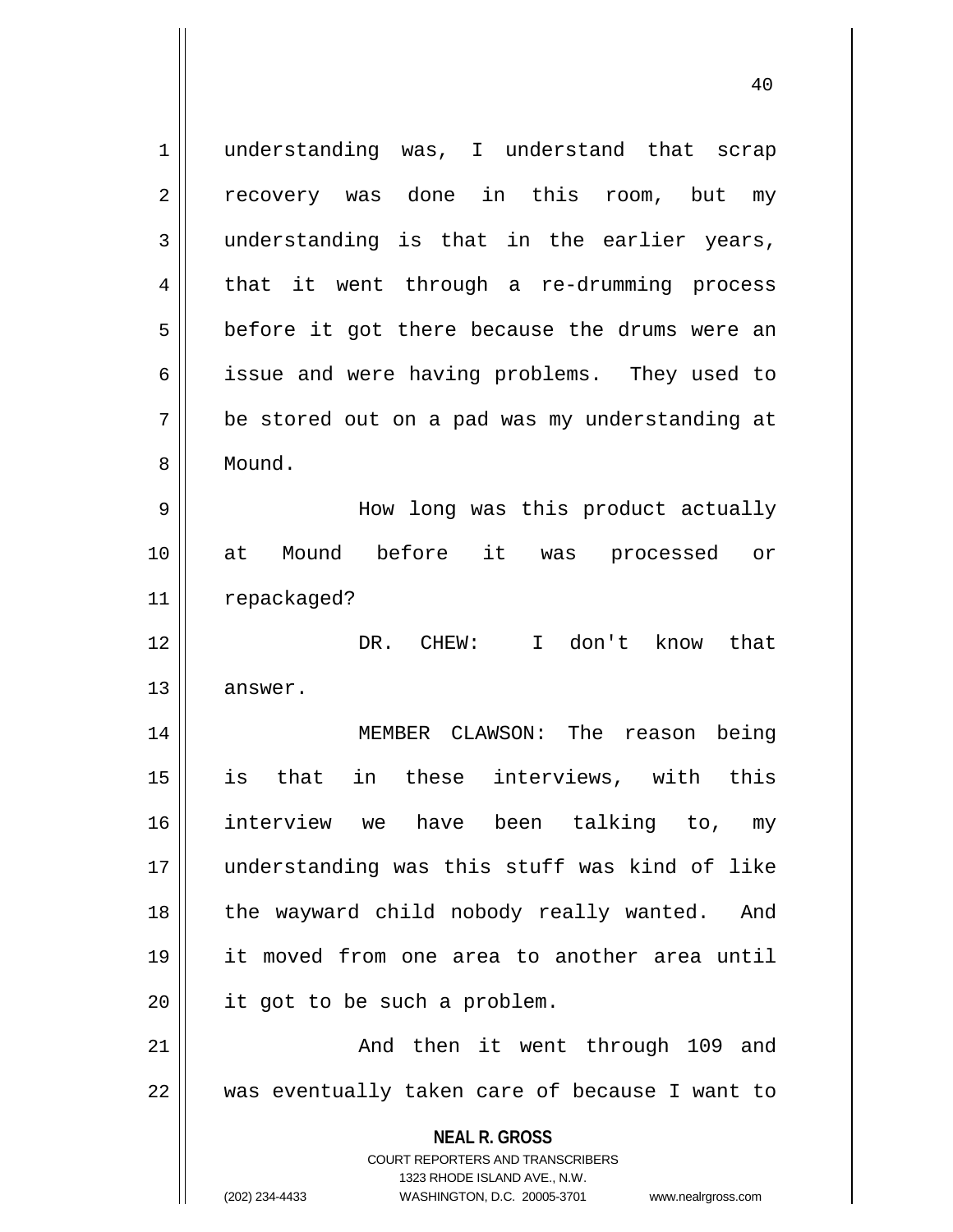understanding was, I understand that scrap recovery was done in this room, but my understanding is that in the earlier years, that it went through a re-drumming process before it got there because the drums were an issue and were having problems. They used to be stored out on a pad was my understanding at Mound.

How long was this product actually at Mound before it was processed or repackaged?

DR. CHEW: I don't know that answer.

MEMBER CLAWSON: The reason being is that in these interviews, with this interview we have been talking to, my understanding was this stuff was kind of like the wayward child nobody really wanted. And it moved from one area to another area until it got to be such a problem.

And then it went through 109 and was eventually taken care of because I want to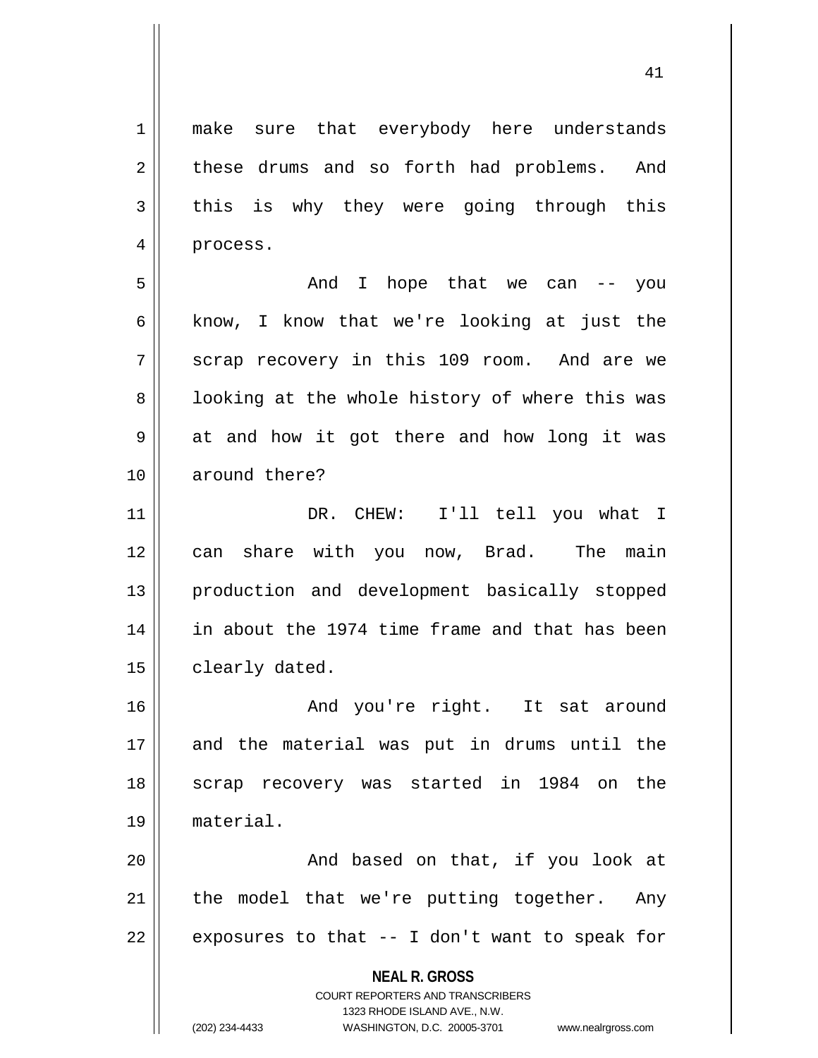make sure that everybody here understands these drums and so forth had problems. And this is why they were going through this process.

And I hope that we can -- you know, I know that we're looking at just the scrap recovery in this 109 room. And are we looking at the whole history of where this was at and how it got there and how long it was around there?

DR. CHEW: I'll tell you what I can share with you now, Brad. The main production and development basically stopped in about the 1974 time frame and that has been clearly dated.

And you're right. It sat around and the material was put in drums until the scrap recovery was started in 1984 on the material.

And based on that, if you look at the model that we're putting together. Any exposures to that -- I don't want to speak for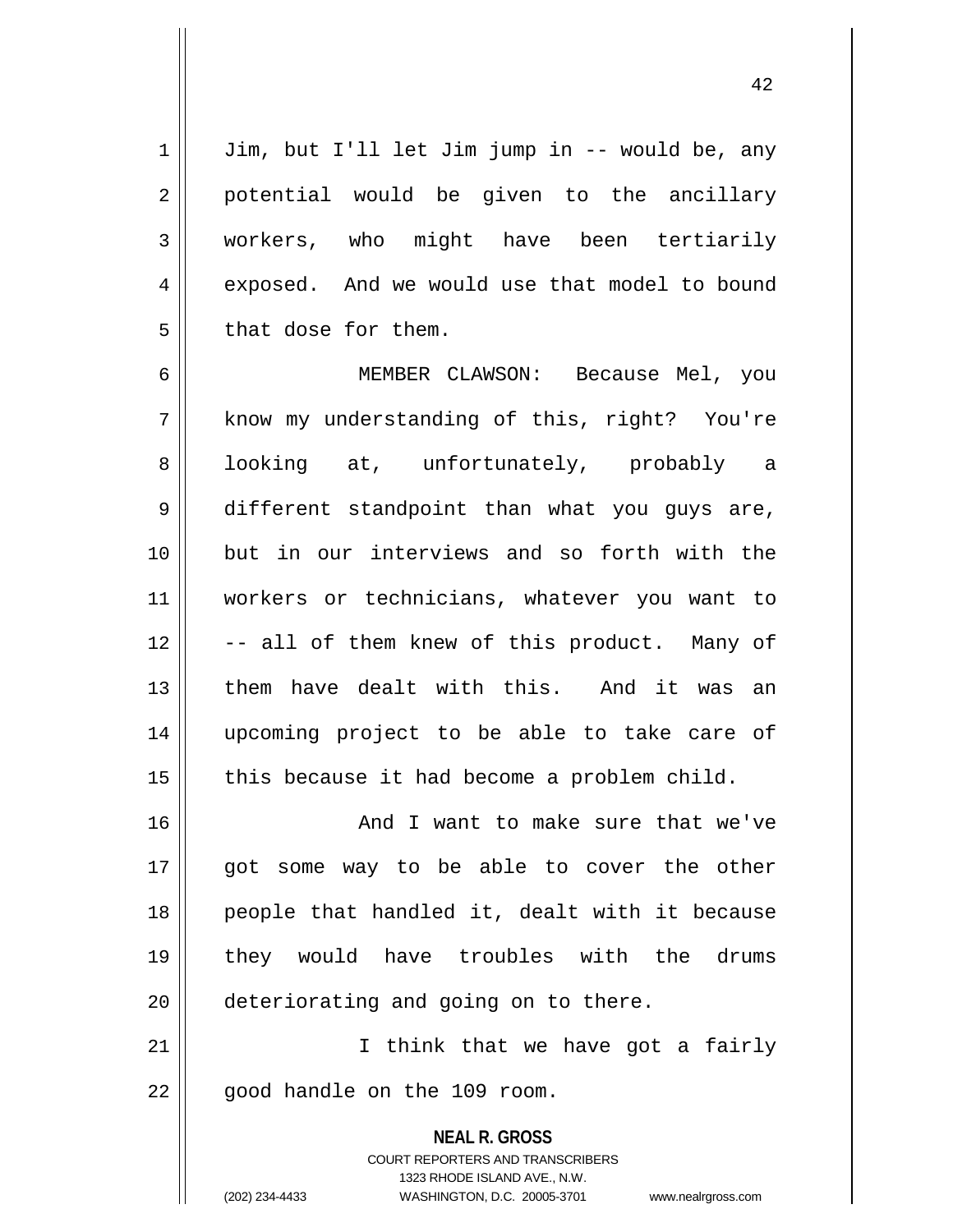Jim, but I'll let Jim jump in -- would be, any potential would be given to the ancillary workers, who might have been tertiarily exposed. And we would use that model to bound that dose for them.

MEMBER CLAWSON: Because Mel, you know my understanding of this, right? You're looking at, unfortunately, probably a different standpoint than what you guys are, but in our interviews and so forth with the workers or technicians, whatever you want to -- all of them knew of this product. Many of them have dealt with this. And it was an upcoming project to be able to take care of this because it had become a problem child.

And I want to make sure that we've got some way to be able to cover the other people that handled it, dealt with it because they would have troubles with the drums deteriorating and going on to there.

I think that we have got a fairly good handle on the 109 room.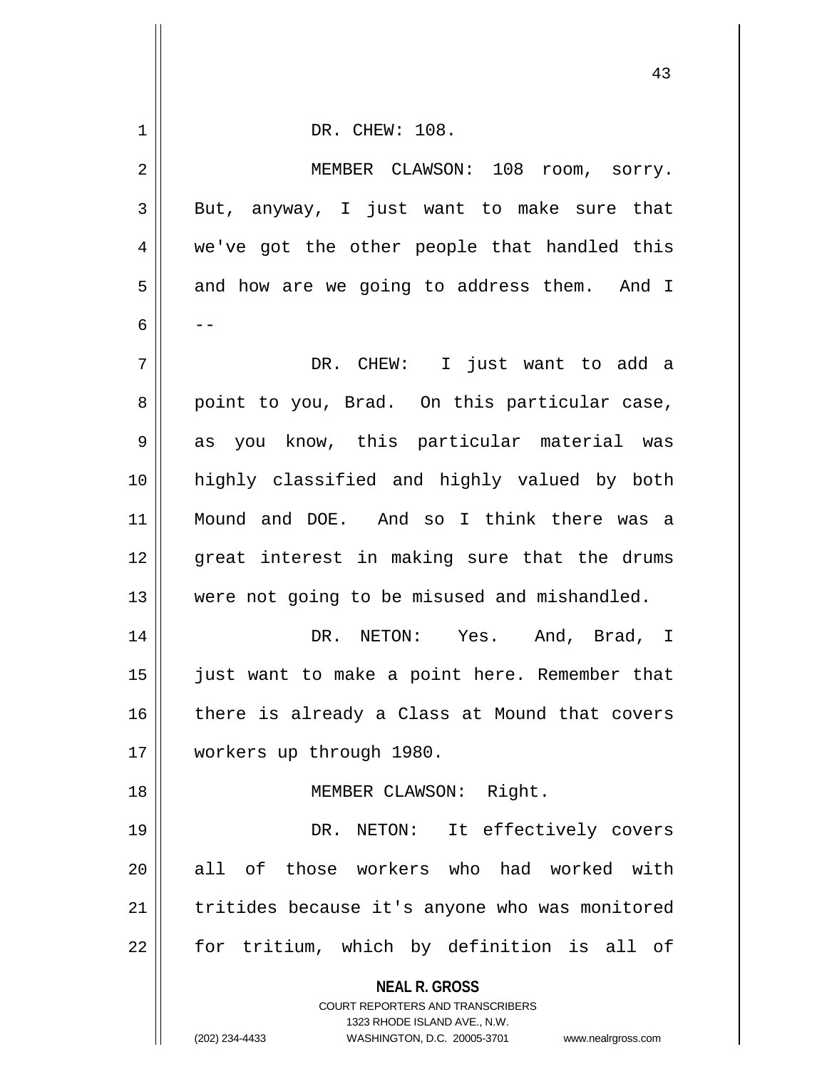DR. CHEW: 108.

MEMBER CLAWSON: 108 room, sorry. But, anyway, I just want to make sure that we've got the other people that handled this and how are we going to address them. And I --

DR. CHEW: I just want to add a point to you, Brad. On this particular case, as you know, this particular material was highly classified and highly valued by both Mound and DOE. And so I think there was a great interest in making sure that the drums were not going to be misused and mishandled.

DR. NETON: Yes. And, Brad, I just want to make a point here. Remember that there is already a Class at Mound that covers workers up through 1980.

MEMBER CLAWSON: Right.

DR. NETON: It effectively covers all of those workers who had worked with tritides because it's anyone who was monitored for tritium, which by definition is all of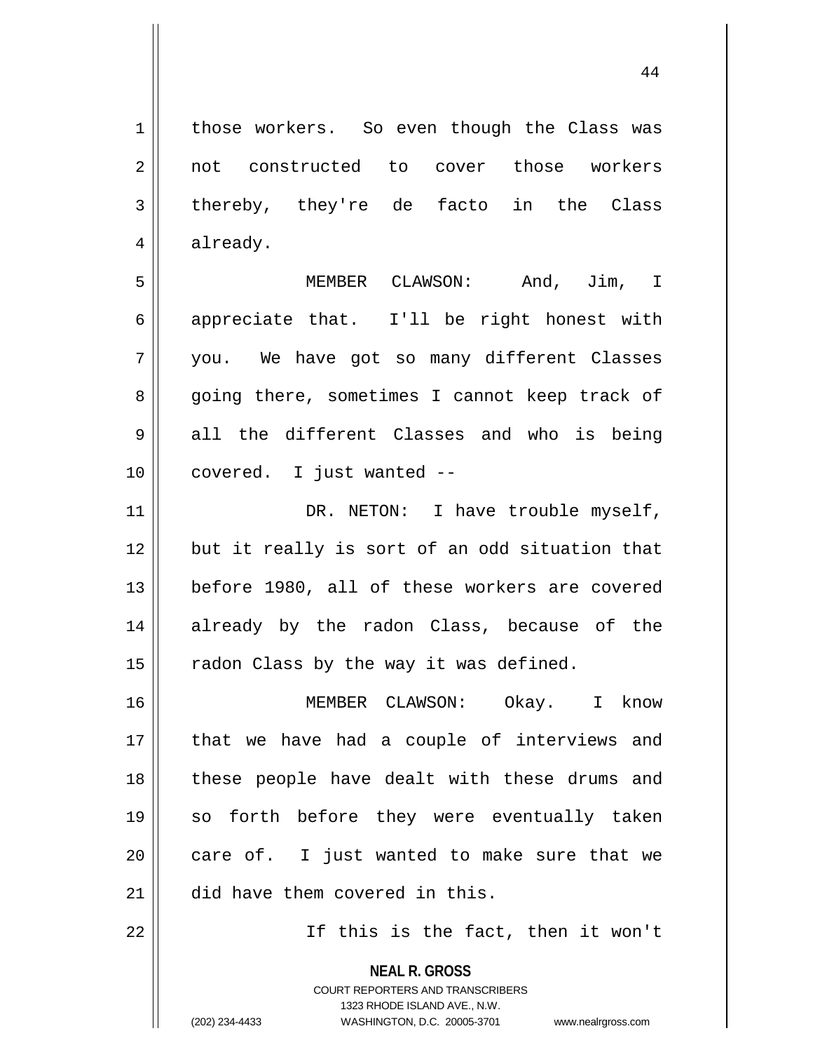those workers. So even though the Class was not constructed to cover those workers thereby, they're de facto in the Class already.

MEMBER CLAWSON: And, Jim, I appreciate that. I'll be right honest with you. We have got so many different Classes going there, sometimes I cannot keep track of all the different Classes and who is being covered. I just wanted --

DR. NETON: I have trouble myself, but it really is sort of an odd situation that before 1980, all of these workers are covered already by the radon Class, because of the radon Class by the way it was defined.

MEMBER CLAWSON: Okay. I know that we have had a couple of interviews and these people have dealt with these drums and so forth before they were eventually taken care of. I just wanted to make sure that we did have them covered in this.

If this is the fact, then it won't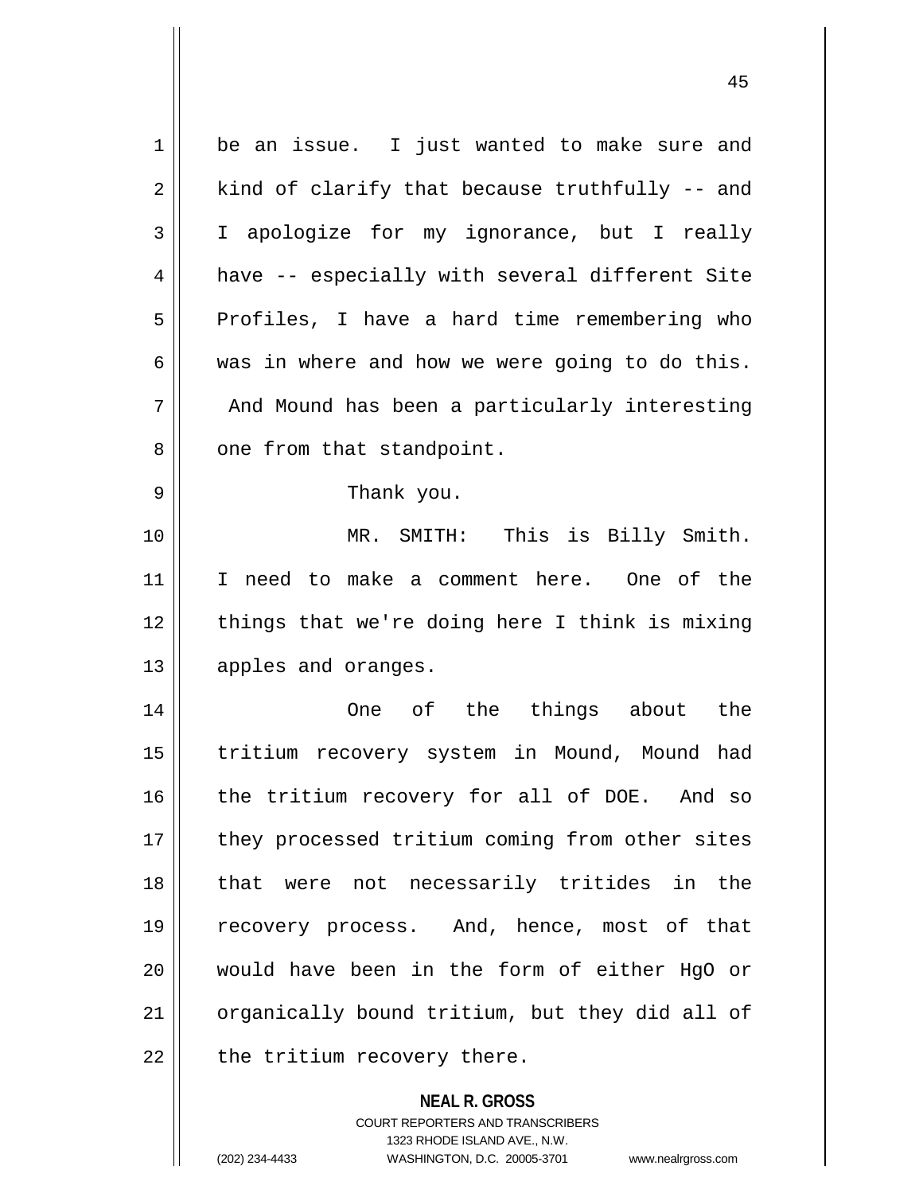be an issue. I just wanted to make sure and kind of clarify that because truthfully -- and I apologize for my ignorance, but I really have -- especially with several different Site Profiles, I have a hard time remembering who was in where and how we were going to do this. And Mound has been a particularly interesting one from that standpoint.

Thank you.

MR. SMITH: This is Billy Smith. I need to make a comment here. One of the things that we're doing here I think is mixing apples and oranges.

One of the things about the tritium recovery system in Mound, Mound had the tritium recovery for all of DOE. And so they processed tritium coming from other sites that were not necessarily tritides in the recovery process. And, hence, most of that would have been in the form of either HgO or organically bound tritium, but they did all of the tritium recovery there.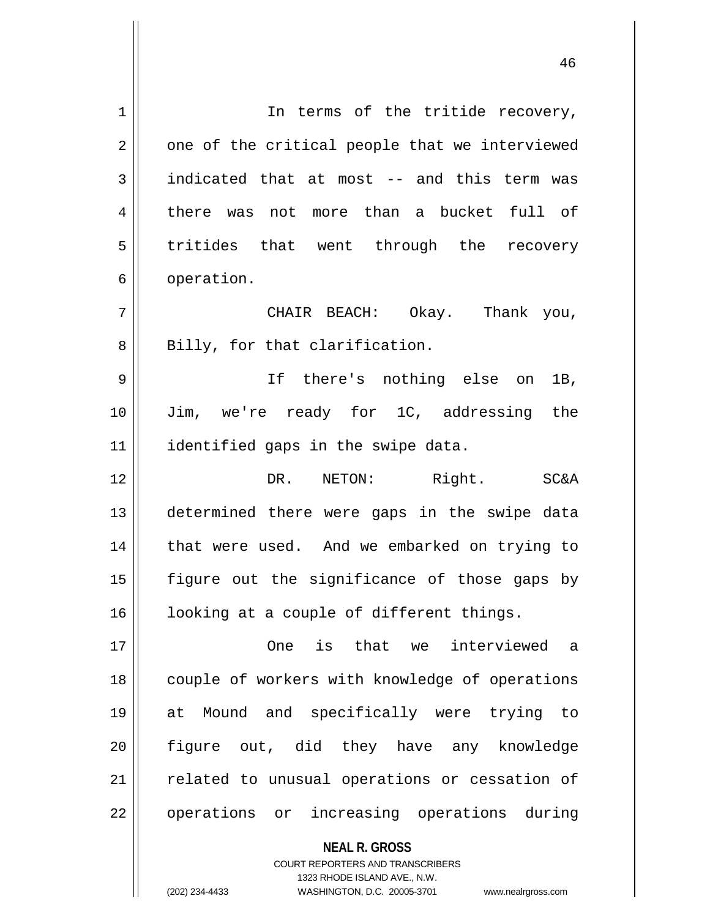In terms of the tritide recovery, one of the critical people that we interviewed indicated that at most -- and this term was there was not more than a bucket full of tritides that went through the recovery operation.

CHAIR BEACH: Okay. Thank you, Billy, for that clarification.

If there's nothing else on 1B, Jim, we're ready for 1C, addressing the identified gaps in the swipe data.

DR. NETON: Right. SC&A determined there were gaps in the swipe data that were used. And we embarked on trying to figure out the significance of those gaps by looking at a couple of different things.

One is that we interviewed a couple of workers with knowledge of operations at Mound and specifically were trying to figure out, did they have any knowledge related to unusual operations or cessation of operations or increasing operations during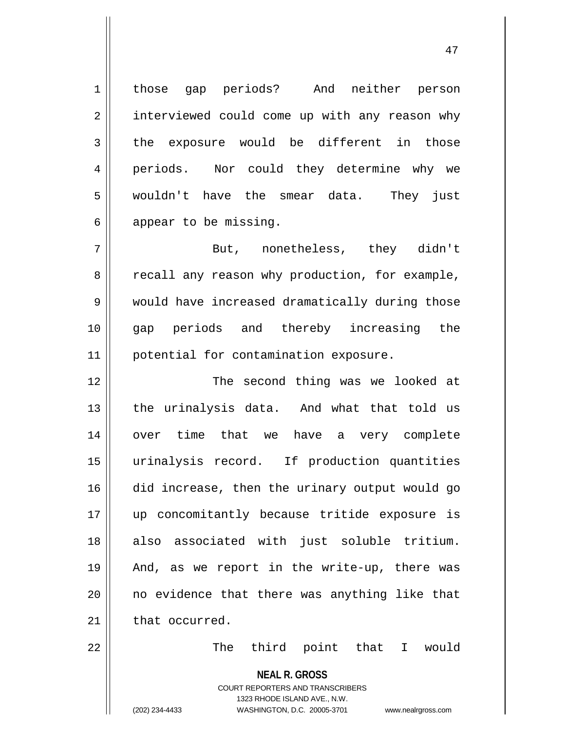those gap periods? And neither person interviewed could come up with any reason why the exposure would be different in those periods. Nor could they determine why we wouldn't have the smear data. They just appear to be missing.

But, nonetheless, they didn't recall any reason why production, for example, would have increased dramatically during those gap periods and thereby increasing the potential for contamination exposure.

The second thing was we looked at the urinalysis data. And what that told us over time that we have a very complete urinalysis record. If production quantities did increase, then the urinary output would go up concomitantly because tritide exposure is also associated with just soluble tritium. And, as we report in the write-up, there was no evidence that there was anything like that that occurred.

The third point that I would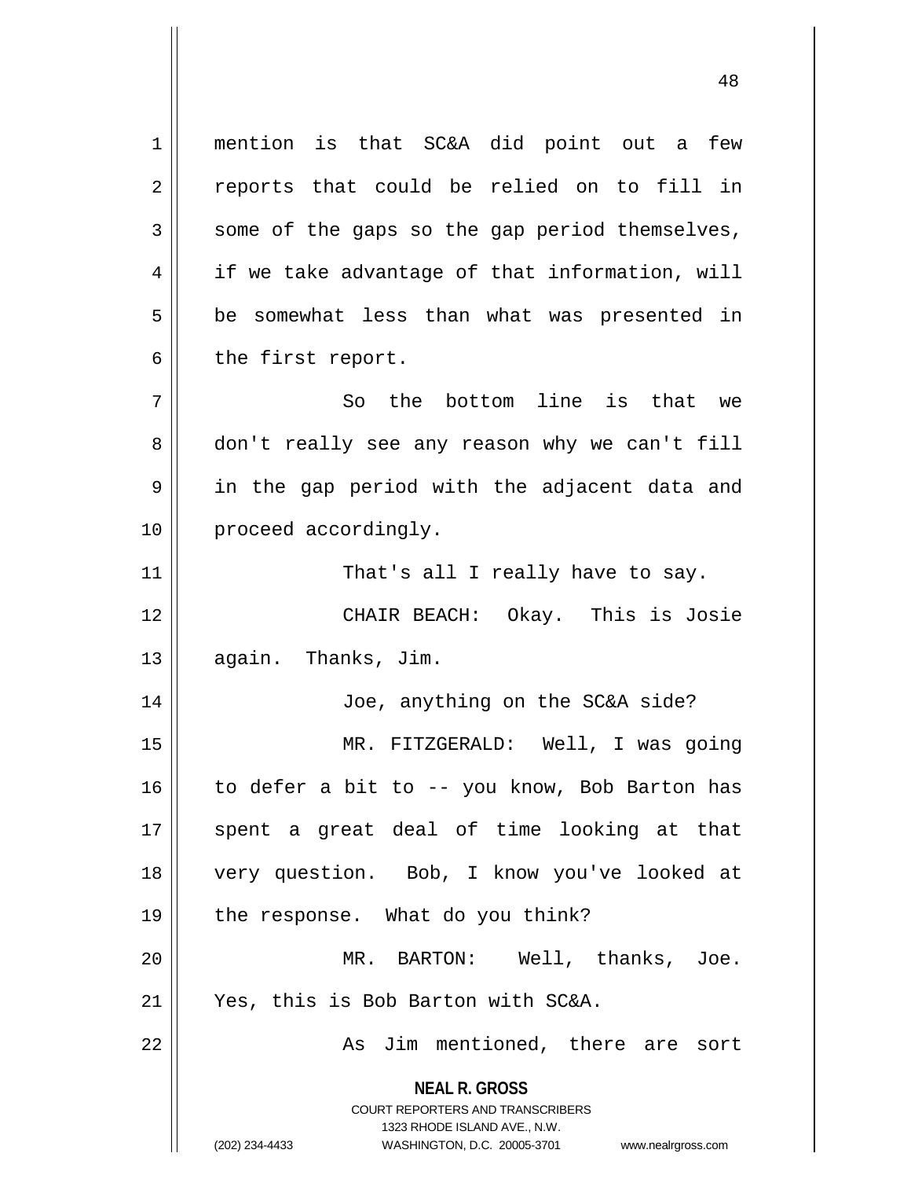mention is that SC&A did point out a few reports that could be relied on to fill in some of the gaps so the gap period themselves, if we take advantage of that information, will be somewhat less than what was presented in the first report.

So the bottom line is that we don't really see any reason why we can't fill in the gap period with the adjacent data and proceed accordingly.

That's all I really have to say.

CHAIR BEACH: Okay. This is Josie again. Thanks, Jim.

Joe, anything on the SC&A side?

MR. FITZGERALD: Well, I was going to defer a bit to -- you know, Bob Barton has spent a great deal of time looking at that very question. Bob, I know you've looked at the response. What do you think?

MR. BARTON: Well, thanks, Joe. Yes, this is Bob Barton with SC&A.

As Jim mentioned, there are sort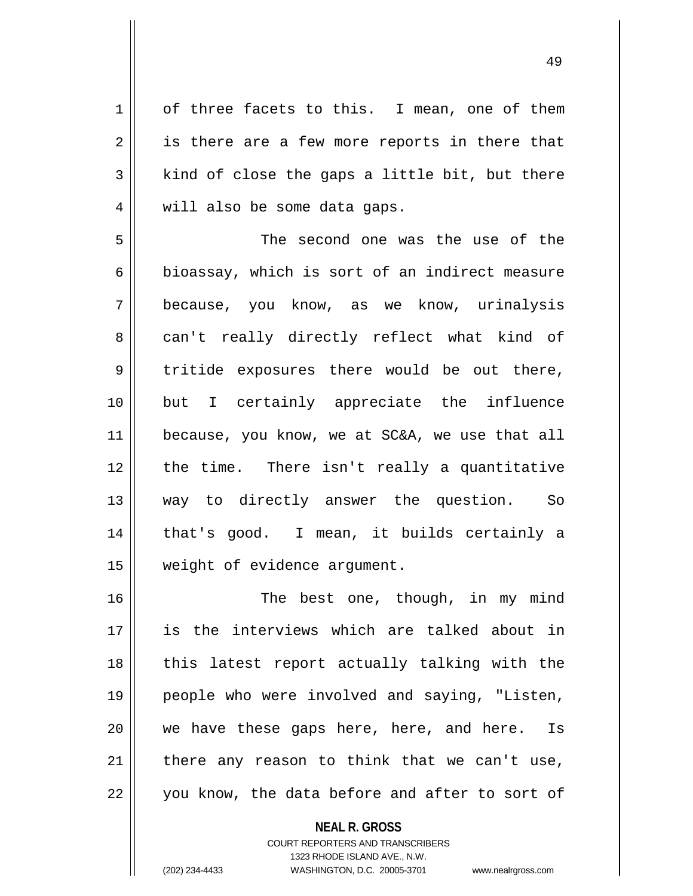of three facets to this. I mean, one of them is there are a few more reports in there that kind of close the gaps a little bit, but there will also be some data gaps.

The second one was the use of the bioassay, which is sort of an indirect measure because, you know, as we know, urinalysis can't really directly reflect what kind of tritide exposures there would be out there, but I certainly appreciate the influence because, you know, we at SC&A, we use that all the time. There isn't really a quantitative way to directly answer the question. So that's good. I mean, it builds certainly a weight of evidence argument.

The best one, though, in my mind is the interviews which are talked about in this latest report actually talking with the people who were involved and saying, "Listen, we have these gaps here, here, and here. Is there any reason to think that we can't use, you know, the data before and after to sort of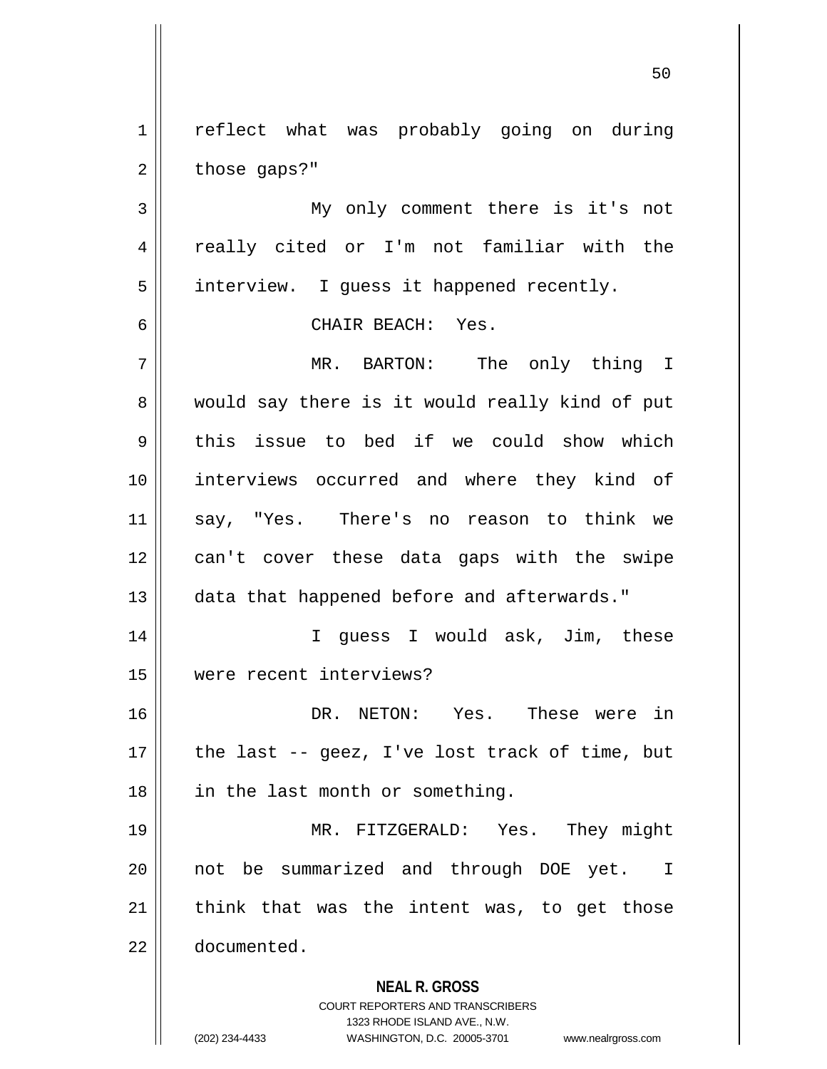reflect what was probably going on during those gaps?"

My only comment there is it's not really cited or I'm not familiar with the interview. I guess it happened recently.

CHAIR BEACH: Yes.

MR. BARTON: The only thing I would say there is it would really kind of put this issue to bed if we could show which interviews occurred and where they kind of say, "Yes. There's no reason to think we can't cover these data gaps with the swipe data that happened before and afterwards."

I guess I would ask, Jim, these were recent interviews?

DR. NETON: Yes. These were in the last -- geez, I've lost track of time, but in the last month or something.

MR. FITZGERALD: Yes. They might not be summarized and through DOE yet. I think that was the intent was, to get those documented.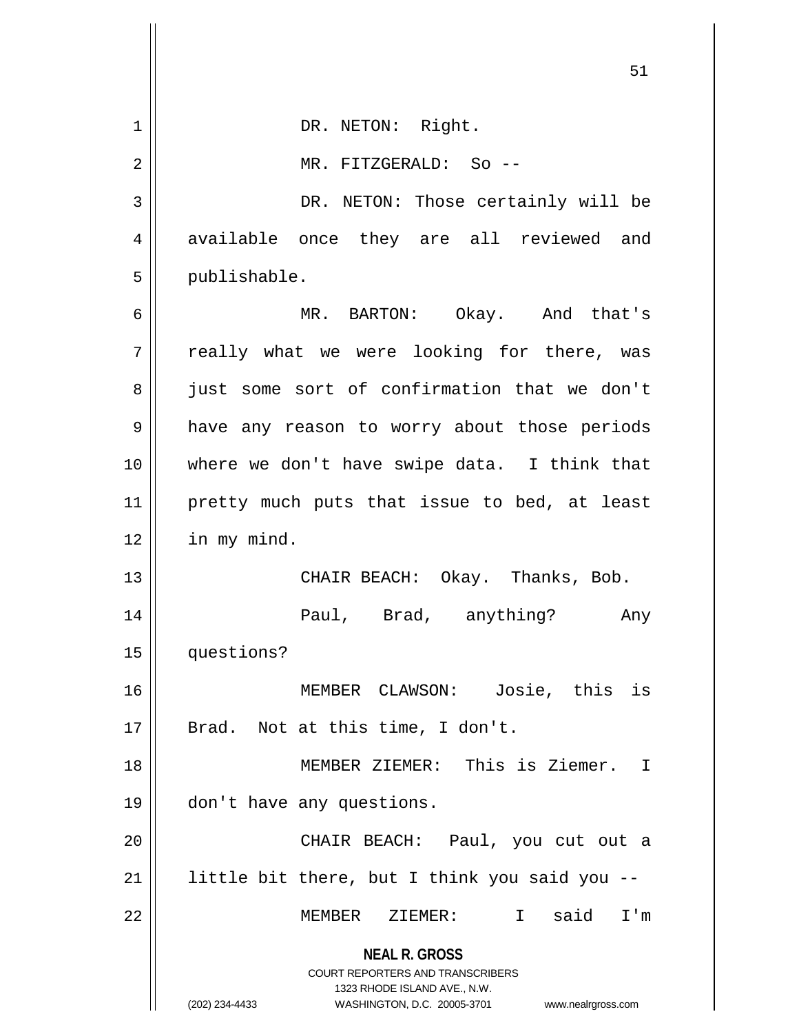DR. NETON: Right.

MR. FITZGERALD: So --

DR. NETON: Those certainly will be available once they are all reviewed and publishable.

MR. BARTON: Okay. And that's really what we were looking for there, was just some sort of confirmation that we don't have any reason to worry about those periods where we don't have swipe data. I think that pretty much puts that issue to bed, at least in my mind.

CHAIR BEACH: Okay. Thanks, Bob.

Paul, Brad, anything? Any questions?

MEMBER CLAWSON: Josie, this is Brad. Not at this time, I don't.

MEMBER ZIEMER: This is Ziemer. I don't have any questions.

CHAIR BEACH: Paul, you cut out a little bit there, but I think you said you --

MEMBER ZIEMER: I said I'm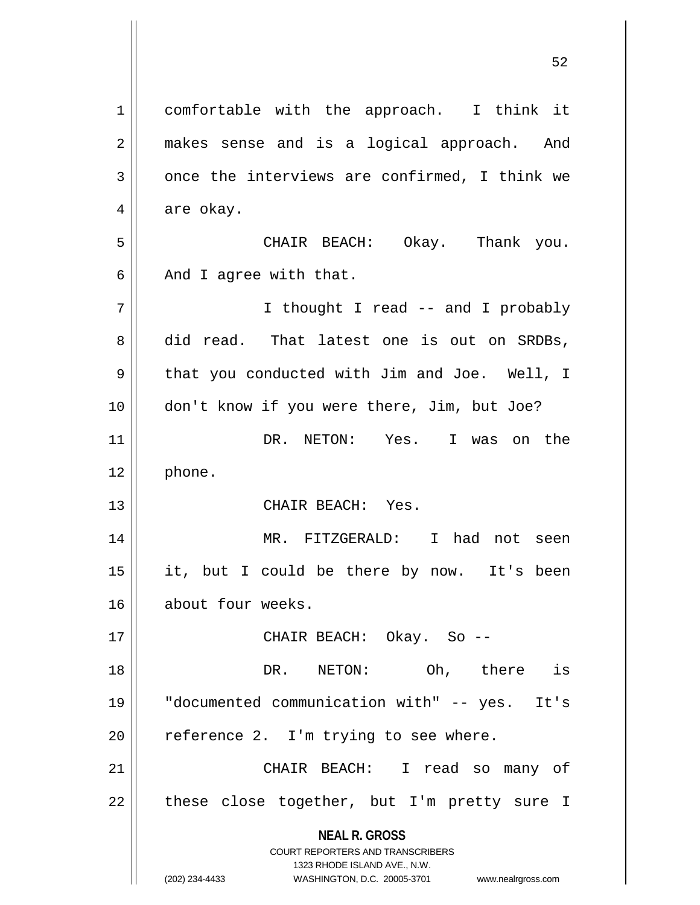comfortable with the approach. I think it makes sense and is a logical approach. And once the interviews are confirmed, I think we are okay.

CHAIR BEACH: Okay. Thank you. And I agree with that.

I thought I read -- and I probably did read. That latest one is out on SRDBs, that you conducted with Jim and Joe. Well, I don't know if you were there, Jim, but Joe?

DR. NETON: Yes. I was on the phone.

CHAIR BEACH: Yes.

MR. FITZGERALD: I had not seen it, but I could be there by now. It's been about four weeks.

CHAIR BEACH: Okay. So --

DR. NETON: Oh, there is "documented communication with" -- yes. It's reference 2. I'm trying to see where.

CHAIR BEACH: I read so many of these close together, but I'm pretty sure I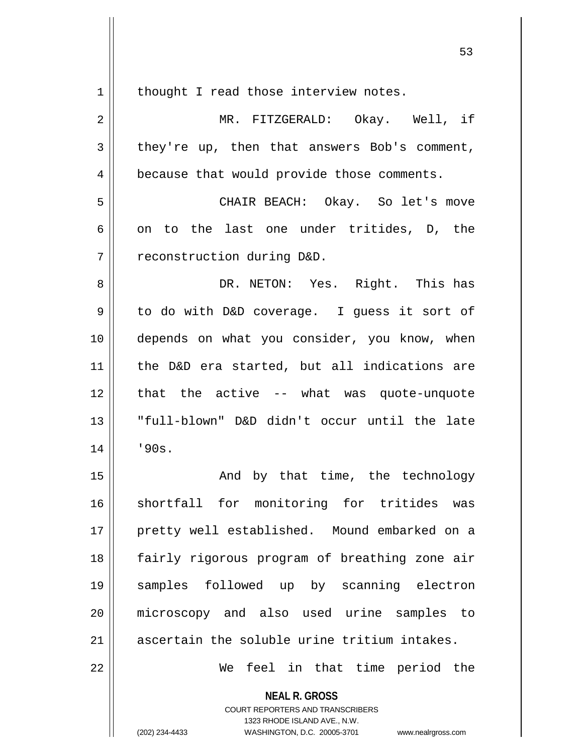thought I read those interview notes.

MR. FITZGERALD: Okay. Well, if they're up, then that answers Bob's comment, because that would provide those comments.

CHAIR BEACH: Okay. So let's move on to the last one under tritides, D, the reconstruction during D&D.

DR. NETON: Yes. Right. This has to do with D&D coverage. I guess it sort of depends on what you consider, you know, when the D&D era started, but all indications are that the active -- what was quote-unquote "full-blown" D&D didn't occur until the late '90s.

And by that time, the technology shortfall for monitoring for tritides was pretty well established. Mound embarked on a fairly rigorous program of breathing zone air samples followed up by scanning electron microscopy and also used urine samples to ascertain the soluble urine tritium intakes.

We feel in that time period the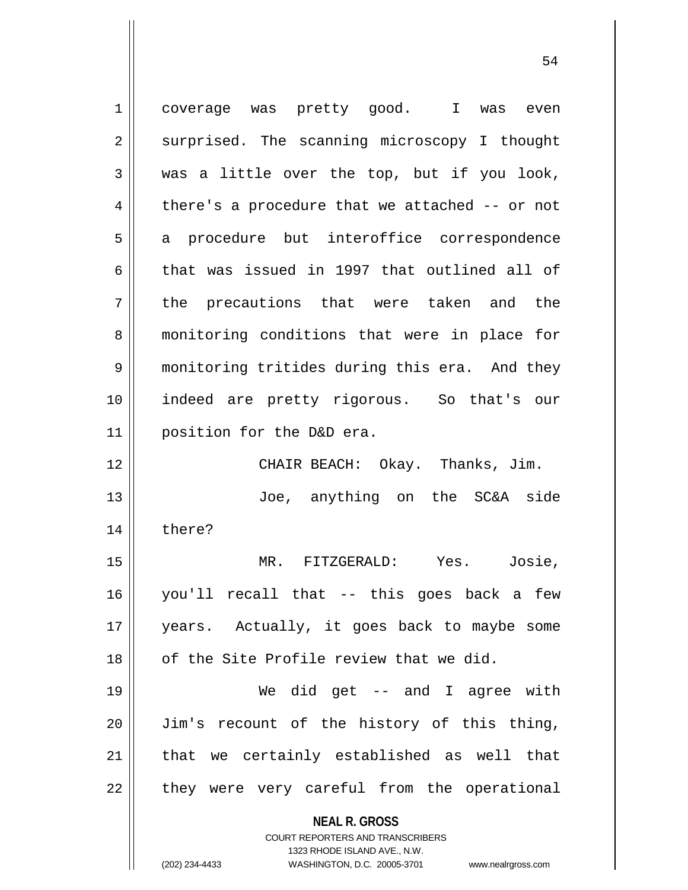coverage was pretty good. I was even surprised. The scanning microscopy I thought was a little over the top, but if you look, there's a procedure that we attached -- or not a procedure but interoffice correspondence that was issued in 1997 that outlined all of the precautions that were taken and the monitoring conditions that were in place for monitoring tritides during this era. And they indeed are pretty rigorous. So that's our position for the D&D era.

CHAIR BEACH: Okay. Thanks, Jim.

Joe, anything on the SC&A side there?

MR. FITZGERALD: Yes. Josie, you'll recall that -- this goes back a few years. Actually, it goes back to maybe some of the Site Profile review that we did.

We did get -- and I agree with Jim's recount of the history of this thing, that we certainly established as well that they were very careful from the operational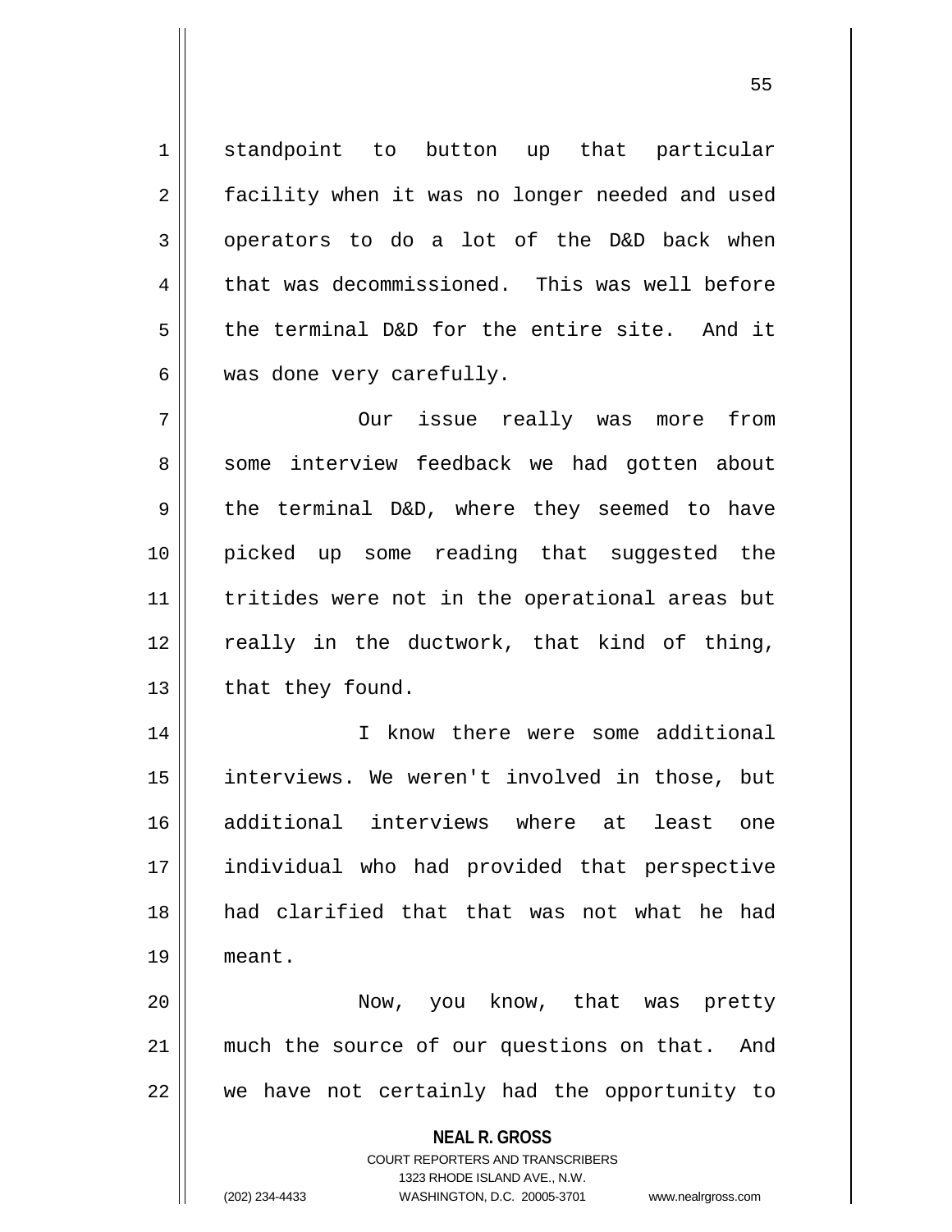standpoint to button up that particular facility when it was no longer needed and used operators to do a lot of the D&D back when that was decommissioned. This was well before the terminal D&D for the entire site. And it was done very carefully.

Our issue really was more from some interview feedback we had gotten about the terminal D&D, where they seemed to have picked up some reading that suggested the tritides were not in the operational areas but really in the ductwork, that kind of thing, that they found.

I know there were some additional interviews. We weren't involved in those, but additional interviews where at least one individual who had provided that perspective had clarified that that was not what he had meant.

Now, you know, that was pretty much the source of our questions on that. And we have not certainly had the opportunity to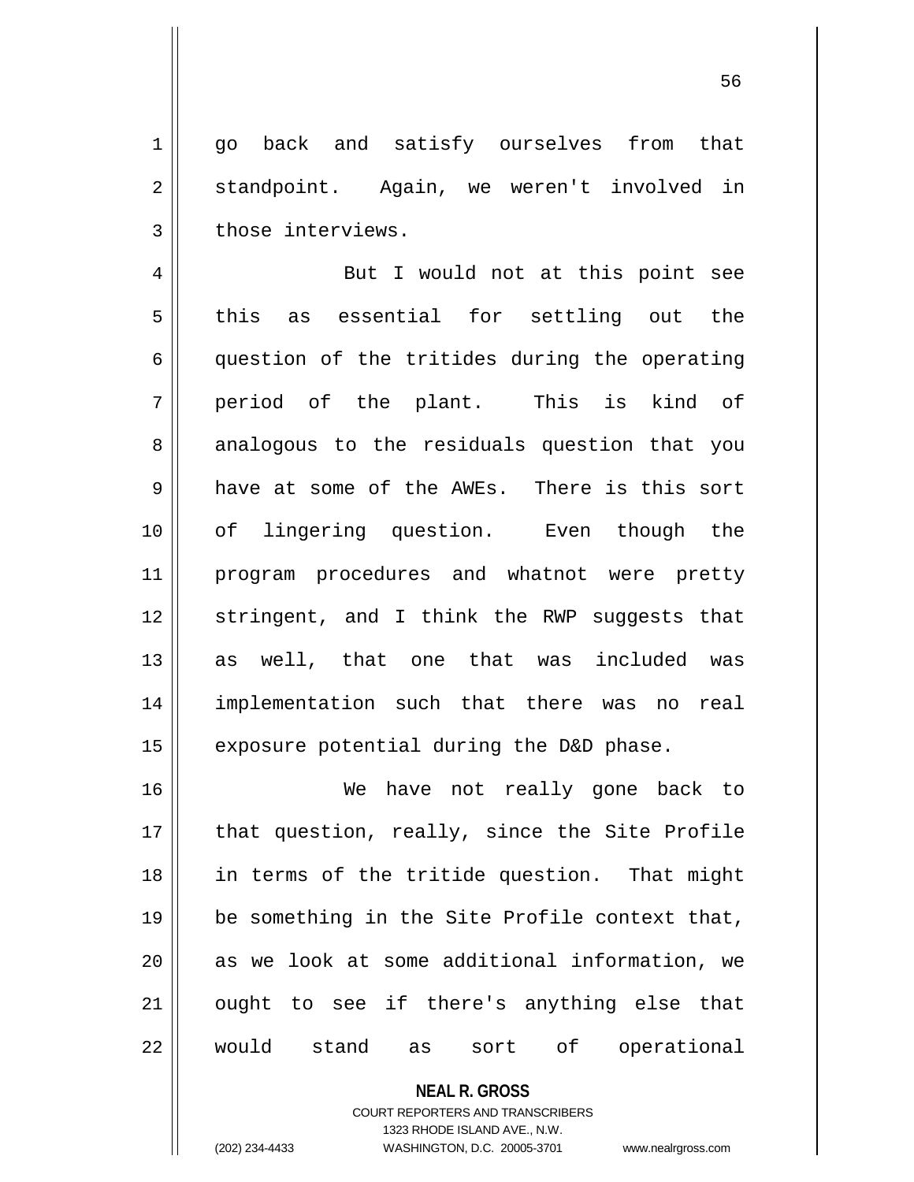go back and satisfy ourselves from that standpoint. Again, we weren't involved in those interviews.

But I would not at this point see this as essential for settling out the question of the tritides during the operating period of the plant. This is kind of analogous to the residuals question that you have at some of the AWEs. There is this sort of lingering question. Even though the program procedures and whatnot were pretty stringent, and I think the RWP suggests that as well, that one that was included was implementation such that there was no real exposure potential during the D&D phase.

We have not really gone back to that question, really, since the Site Profile in terms of the tritide question. That might be something in the Site Profile context that, as we look at some additional information, we ought to see if there's anything else that would stand as sort of operational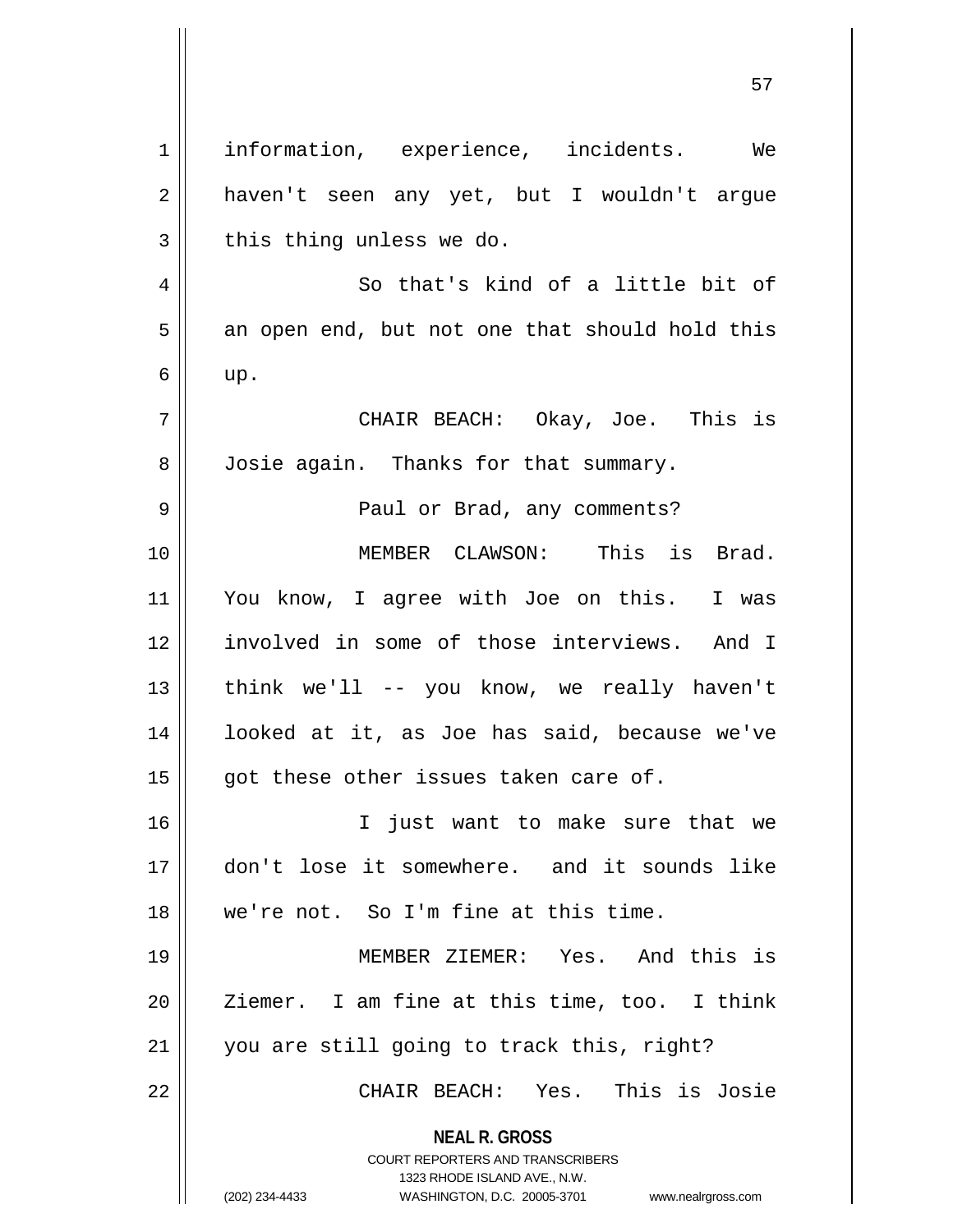information, experience, incidents. We haven't seen any yet, but I wouldn't argue this thing unless we do.

So that's kind of a little bit of an open end, but not one that should hold this up.

CHAIR BEACH: Okay, Joe. This is Josie again. Thanks for that summary.

Paul or Brad, any comments?

MEMBER CLAWSON: This is Brad. You know, I agree with Joe on this. I was involved in some of those interviews. And I think we'll -- you know, we really haven't looked at it, as Joe has said, because we've got these other issues taken care of.

I just want to make sure that we don't lose it somewhere. and it sounds like we're not. So I'm fine at this time.

MEMBER ZIEMER: Yes. And this is Ziemer. I am fine at this time, too. I think you are still going to track this, right?

CHAIR BEACH: Yes. This is Josie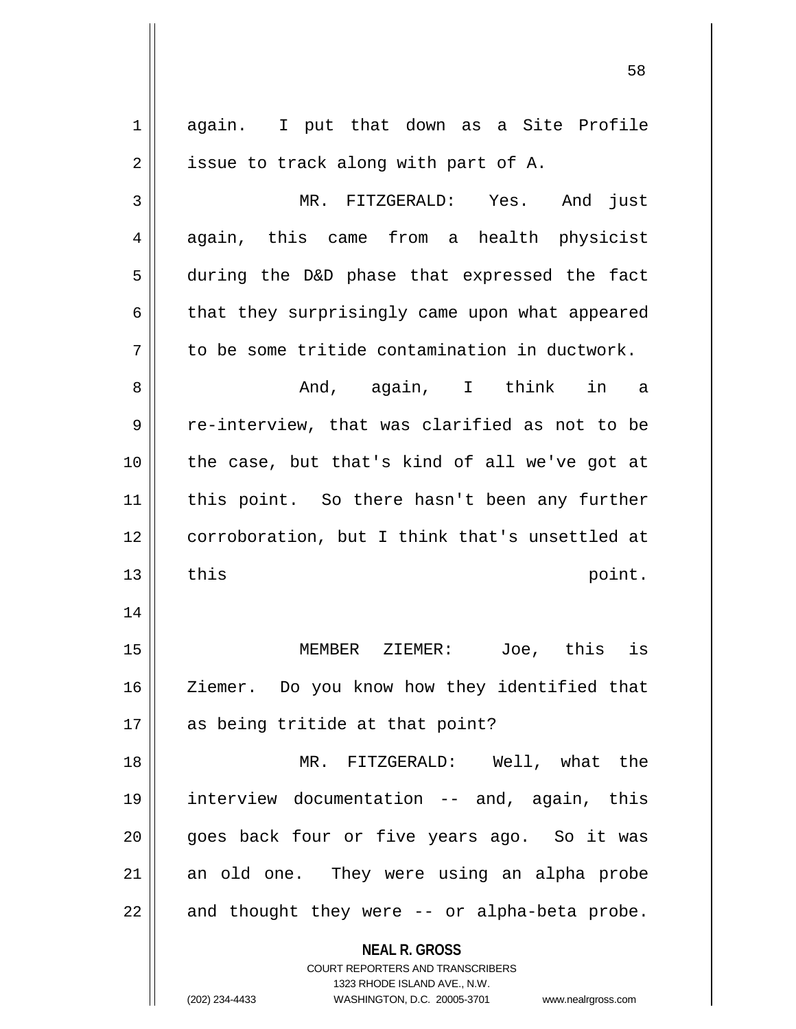again. I put that down as a Site Profile issue to track along with part of A.

MR. FITZGERALD: Yes. And just again, this came from a health physicist during the D&D phase that expressed the fact that they surprisingly came upon what appeared to be some tritide contamination in ductwork.

And, again, I think in a re-interview, that was clarified as not to be the case, but that's kind of all we've got at this point. So there hasn't been any further corroboration, but I think that's unsettled at this point.

MEMBER ZIEMER: Joe, this is Ziemer. Do you know how they identified that as being tritide at that point?

MR. FITZGERALD: Well, what the interview documentation -- and, again, this goes back four or five years ago. So it was an old one. They were using an alpha probe and thought they were -- or alpha-beta probe.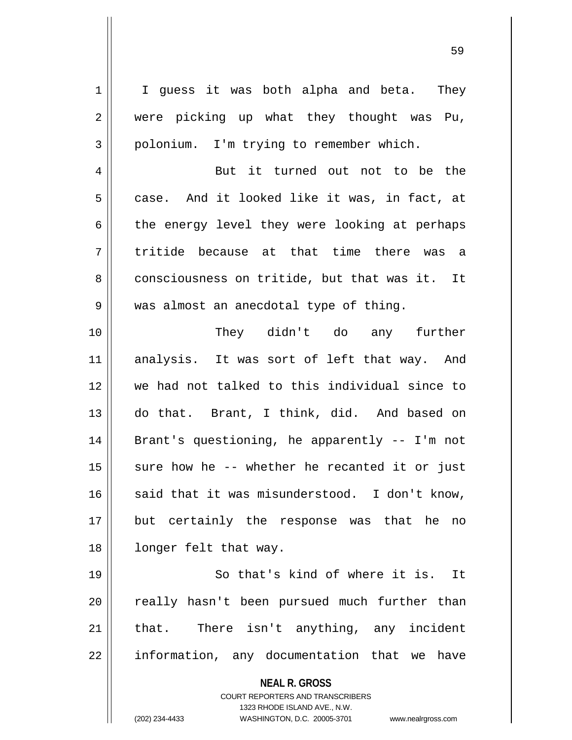I guess it was both alpha and beta. They were picking up what they thought was Pu, polonium. I'm trying to remember which.

But it turned out not to be the case. And it looked like it was, in fact, at the energy level they were looking at perhaps tritide because at that time there was a consciousness on tritide, but that was it. It was almost an anecdotal type of thing.

They didn't do any further analysis. It was sort of left that way. And we had not talked to this individual since to do that. Brant, I think, did. And based on Brant's questioning, he apparently -- I'm not sure how he -- whether he recanted it or just said that it was misunderstood. I don't know, but certainly the response was that he no longer felt that way.

So that's kind of where it is. It really hasn't been pursued much further than that. There isn't anything, any incident information, any documentation that we have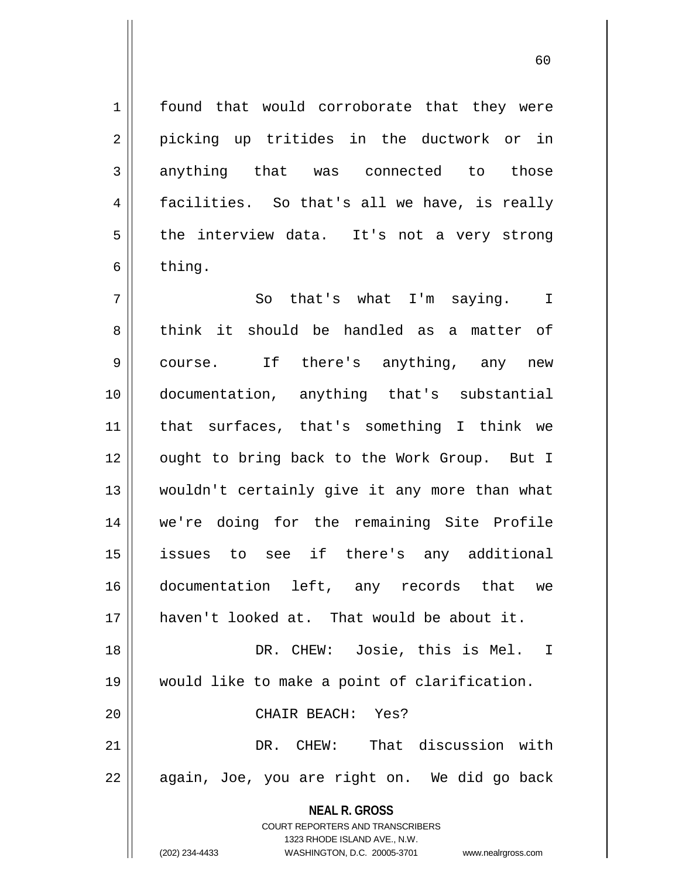found that would corroborate that they were picking up tritides in the ductwork or in anything that was connected to those facilities. So that's all we have, is really the interview data. It's not a very strong thing.

So that's what I'm saying. I think it should be handled as a matter of course. If there's anything, any new documentation, anything that's substantial that surfaces, that's something I think we ought to bring back to the Work Group. But I wouldn't certainly give it any more than what we're doing for the remaining Site Profile issues to see if there's any additional documentation left, any records that we haven't looked at. That would be about it.

DR. CHEW: Josie, this is Mel. I would like to make a point of clarification.

CHAIR BEACH: Yes?

DR. CHEW: That discussion with again, Joe, you are right on. We did go back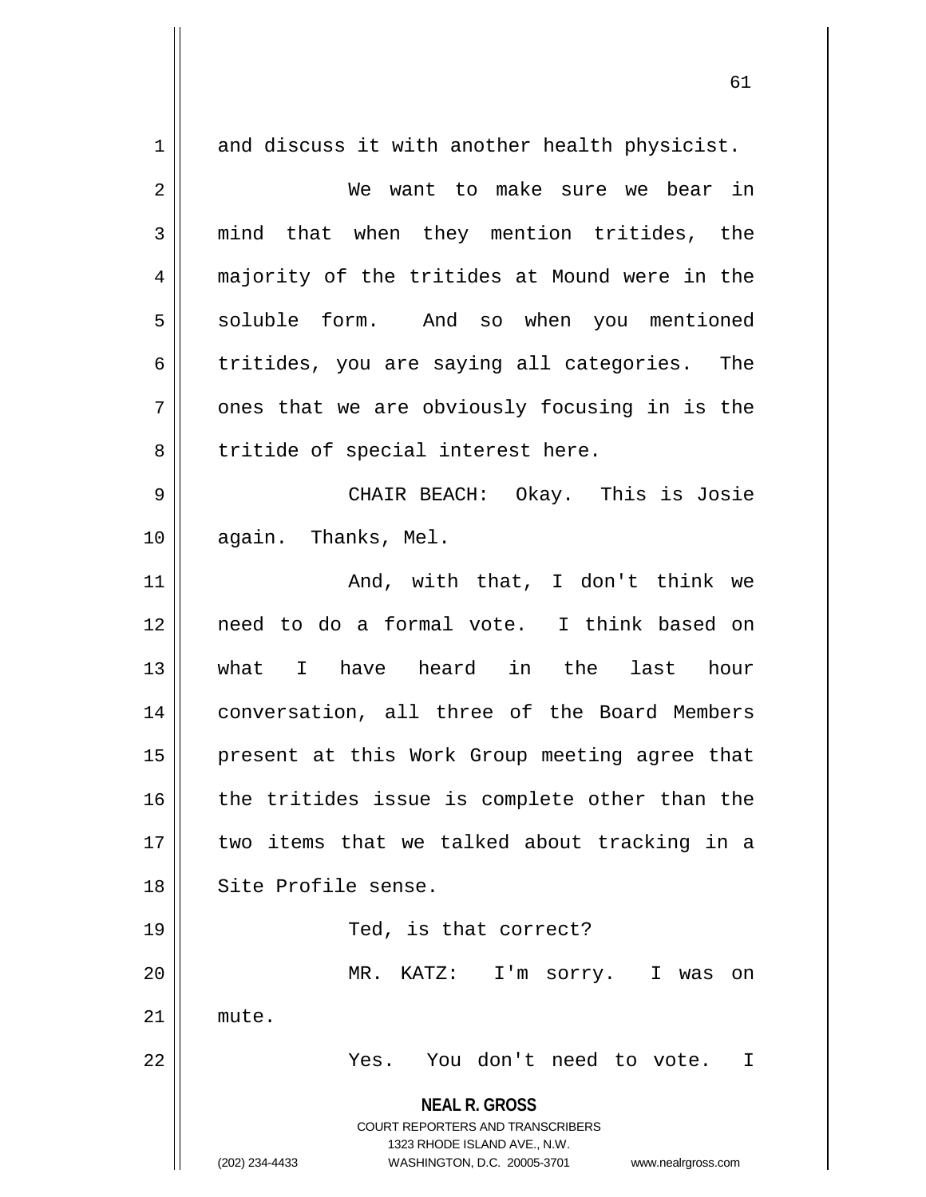and discuss it with another health physicist.

We want to make sure we bear in mind that when they mention tritides, the majority of the tritides at Mound were in the soluble form. And so when you mentioned tritides, you are saying all categories. The ones that we are obviously focusing in is the tritide of special interest here.

CHAIR BEACH: Okay. This is Josie again. Thanks, Mel.

And, with that, I don't think we need to do a formal vote. I think based on what I have heard in the last hour conversation, all three of the Board Members present at this Work Group meeting agree that the tritides issue is complete other than the two items that we talked about tracking in a Site Profile sense.

Ted, is that correct?

MR. KATZ: I'm sorry. I was on mute.

Yes. You don't need to vote. I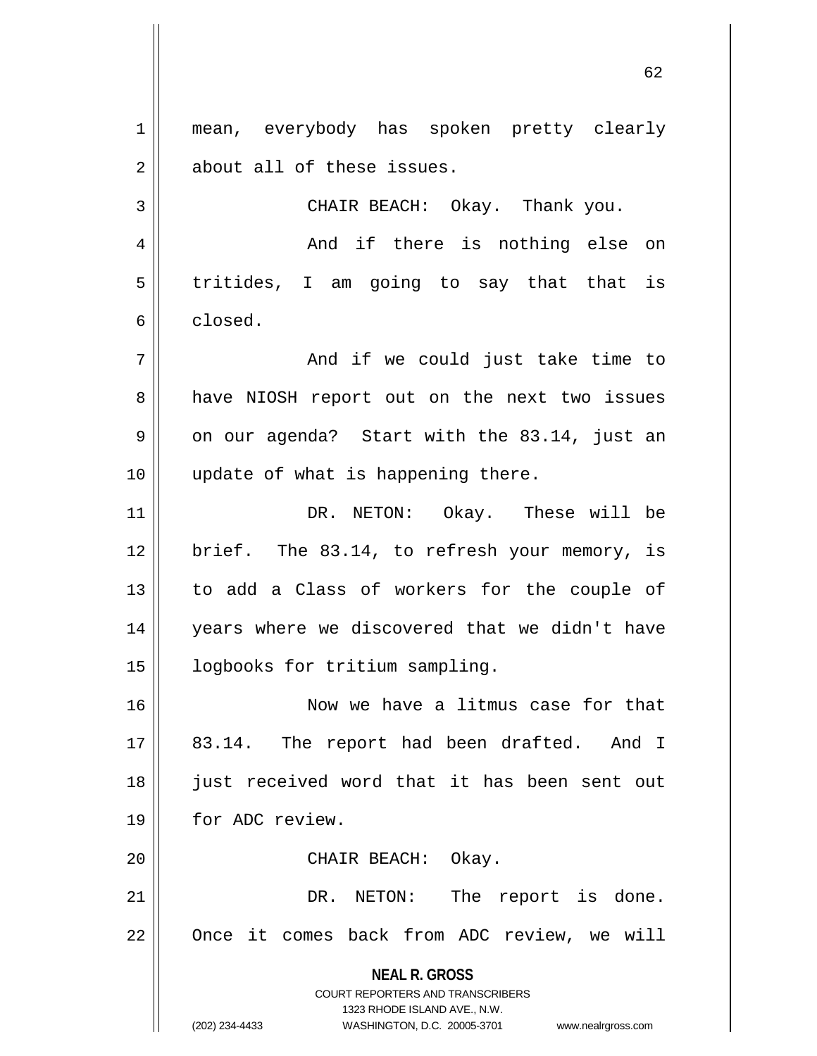mean, everybody has spoken pretty clearly about all of these issues.

CHAIR BEACH: Okay. Thank you.

And if there is nothing else on tritides, I am going to say that that is closed.

And if we could just take time to have NIOSH report out on the next two issues on our agenda? Start with the 83.14, just an update of what is happening there.

DR. NETON: Okay. These will be brief. The 83.14, to refresh your memory, is to add a Class of workers for the couple of years where we discovered that we didn't have logbooks for tritium sampling.

Now we have a litmus case for that 83.14. The report had been drafted. And I just received word that it has been sent out for ADC review.

CHAIR BEACH: Okay.

DR. NETON: The report is done. Once it comes back from ADC review, we will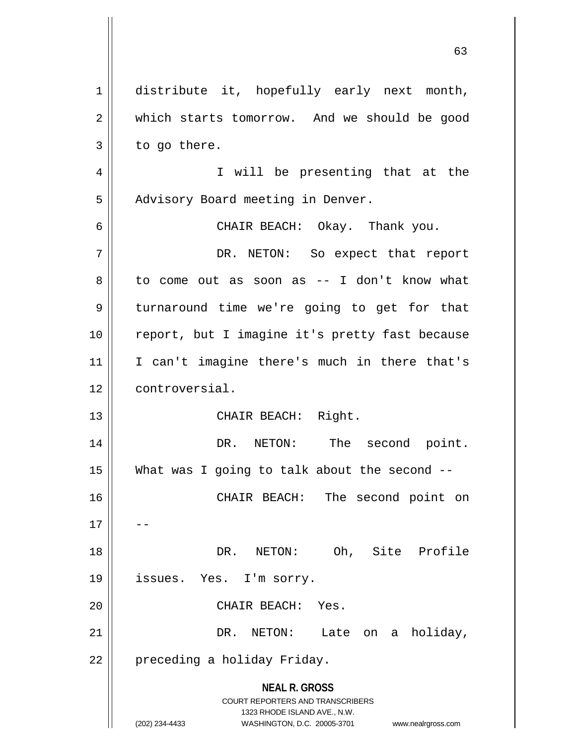distribute it, hopefully early next month, which starts tomorrow. And we should be good to go there.

I will be presenting that at the Advisory Board meeting in Denver.

CHAIR BEACH: Okay. Thank you.

DR. NETON: So expect that report to come out as soon as -- I don't know what turnaround time we're going to get for that report, but I imagine it's pretty fast because I can't imagine there's much in there that's controversial.

CHAIR BEACH: Right.

DR. NETON: The second point. What was I going to talk about the second --

CHAIR BEACH: The second point on --

DR. NETON: Oh, Site Profile issues. Yes. I'm sorry.

CHAIR BEACH: Yes.

DR. NETON: Late on a holiday, preceding a holiday Friday.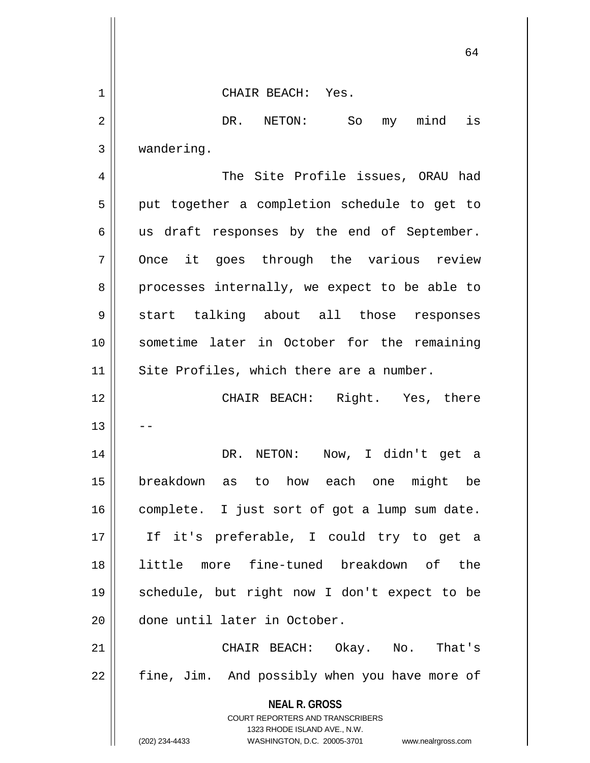CHAIR BEACH: Yes.

DR. NETON: So my mind is wandering.

The Site Profile issues, ORAU had put together a completion schedule to get to us draft responses by the end of September. Once it goes through the various review processes internally, we expect to be able to start talking about all those responses sometime later in October for the remaining Site Profiles, which there are a number.

CHAIR BEACH: Right. Yes, there --

DR. NETON: Now, I didn't get a breakdown as to how each one might be complete. I just sort of got a lump sum date. If it's preferable, I could try to get a little more fine-tuned breakdown of the schedule, but right now I don't expect to be done until later in October.

CHAIR BEACH: Okay. No. That's fine, Jim. And possibly when you have more of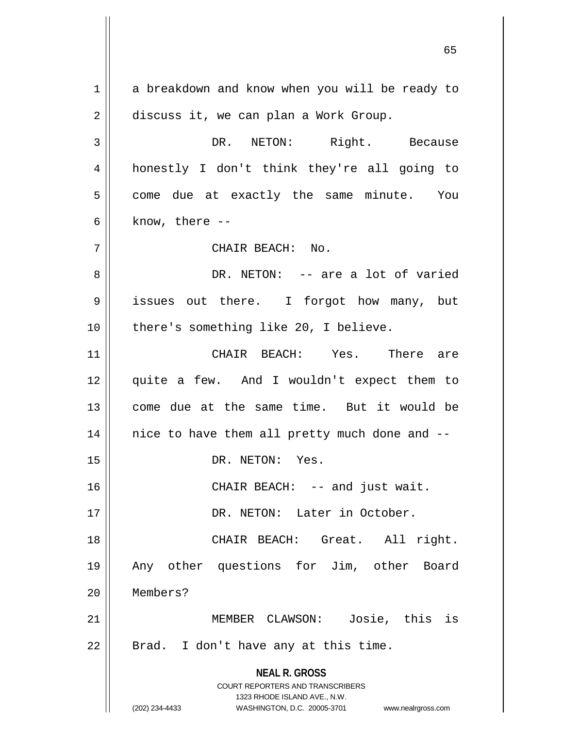a breakdown and know when you will be ready to discuss it, we can plan a Work Group.

DR. NETON: Right. Because honestly I don't think they're all going to come due at exactly the same minute. You know, there --

CHAIR BEACH: No.

DR. NETON: -- are a lot of varied issues out there. I forgot how many, but there's something like 20, I believe.

CHAIR BEACH: Yes. There are quite a few. And I wouldn't expect them to come due at the same time. But it would be nice to have them all pretty much done and --

DR. NETON: Yes.

CHAIR BEACH: -- and just wait.

DR. NETON: Later in October.

CHAIR BEACH: Great. All right. Any other questions for Jim, other Board Members?

MEMBER CLAWSON: Josie, this is Brad. I don't have any at this time.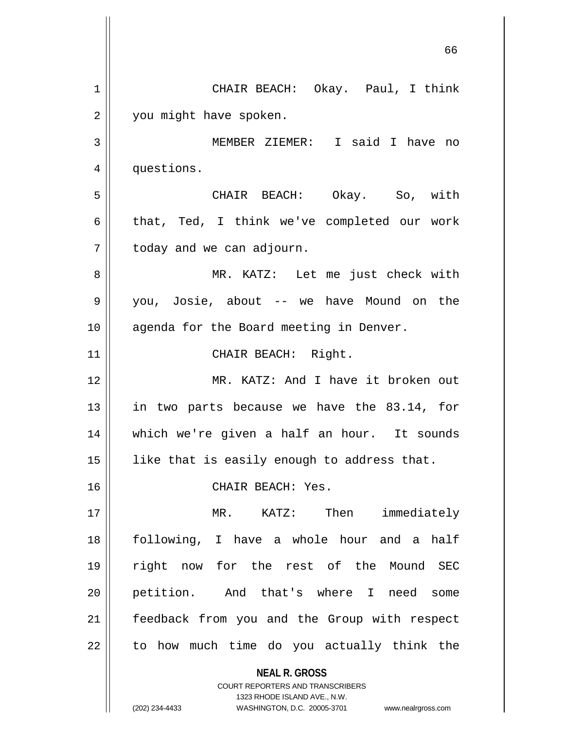CHAIR BEACH: Okay. Paul, I think you might have spoken.

MEMBER ZIEMER: I said I have no questions.

CHAIR BEACH: Okay. So, with that, Ted, I think we've completed our work today and we can adjourn.

MR. KATZ: Let me just check with you, Josie, about -- we have Mound on the agenda for the Board meeting in Denver.

CHAIR BEACH: Right.

MR. KATZ: And I have it broken out in two parts because we have the 83.14, for which we're given a half an hour. It sounds like that is easily enough to address that.

CHAIR BEACH: Yes.

MR. KATZ: Then immediately following, I have a whole hour and a half right now for the rest of the Mound SEC petition. And that's where I need some feedback from you and the Group with respect to how much time do you actually think the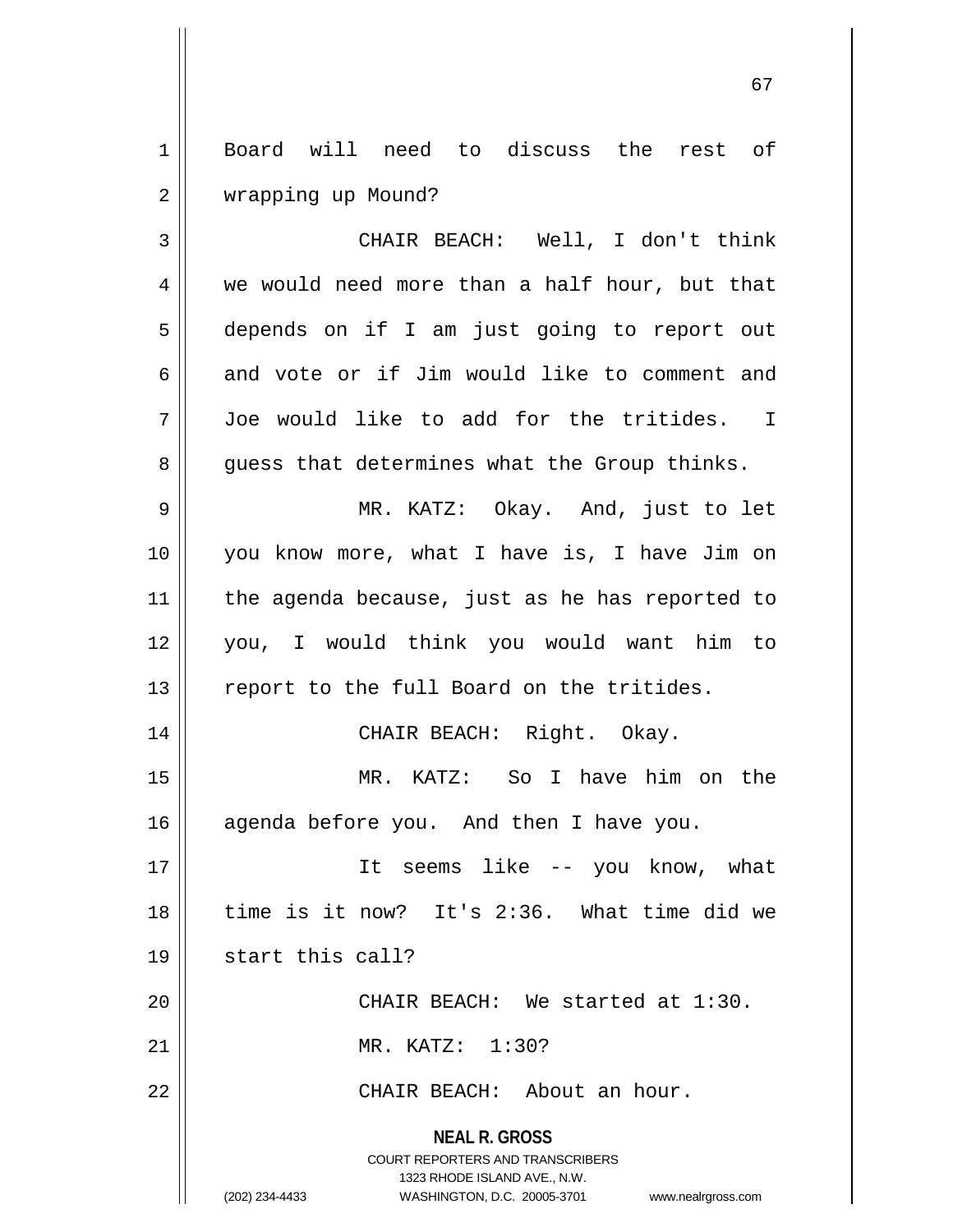Board will need to discuss the rest of wrapping up Mound?

CHAIR BEACH: Well, I don't think we would need more than a half hour, but that depends on if I am just going to report out and vote or if Jim would like to comment and Joe would like to add for the tritides. I guess that determines what the Group thinks.

MR. KATZ: Okay. And, just to let you know more, what I have is, I have Jim on the agenda because, just as he has reported to you, I would think you would want him to report to the full Board on the tritides.

CHAIR BEACH: Right. Okay.

MR. KATZ: So I have him on the agenda before you. And then I have you.

It seems like -- you know, what time is it now? It's 2:36. What time did we start this call?

CHAIR BEACH: We started at 1:30.

MR. KATZ: 1:30?

CHAIR BEACH: About an hour.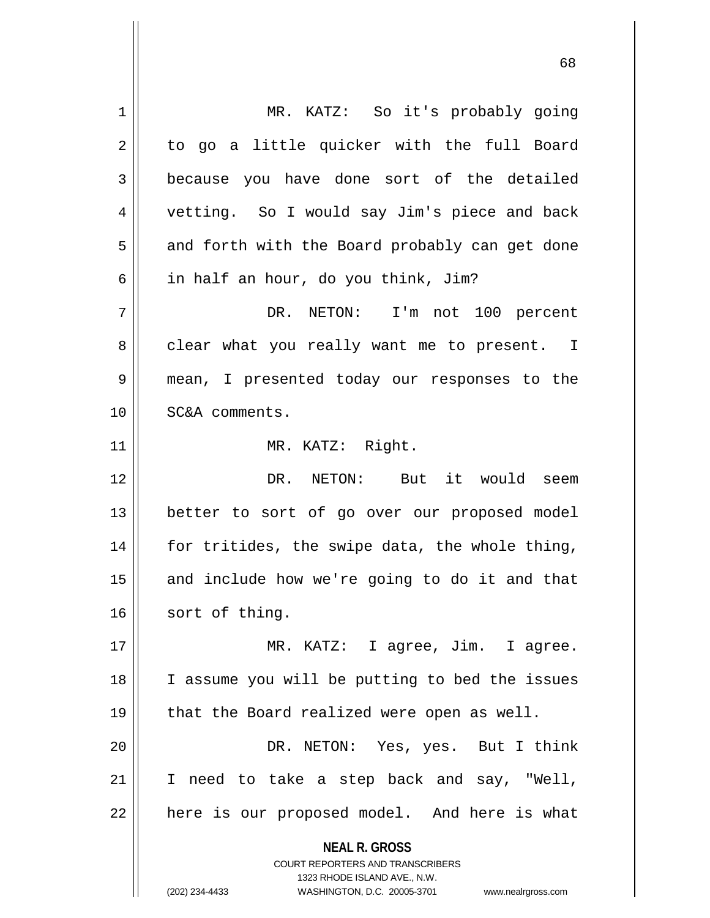MR. KATZ: So it's probably going to go a little quicker with the full Board because you have done sort of the detailed vetting. So I would say Jim's piece and back and forth with the Board probably can get done in half an hour, do you think, Jim?

DR. NETON: I'm not 100 percent clear what you really want me to present. I mean, I presented today our responses to the SC&A comments.

MR. KATZ: Right.

DR. NETON: But it would seem better to sort of go over our proposed model for tritides, the swipe data, the whole thing, and include how we're going to do it and that sort of thing.

MR. KATZ: I agree, Jim. I agree. I assume you will be putting to bed the issues that the Board realized were open as well.

DR. NETON: Yes, yes. But I think I need to take a step back and say, "Well, here is our proposed model. And here is what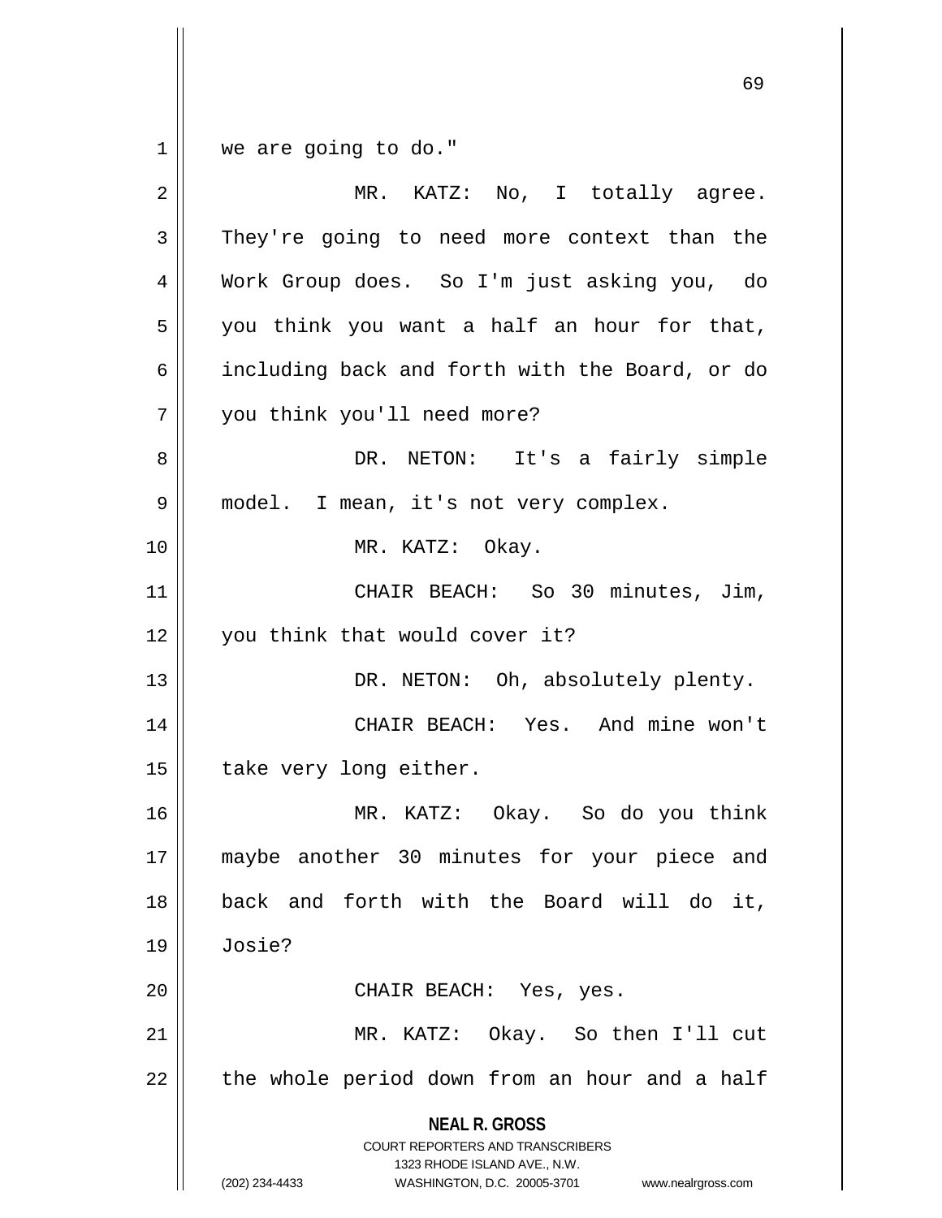we are going to do."

MR. KATZ: No, I totally agree. They're going to need more context than the Work Group does. So I'm just asking you, do you think you want a half an hour for that, including back and forth with the Board, or do you think you'll need more?

DR. NETON: It's a fairly simple model. I mean, it's not very complex.

MR. KATZ: Okay.

CHAIR BEACH: So 30 minutes, Jim, you think that would cover it?

DR. NETON: Oh, absolutely plenty.

CHAIR BEACH: Yes. And mine won't take very long either.

MR. KATZ: Okay. So do you think maybe another 30 minutes for your piece and back and forth with the Board will do it, Josie?

CHAIR BEACH: Yes, yes.

MR. KATZ: Okay. So then I'll cut the whole period down from an hour and a half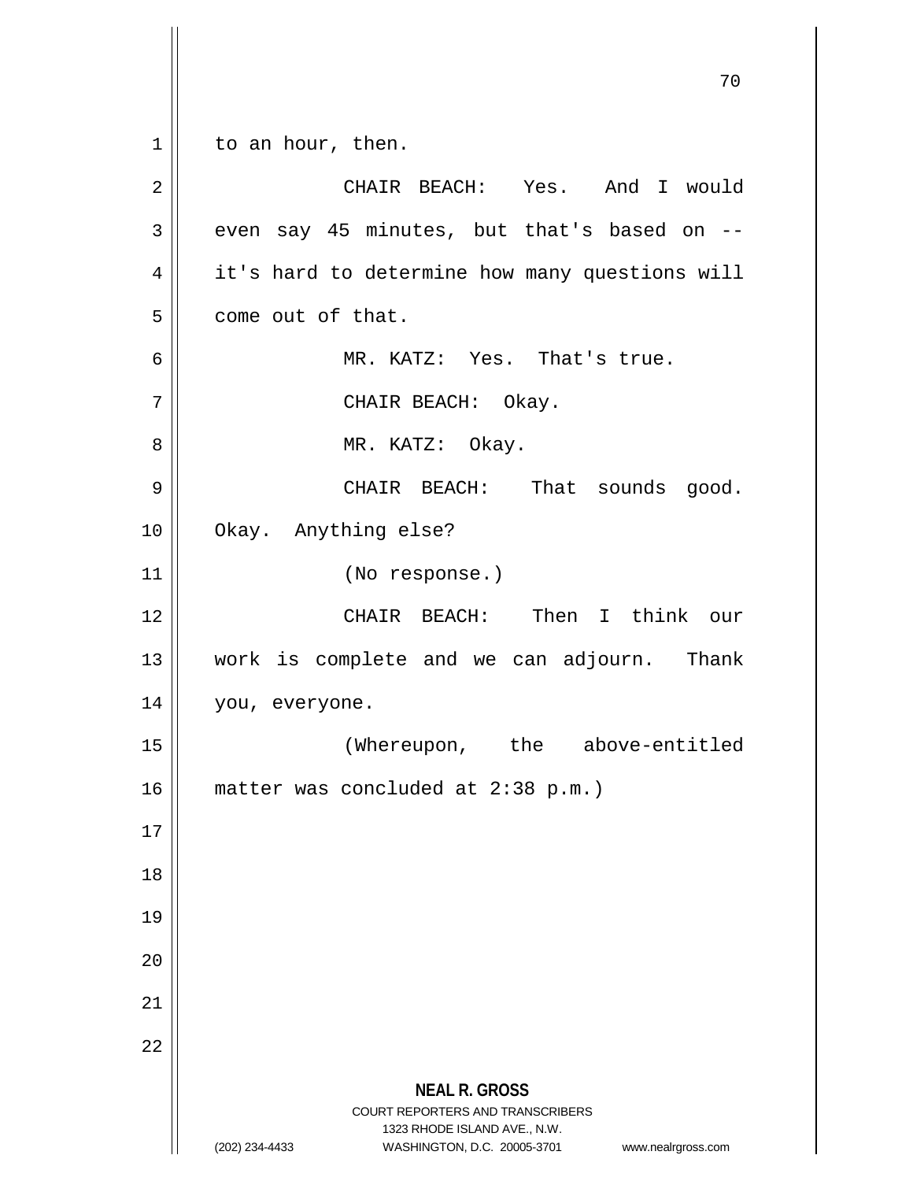to an hour, then.

CHAIR BEACH: Yes. And I would even say 45 minutes, but that's based on -- it's hard to determine how many questions will come out of that.

MR. KATZ: Yes. That's true.

CHAIR BEACH: Okay.

MR. KATZ: Okay.

CHAIR BEACH: That sounds good. Okay. Anything else?

(No response.)

CHAIR BEACH: Then I think our work is complete and we can adjourn. Thank you, everyone.

(Whereupon, the above-entitled matter was concluded at 2:38 p.m.)